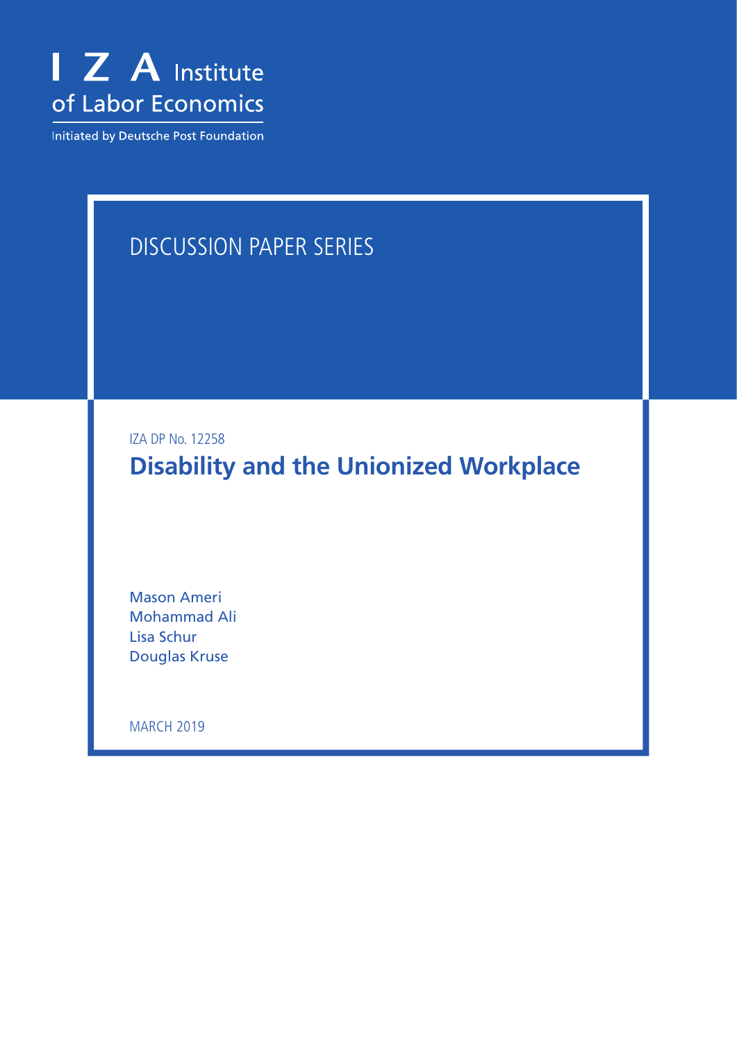I Z A Institute of Labor Economics

Initiated by Deutsche Post Foundation

DISCUSSION PAPER SERIES

IZA DP No. 12258

# Disability and the Unionized Workplace

Mason Ameri
Mohammad Ali
Lisa Schur
Douglas Kruse

MARCH 2019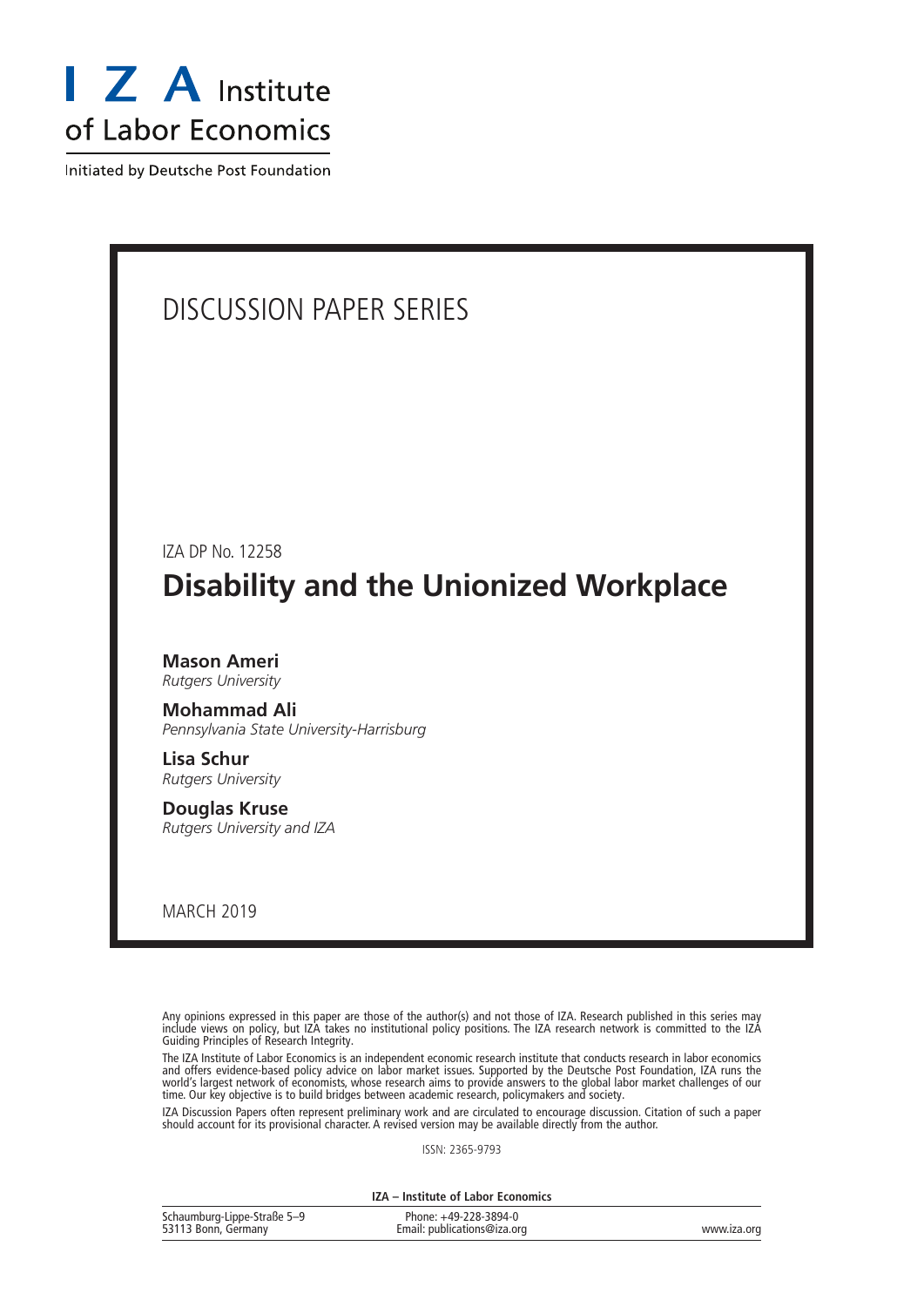# I Z A Institute of Labor Economics

Initiated by Deutsche Post Foundation

DISCUSSION PAPER SERIES

IZA DP No. 12258

## Disability and the Unionized Workplace

**Mason Ameri**
*Rutgers University*

**Mohammad Ali**
*Pennsylvania State University-Harrisburg*

**Lisa Schur**
*Rutgers University*

**Douglas Kruse**
*Rutgers University and IZA*

MARCH 2019

Any opinions expressed in this paper are those of the author(s) and not those of IZA. Research published in this series may include views on policy, but IZA takes no institutional policy positions. The IZA research network is committed to the IZA Guiding Principles of Research Integrity.

The IZA Institute of Labor Economics is an independent economic research institute that conducts research in labor economics and offers evidence-based policy advice on labor market issues. Supported by the Deutsche Post Foundation, IZA runs the world's largest network of economists, whose research aims to provide answers to the global labor market challenges of our time. Our key objective is to build bridges between academic research, policymakers and society.

IZA Discussion Papers often represent preliminary work and are circulated to encourage discussion. Citation of such a paper should account for its provisional character. A revised version may be available directly from the author.

ISSN: 2365-9793

**IZA – Institute of Labor Economics**

Schaumburg-Lippe-Straße 5–9
53113 Bonn, Germany

Phone: +49-228-3894-0
Email: publications@iza.org

www.iza.org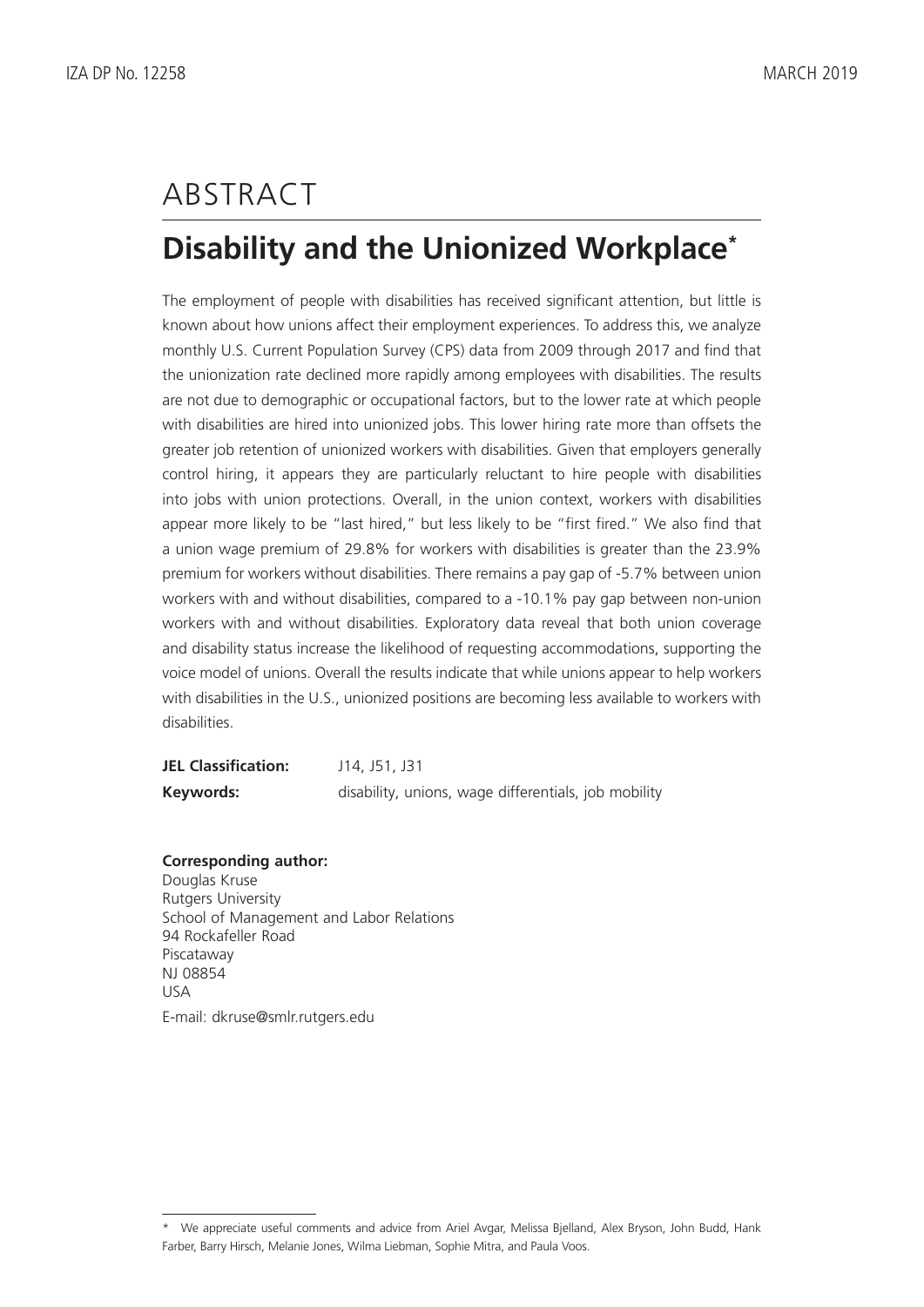# ABSTRACT

## Disability and the Unionized Workplace*

The employment of people with disabilities has received significant attention, but little is known about how unions affect their employment experiences. To address this, we analyze monthly U.S. Current Population Survey (CPS) data from 2009 through 2017 and find that the unionization rate declined more rapidly among employees with disabilities. The results are not due to demographic or occupational factors, but to the lower rate at which people with disabilities are hired into unionized jobs. This lower hiring rate more than offsets the greater job retention of unionized workers with disabilities. Given that employers generally control hiring, it appears they are particularly reluctant to hire people with disabilities into jobs with union protections. Overall, in the union context, workers with disabilities appear more likely to be "last hired," but less likely to be "first fired." We also find that a union wage premium of 29.8% for workers with disabilities is greater than the 23.9% premium for workers without disabilities. There remains a pay gap of -5.7% between union workers with and without disabilities, compared to a -10.1% pay gap between non-union workers with and without disabilities. Exploratory data reveal that both union coverage and disability status increase the likelihood of requesting accommodations, supporting the voice model of unions. Overall the results indicate that while unions appear to help workers with disabilities in the U.S., unionized positions are becoming less available to workers with disabilities.

**JEL Classification:** J14, J51, J31

**Keywords:** disability, unions, wage differentials, job mobility

**Corresponding author:**
Douglas Kruse
Rutgers University
School of Management and Labor Relations
94 Rockafeller Road
Piscataway
NJ 08854
USA

E-mail: dkruse@smlr.rutgers.edu

---

* We appreciate useful comments and advice from Ariel Avgar, Melissa Bjelland, Alex Bryson, John Budd, Hank Farber, Barry Hirsch, Melanie Jones, Wilma Liebman, Sophie Mitra, and Paula Voos.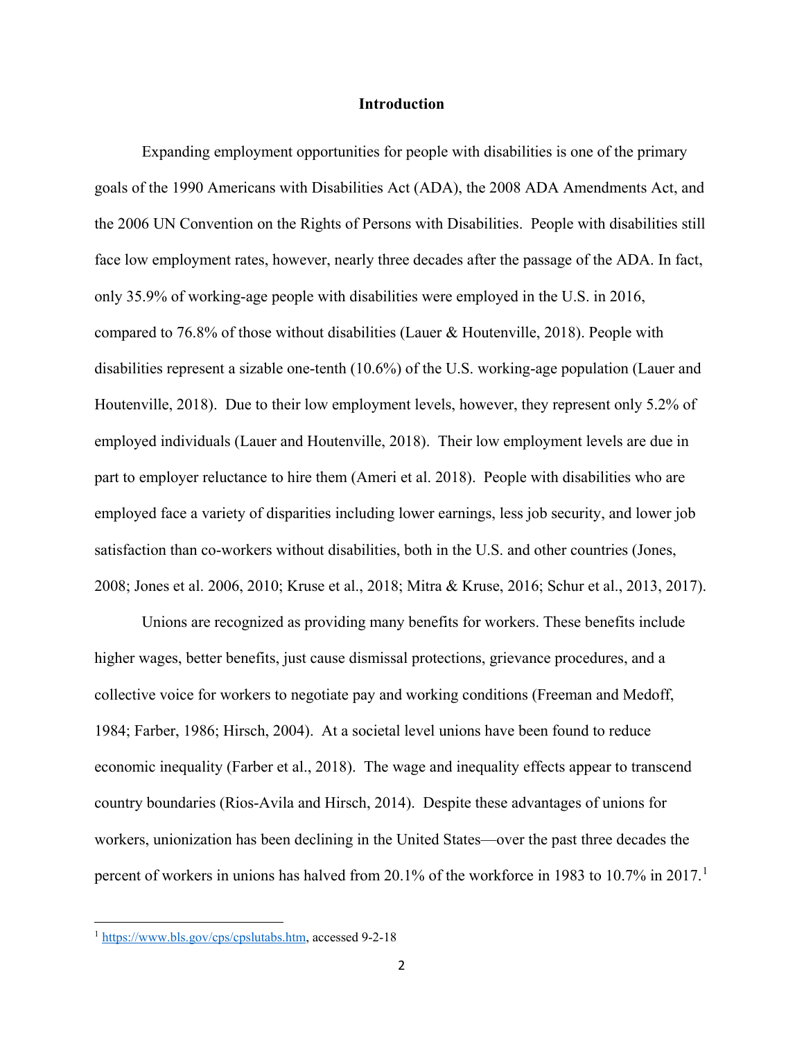# Introduction

Expanding employment opportunities for people with disabilities is one of the primary goals of the 1990 Americans with Disabilities Act (ADA), the 2008 ADA Amendments Act, and the 2006 UN Convention on the Rights of Persons with Disabilities. People with disabilities still face low employment rates, however, nearly three decades after the passage of the ADA. In fact, only 35.9% of working-age people with disabilities were employed in the U.S. in 2016, compared to 76.8% of those without disabilities (Lauer & Houtenville, 2018). People with disabilities represent a sizable one-tenth (10.6%) of the U.S. working-age population (Lauer and Houtenville, 2018). Due to their low employment levels, however, they represent only 5.2% of employed individuals (Lauer and Houtenville, 2018). Their low employment levels are due in part to employer reluctance to hire them (Ameri et al. 2018). People with disabilities who are employed face a variety of disparities including lower earnings, less job security, and lower job satisfaction than co-workers without disabilities, both in the U.S. and other countries (Jones, 2008; Jones et al. 2006, 2010; Kruse et al., 2018; Mitra & Kruse, 2016; Schur et al., 2013, 2017).

Unions are recognized as providing many benefits for workers. These benefits include higher wages, better benefits, just cause dismissal protections, grievance procedures, and a collective voice for workers to negotiate pay and working conditions (Freeman and Medoff, 1984; Farber, 1986; Hirsch, 2004). At a societal level unions have been found to reduce economic inequality (Farber et al., 2018). The wage and inequality effects appear to transcend country boundaries (Rios-Avila and Hirsch, 2014). Despite these advantages of unions for workers, unionization has been declining in the United States—over the past three decades the percent of workers in unions has halved from 20.1% of the workforce in 1983 to 10.7% in 2017.[1]

[1] https://www.bls.gov/cps/cpslutabs.htm, accessed 9-2-18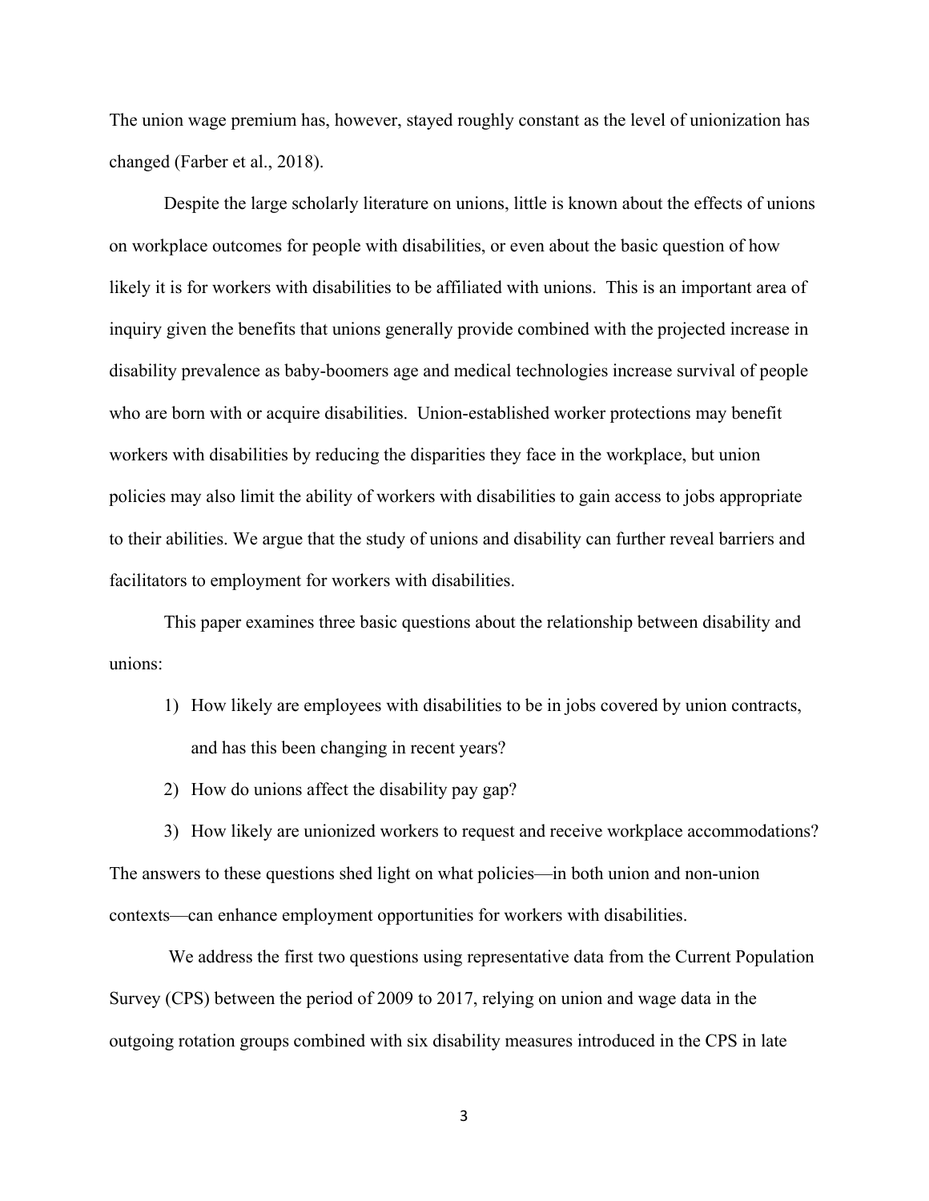The union wage premium has, however, stayed roughly constant as the level of unionization has changed (Farber et al., 2018).

Despite the large scholarly literature on unions, little is known about the effects of unions on workplace outcomes for people with disabilities, or even about the basic question of how likely it is for workers with disabilities to be affiliated with unions. This is an important area of inquiry given the benefits that unions generally provide combined with the projected increase in disability prevalence as baby-boomers age and medical technologies increase survival of people who are born with or acquire disabilities. Union-established worker protections may benefit workers with disabilities by reducing the disparities they face in the workplace, but union policies may also limit the ability of workers with disabilities to gain access to jobs appropriate to their abilities. We argue that the study of unions and disability can further reveal barriers and facilitators to employment for workers with disabilities.

This paper examines three basic questions about the relationship between disability and unions:

1) How likely are employees with disabilities to be in jobs covered by union contracts, and has this been changing in recent years?
2) How do unions affect the disability pay gap?
3) How likely are unionized workers to request and receive workplace accommodations?

The answers to these questions shed light on what policies—in both union and non-union contexts—can enhance employment opportunities for workers with disabilities.

We address the first two questions using representative data from the Current Population Survey (CPS) between the period of 2009 to 2017, relying on union and wage data in the outgoing rotation groups combined with six disability measures introduced in the CPS in late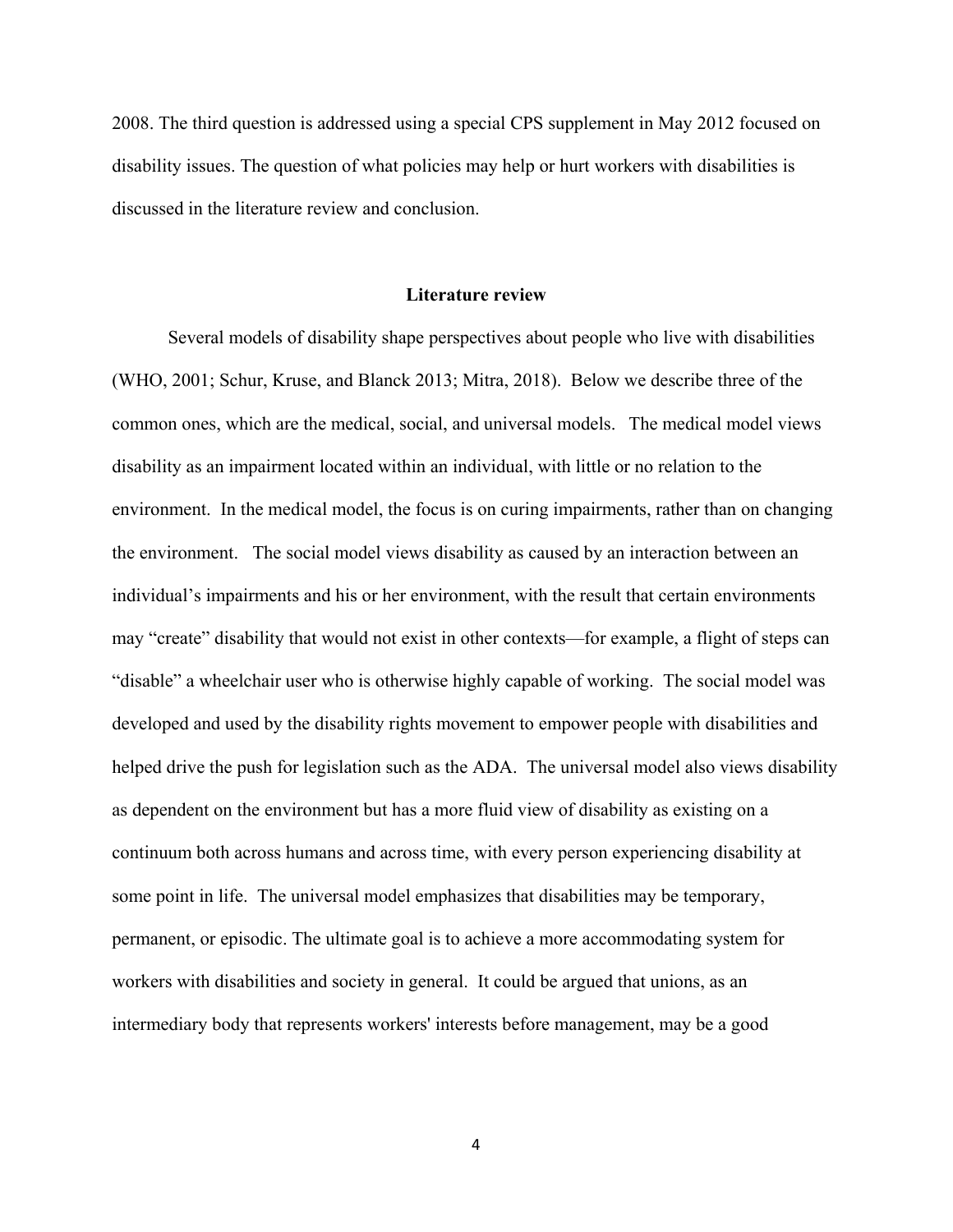2008. The third question is addressed using a special CPS supplement in May 2012 focused on disability issues. The question of what policies may help or hurt workers with disabilities is discussed in the literature review and conclusion.

## Literature review

Several models of disability shape perspectives about people who live with disabilities (WHO, 2001; Schur, Kruse, and Blanck 2013; Mitra, 2018). Below we describe three of the common ones, which are the medical, social, and universal models. The medical model views disability as an impairment located within an individual, with little or no relation to the environment. In the medical model, the focus is on curing impairments, rather than on changing the environment. The social model views disability as caused by an interaction between an individual's impairments and his or her environment, with the result that certain environments may "create" disability that would not exist in other contexts—for example, a flight of steps can "disable" a wheelchair user who is otherwise highly capable of working. The social model was developed and used by the disability rights movement to empower people with disabilities and helped drive the push for legislation such as the ADA. The universal model also views disability as dependent on the environment but has a more fluid view of disability as existing on a continuum both across humans and across time, with every person experiencing disability at some point in life. The universal model emphasizes that disabilities may be temporary, permanent, or episodic. The ultimate goal is to achieve a more accommodating system for workers with disabilities and society in general. It could be argued that unions, as an intermediary body that represents workers' interests before management, may be a good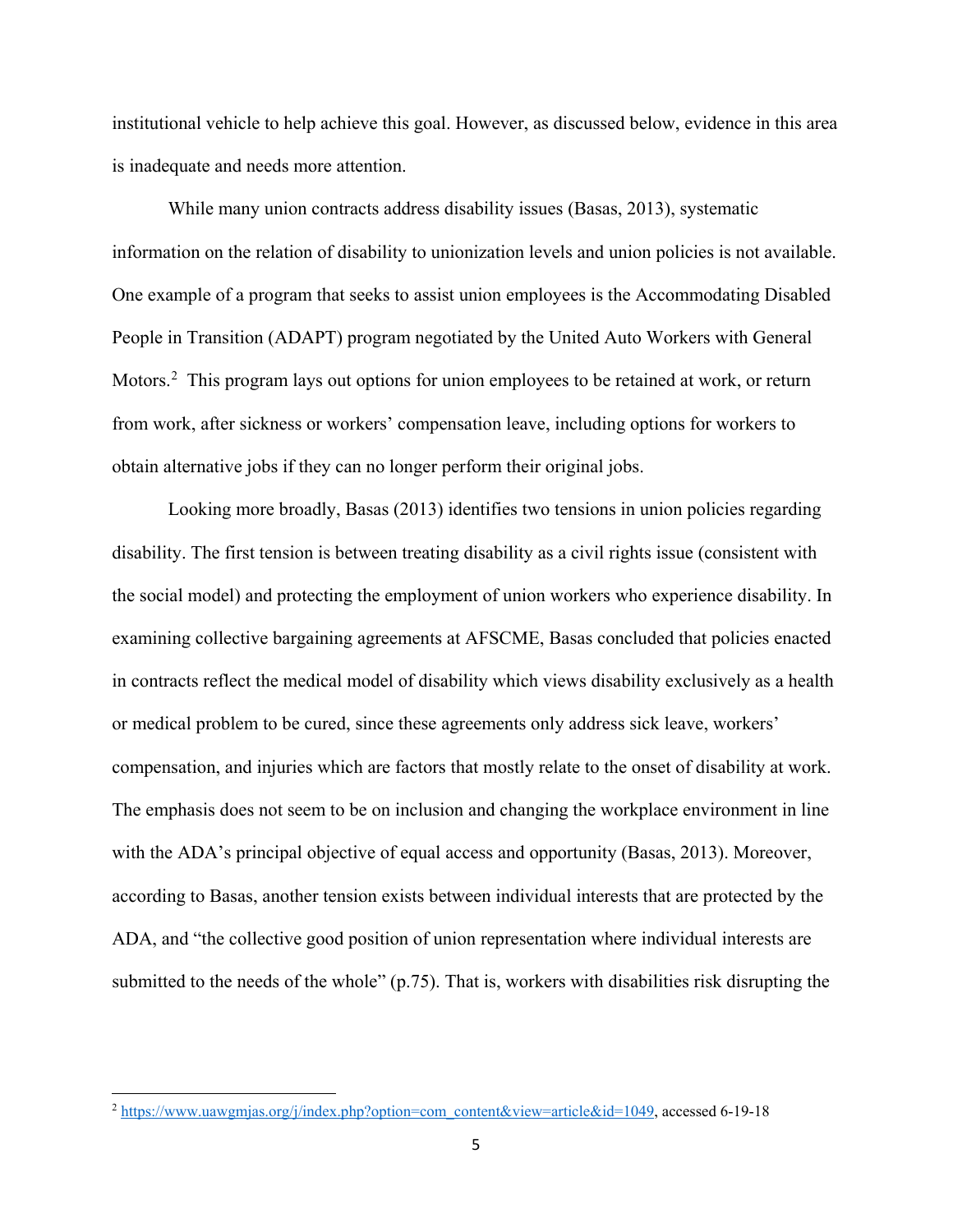institutional vehicle to help achieve this goal. However, as discussed below, evidence in this area is inadequate and needs more attention.

While many union contracts address disability issues (Basas, 2013), systematic information on the relation of disability to unionization levels and union policies is not available. One example of a program that seeks to assist union employees is the Accommodating Disabled People in Transition (ADAPT) program negotiated by the United Auto Workers with General Motors.[2] This program lays out options for union employees to be retained at work, or return from work, after sickness or workers' compensation leave, including options for workers to obtain alternative jobs if they can no longer perform their original jobs.

Looking more broadly, Basas (2013) identifies two tensions in union policies regarding disability. The first tension is between treating disability as a civil rights issue (consistent with the social model) and protecting the employment of union workers who experience disability. In examining collective bargaining agreements at AFSCME, Basas concluded that policies enacted in contracts reflect the medical model of disability which views disability exclusively as a health or medical problem to be cured, since these agreements only address sick leave, workers' compensation, and injuries which are factors that mostly relate to the onset of disability at work. The emphasis does not seem to be on inclusion and changing the workplace environment in line with the ADA's principal objective of equal access and opportunity (Basas, 2013). Moreover, according to Basas, another tension exists between individual interests that are protected by the ADA, and "the collective good position of union representation where individual interests are submitted to the needs of the whole" (p.75). That is, workers with disabilities risk disrupting the

---

[2] https://www.uawgmjas.org/j/index.php?option=com_content&view=article&id=1049, accessed 6-19-18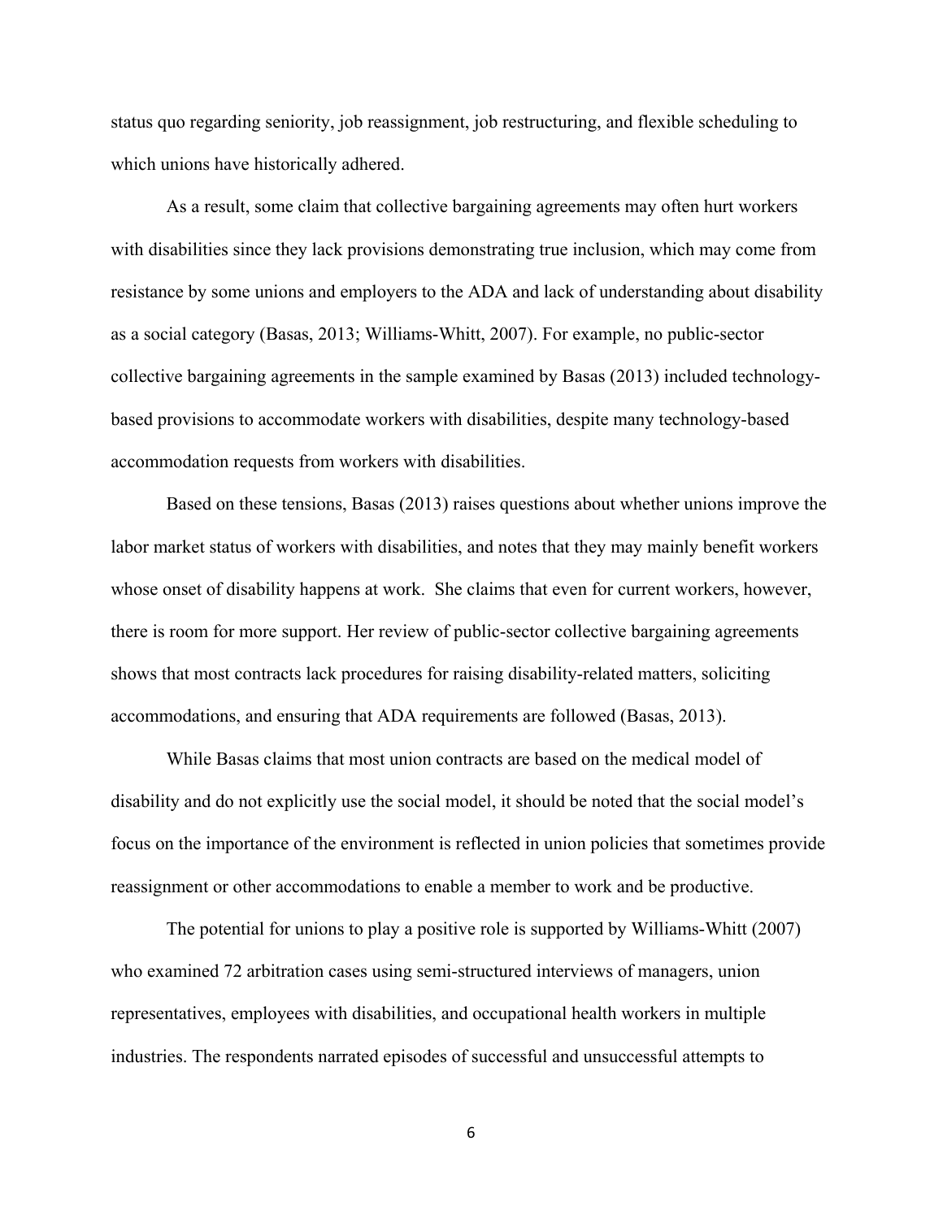status quo regarding seniority, job reassignment, job restructuring, and flexible scheduling to which unions have historically adhered.

As a result, some claim that collective bargaining agreements may often hurt workers with disabilities since they lack provisions demonstrating true inclusion, which may come from resistance by some unions and employers to the ADA and lack of understanding about disability as a social category (Basas, 2013; Williams-Whitt, 2007). For example, no public-sector collective bargaining agreements in the sample examined by Basas (2013) included technology-based provisions to accommodate workers with disabilities, despite many technology-based accommodation requests from workers with disabilities.

Based on these tensions, Basas (2013) raises questions about whether unions improve the labor market status of workers with disabilities, and notes that they may mainly benefit workers whose onset of disability happens at work. She claims that even for current workers, however, there is room for more support. Her review of public-sector collective bargaining agreements shows that most contracts lack procedures for raising disability-related matters, soliciting accommodations, and ensuring that ADA requirements are followed (Basas, 2013).

While Basas claims that most union contracts are based on the medical model of disability and do not explicitly use the social model, it should be noted that the social model's focus on the importance of the environment is reflected in union policies that sometimes provide reassignment or other accommodations to enable a member to work and be productive.

The potential for unions to play a positive role is supported by Williams-Whitt (2007) who examined 72 arbitration cases using semi-structured interviews of managers, union representatives, employees with disabilities, and occupational health workers in multiple industries. The respondents narrated episodes of successful and unsuccessful attempts to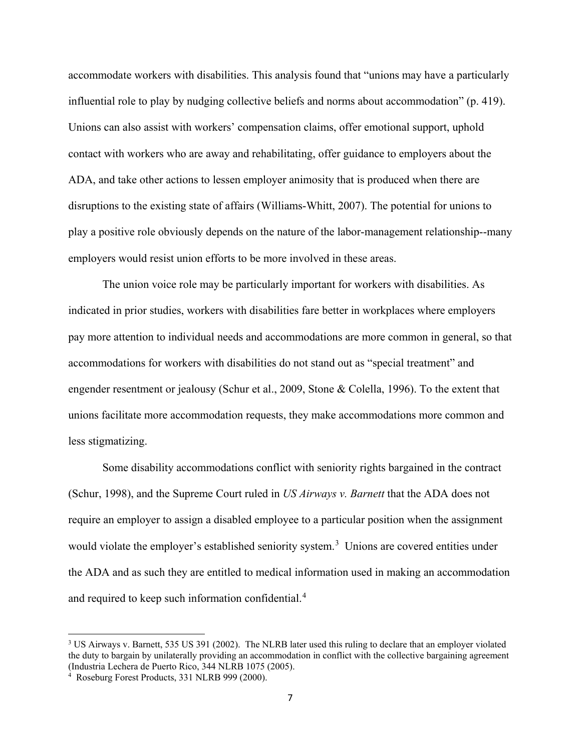accommodate workers with disabilities. This analysis found that "unions may have a particularly influential role to play by nudging collective beliefs and norms about accommodation" (p. 419). Unions can also assist with workers' compensation claims, offer emotional support, uphold contact with workers who are away and rehabilitating, offer guidance to employers about the ADA, and take other actions to lessen employer animosity that is produced when there are disruptions to the existing state of affairs (Williams-Whitt, 2007). The potential for unions to play a positive role obviously depends on the nature of the labor-management relationship--many employers would resist union efforts to be more involved in these areas.

The union voice role may be particularly important for workers with disabilities. As indicated in prior studies, workers with disabilities fare better in workplaces where employers pay more attention to individual needs and accommodations are more common in general, so that accommodations for workers with disabilities do not stand out as "special treatment" and engender resentment or jealousy (Schur et al., 2009, Stone & Colella, 1996). To the extent that unions facilitate more accommodation requests, they make accommodations more common and less stigmatizing.

Some disability accommodations conflict with seniority rights bargained in the contract (Schur, 1998), and the Supreme Court ruled in *US Airways v. Barnett* that the ADA does not require an employer to assign a disabled employee to a particular position when the assignment would violate the employer's established seniority system.[3] Unions are covered entities under the ADA and as such they are entitled to medical information used in making an accommodation and required to keep such information confidential.[4]

---

[3] US Airways v. Barnett, 535 US 391 (2002). The NLRB later used this ruling to declare that an employer violated the duty to bargain by unilaterally providing an accommodation in conflict with the collective bargaining agreement (Industria Lechera de Puerto Rico, 344 NLRB 1075 (2005).

[4] Roseburg Forest Products, 331 NLRB 999 (2000).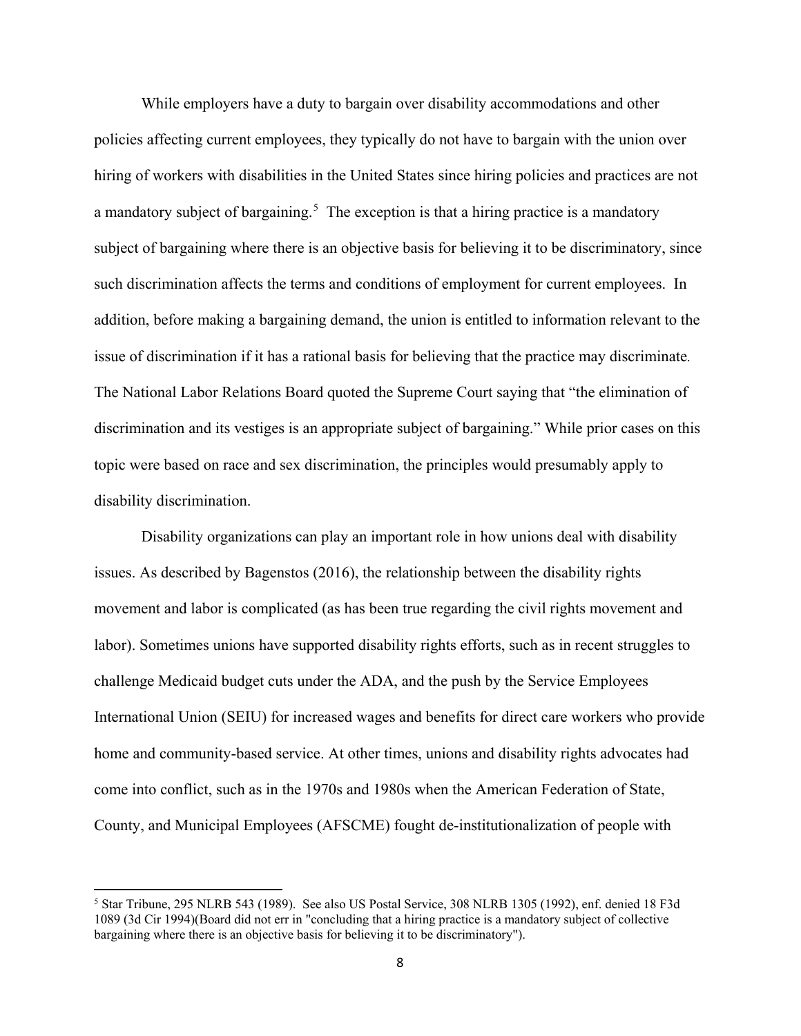While employers have a duty to bargain over disability accommodations and other policies affecting current employees, they typically do not have to bargain with the union over hiring of workers with disabilities in the United States since hiring policies and practices are not a mandatory subject of bargaining.[5] The exception is that a hiring practice is a mandatory subject of bargaining where there is an objective basis for believing it to be discriminatory, since such discrimination affects the terms and conditions of employment for current employees. In addition, before making a bargaining demand, the union is entitled to information relevant to the issue of discrimination if it has a rational basis for believing that the practice may discriminate. The National Labor Relations Board quoted the Supreme Court saying that "the elimination of discrimination and its vestiges is an appropriate subject of bargaining." While prior cases on this topic were based on race and sex discrimination, the principles would presumably apply to disability discrimination.

Disability organizations can play an important role in how unions deal with disability issues. As described by Bagenstos (2016), the relationship between the disability rights movement and labor is complicated (as has been true regarding the civil rights movement and labor). Sometimes unions have supported disability rights efforts, such as in recent struggles to challenge Medicaid budget cuts under the ADA, and the push by the Service Employees International Union (SEIU) for increased wages and benefits for direct care workers who provide home and community-based service. At other times, unions and disability rights advocates had come into conflict, such as in the 1970s and 1980s when the American Federation of State, County, and Municipal Employees (AFSCME) fought de-institutionalization of people with

---

[5] Star Tribune, 295 NLRB 543 (1989). See also US Postal Service, 308 NLRB 1305 (1992), enf. denied 18 F3d 1089 (3d Cir 1994)(Board did not err in "concluding that a hiring practice is a mandatory subject of collective bargaining where there is an objective basis for believing it to be discriminatory").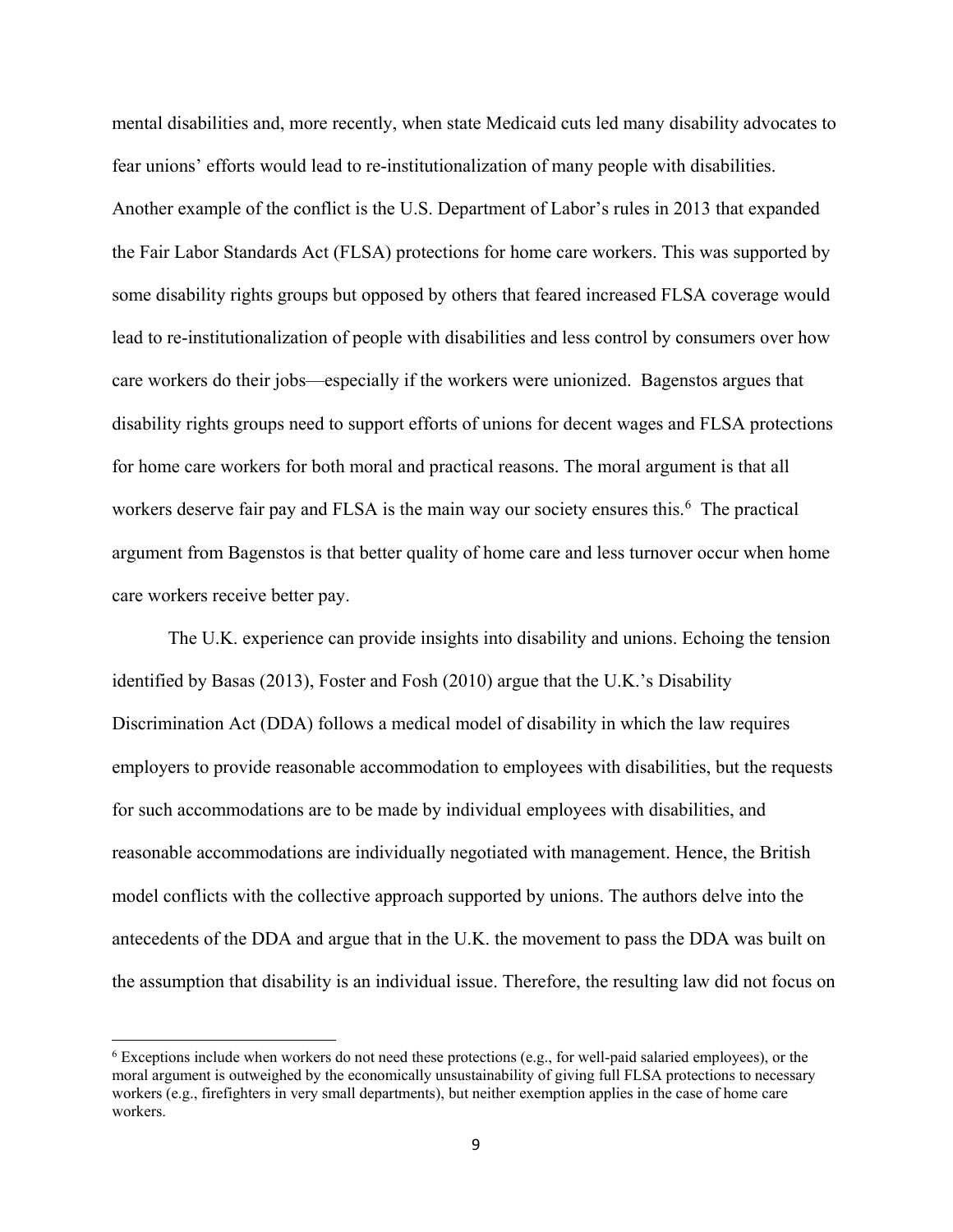mental disabilities and, more recently, when state Medicaid cuts led many disability advocates to fear unions' efforts would lead to re-institutionalization of many people with disabilities. Another example of the conflict is the U.S. Department of Labor's rules in 2013 that expanded the Fair Labor Standards Act (FLSA) protections for home care workers. This was supported by some disability rights groups but opposed by others that feared increased FLSA coverage would lead to re-institutionalization of people with disabilities and less control by consumers over how care workers do their jobs—especially if the workers were unionized. Bagenstos argues that disability rights groups need to support efforts of unions for decent wages and FLSA protections for home care workers for both moral and practical reasons. The moral argument is that all workers deserve fair pay and FLSA is the main way our society ensures this.[6] The practical argument from Bagenstos is that better quality of home care and less turnover occur when home care workers receive better pay.

The U.K. experience can provide insights into disability and unions. Echoing the tension identified by Basas (2013), Foster and Fosh (2010) argue that the U.K.'s Disability Discrimination Act (DDA) follows a medical model of disability in which the law requires employers to provide reasonable accommodation to employees with disabilities, but the requests for such accommodations are to be made by individual employees with disabilities, and reasonable accommodations are individually negotiated with management. Hence, the British model conflicts with the collective approach supported by unions. The authors delve into the antecedents of the DDA and argue that in the U.K. the movement to pass the DDA was built on the assumption that disability is an individual issue. Therefore, the resulting law did not focus on

[6] Exceptions include when workers do not need these protections (e.g., for well-paid salaried employees), or the moral argument is outweighed by the economically unsustainability of giving full FLSA protections to necessary workers (e.g., firefighters in very small departments), but neither exemption applies in the case of home care workers.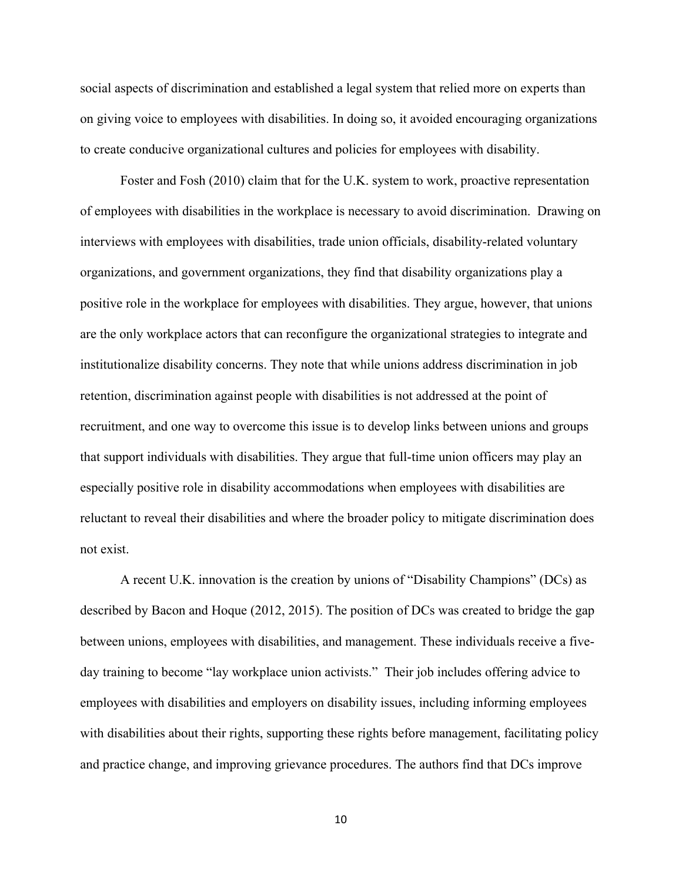social aspects of discrimination and established a legal system that relied more on experts than on giving voice to employees with disabilities. In doing so, it avoided encouraging organizations to create conducive organizational cultures and policies for employees with disability.

Foster and Fosh (2010) claim that for the U.K. system to work, proactive representation of employees with disabilities in the workplace is necessary to avoid discrimination. Drawing on interviews with employees with disabilities, trade union officials, disability-related voluntary organizations, and government organizations, they find that disability organizations play a positive role in the workplace for employees with disabilities. They argue, however, that unions are the only workplace actors that can reconfigure the organizational strategies to integrate and institutionalize disability concerns. They note that while unions address discrimination in job retention, discrimination against people with disabilities is not addressed at the point of recruitment, and one way to overcome this issue is to develop links between unions and groups that support individuals with disabilities. They argue that full-time union officers may play an especially positive role in disability accommodations when employees with disabilities are reluctant to reveal their disabilities and where the broader policy to mitigate discrimination does not exist.

A recent U.K. innovation is the creation by unions of "Disability Champions" (DCs) as described by Bacon and Hoque (2012, 2015). The position of DCs was created to bridge the gap between unions, employees with disabilities, and management. These individuals receive a five-day training to become "lay workplace union activists." Their job includes offering advice to employees with disabilities and employers on disability issues, including informing employees with disabilities about their rights, supporting these rights before management, facilitating policy and practice change, and improving grievance procedures. The authors find that DCs improve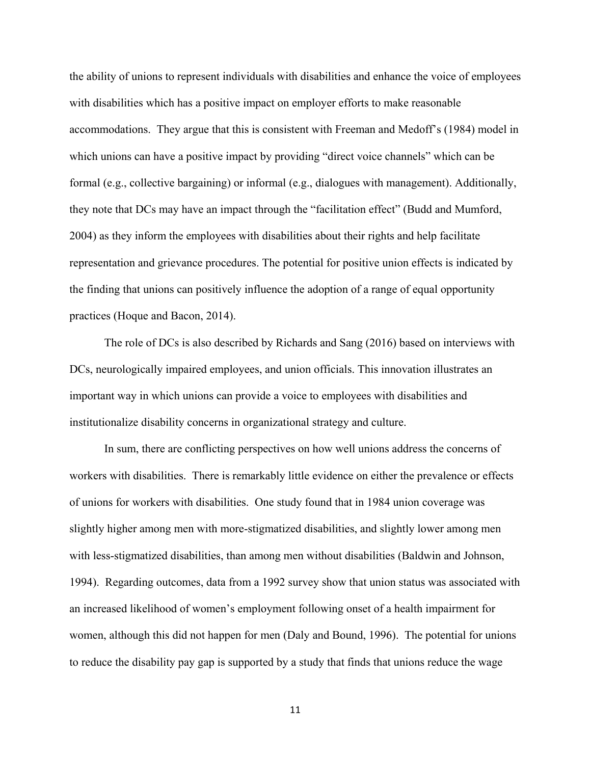the ability of unions to represent individuals with disabilities and enhance the voice of employees with disabilities which has a positive impact on employer efforts to make reasonable accommodations. They argue that this is consistent with Freeman and Medoff's (1984) model in which unions can have a positive impact by providing "direct voice channels" which can be formal (e.g., collective bargaining) or informal (e.g., dialogues with management). Additionally, they note that DCs may have an impact through the "facilitation effect" (Budd and Mumford, 2004) as they inform the employees with disabilities about their rights and help facilitate representation and grievance procedures. The potential for positive union effects is indicated by the finding that unions can positively influence the adoption of a range of equal opportunity practices (Hoque and Bacon, 2014).

The role of DCs is also described by Richards and Sang (2016) based on interviews with DCs, neurologically impaired employees, and union officials. This innovation illustrates an important way in which unions can provide a voice to employees with disabilities and institutionalize disability concerns in organizational strategy and culture.

In sum, there are conflicting perspectives on how well unions address the concerns of workers with disabilities. There is remarkably little evidence on either the prevalence or effects of unions for workers with disabilities. One study found that in 1984 union coverage was slightly higher among men with more-stigmatized disabilities, and slightly lower among men with less-stigmatized disabilities, than among men without disabilities (Baldwin and Johnson, 1994). Regarding outcomes, data from a 1992 survey show that union status was associated with an increased likelihood of women's employment following onset of a health impairment for women, although this did not happen for men (Daly and Bound, 1996). The potential for unions to reduce the disability pay gap is supported by a study that finds that unions reduce the wage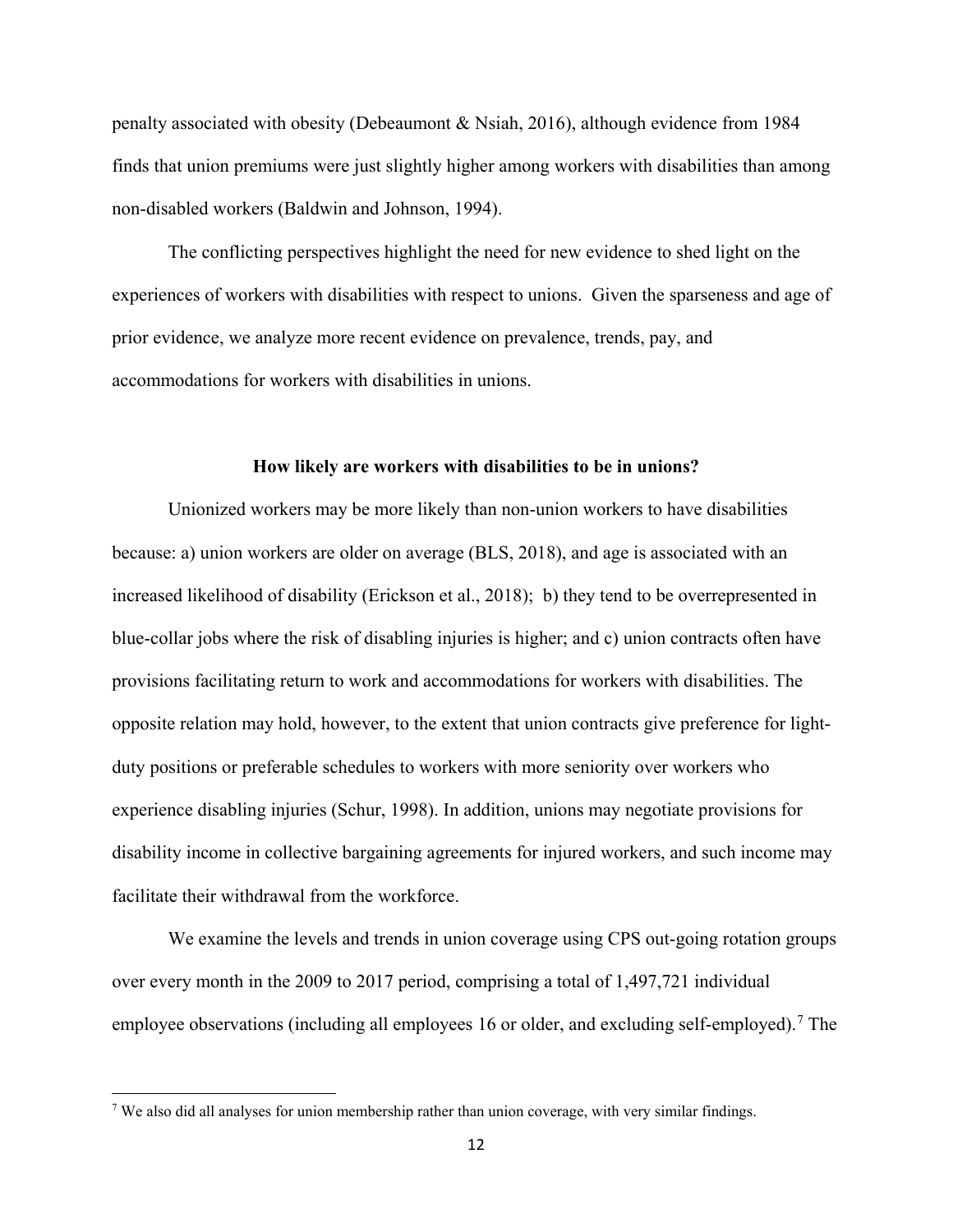penalty associated with obesity (Debeaumont & Nsiah, 2016), although evidence from 1984 finds that union premiums were just slightly higher among workers with disabilities than among non-disabled workers (Baldwin and Johnson, 1994).

The conflicting perspectives highlight the need for new evidence to shed light on the experiences of workers with disabilities with respect to unions. Given the sparseness and age of prior evidence, we analyze more recent evidence on prevalence, trends, pay, and accommodations for workers with disabilities in unions.

### How likely are workers with disabilities to be in unions?

Unionized workers may be more likely than non-union workers to have disabilities because: a) union workers are older on average (BLS, 2018), and age is associated with an increased likelihood of disability (Erickson et al., 2018); b) they tend to be overrepresented in blue-collar jobs where the risk of disabling injuries is higher; and c) union contracts often have provisions facilitating return to work and accommodations for workers with disabilities. The opposite relation may hold, however, to the extent that union contracts give preference for light-duty positions or preferable schedules to workers with more seniority over workers who experience disabling injuries (Schur, 1998). In addition, unions may negotiate provisions for disability income in collective bargaining agreements for injured workers, and such income may facilitate their withdrawal from the workforce.

We examine the levels and trends in union coverage using CPS out-going rotation groups over every month in the 2009 to 2017 period, comprising a total of 1,497,721 individual employee observations (including all employees 16 or older, and excluding self-employed).[7] The

[7] We also did all analyses for union membership rather than union coverage, with very similar findings.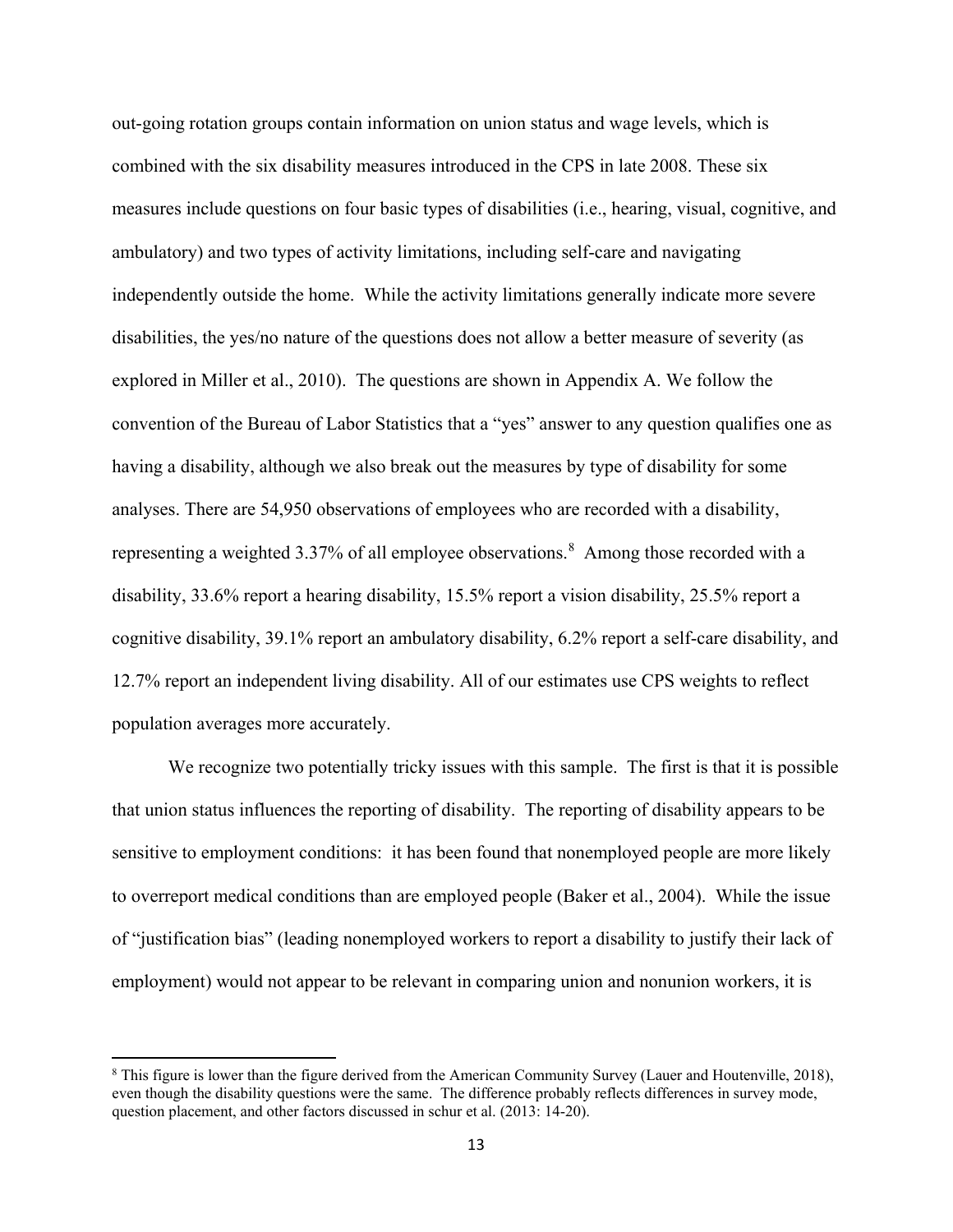out-going rotation groups contain information on union status and wage levels, which is combined with the six disability measures introduced in the CPS in late 2008. These six measures include questions on four basic types of disabilities (i.e., hearing, visual, cognitive, and ambulatory) and two types of activity limitations, including self-care and navigating independently outside the home. While the activity limitations generally indicate more severe disabilities, the yes/no nature of the questions does not allow a better measure of severity (as explored in Miller et al., 2010). The questions are shown in Appendix A. We follow the convention of the Bureau of Labor Statistics that a "yes" answer to any question qualifies one as having a disability, although we also break out the measures by type of disability for some analyses. There are 54,950 observations of employees who are recorded with a disability, representing a weighted 3.37% of all employee observations.[8] Among those recorded with a disability, 33.6% report a hearing disability, 15.5% report a vision disability, 25.5% report a cognitive disability, 39.1% report an ambulatory disability, 6.2% report a self-care disability, and 12.7% report an independent living disability. All of our estimates use CPS weights to reflect population averages more accurately.

We recognize two potentially tricky issues with this sample. The first is that it is possible that union status influences the reporting of disability. The reporting of disability appears to be sensitive to employment conditions: it has been found that nonemployed people are more likely to overreport medical conditions than are employed people (Baker et al., 2004). While the issue of "justification bias" (leading nonemployed workers to report a disability to justify their lack of employment) would not appear to be relevant in comparing union and nonunion workers, it is

[8] This figure is lower than the figure derived from the American Community Survey (Lauer and Houtenville, 2018), even though the disability questions were the same. The difference probably reflects differences in survey mode, question placement, and other factors discussed in schur et al. (2013: 14-20).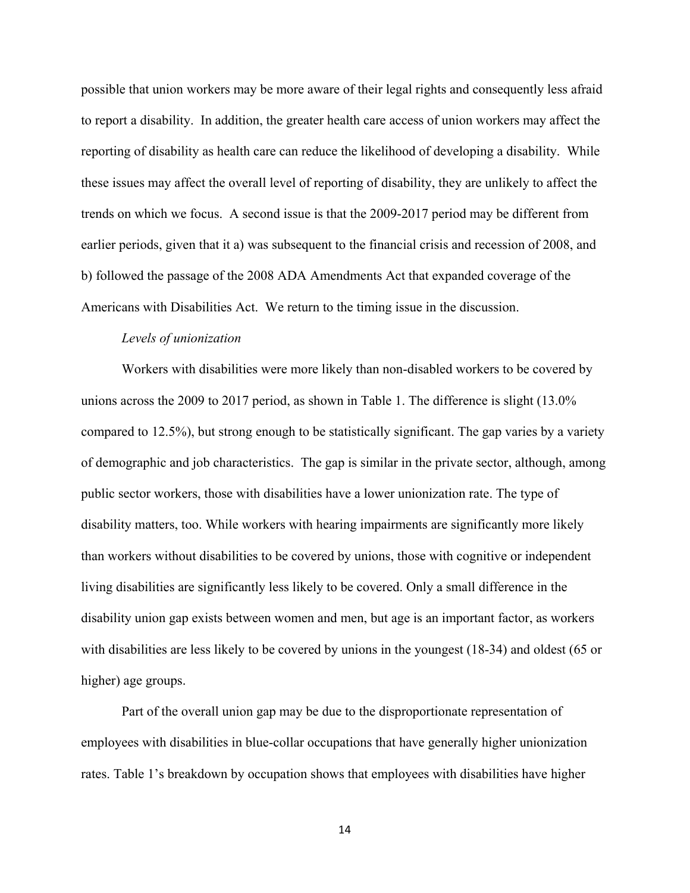possible that union workers may be more aware of their legal rights and consequently less afraid to report a disability. In addition, the greater health care access of union workers may affect the reporting of disability as health care can reduce the likelihood of developing a disability. While these issues may affect the overall level of reporting of disability, they are unlikely to affect the trends on which we focus. A second issue is that the 2009-2017 period may be different from earlier periods, given that it a) was subsequent to the financial crisis and recession of 2008, and b) followed the passage of the 2008 ADA Amendments Act that expanded coverage of the Americans with Disabilities Act. We return to the timing issue in the discussion.

*Levels of unionization*

Workers with disabilities were more likely than non-disabled workers to be covered by unions across the 2009 to 2017 period, as shown in Table 1. The difference is slight (13.0% compared to 12.5%), but strong enough to be statistically significant. The gap varies by a variety of demographic and job characteristics. The gap is similar in the private sector, although, among public sector workers, those with disabilities have a lower unionization rate. The type of disability matters, too. While workers with hearing impairments are significantly more likely than workers without disabilities to be covered by unions, those with cognitive or independent living disabilities are significantly less likely to be covered. Only a small difference in the disability union gap exists between women and men, but age is an important factor, as workers with disabilities are less likely to be covered by unions in the youngest (18-34) and oldest (65 or higher) age groups.

Part of the overall union gap may be due to the disproportionate representation of employees with disabilities in blue-collar occupations that have generally higher unionization rates. Table 1's breakdown by occupation shows that employees with disabilities have higher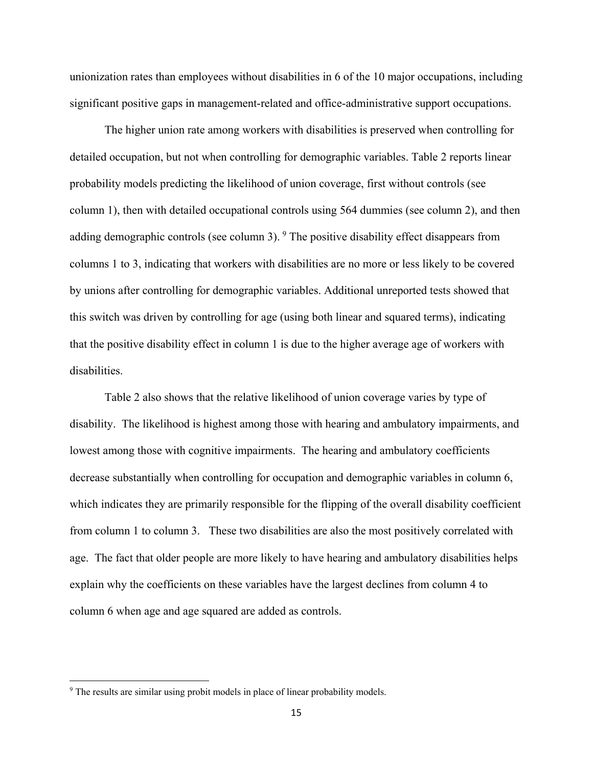unionization rates than employees without disabilities in 6 of the 10 major occupations, including significant positive gaps in management-related and office-administrative support occupations.

The higher union rate among workers with disabilities is preserved when controlling for detailed occupation, but not when controlling for demographic variables. Table 2 reports linear probability models predicting the likelihood of union coverage, first without controls (see column 1), then with detailed occupational controls using 564 dummies (see column 2), and then adding demographic controls (see column 3). [9] The positive disability effect disappears from columns 1 to 3, indicating that workers with disabilities are no more or less likely to be covered by unions after controlling for demographic variables. Additional unreported tests showed that this switch was driven by controlling for age (using both linear and squared terms), indicating that the positive disability effect in column 1 is due to the higher average age of workers with disabilities.

Table 2 also shows that the relative likelihood of union coverage varies by type of disability. The likelihood is highest among those with hearing and ambulatory impairments, and lowest among those with cognitive impairments. The hearing and ambulatory coefficients decrease substantially when controlling for occupation and demographic variables in column 6, which indicates they are primarily responsible for the flipping of the overall disability coefficient from column 1 to column 3. These two disabilities are also the most positively correlated with age. The fact that older people are more likely to have hearing and ambulatory disabilities helps explain why the coefficients on these variables have the largest declines from column 4 to column 6 when age and age squared are added as controls.

[9] The results are similar using probit models in place of linear probability models.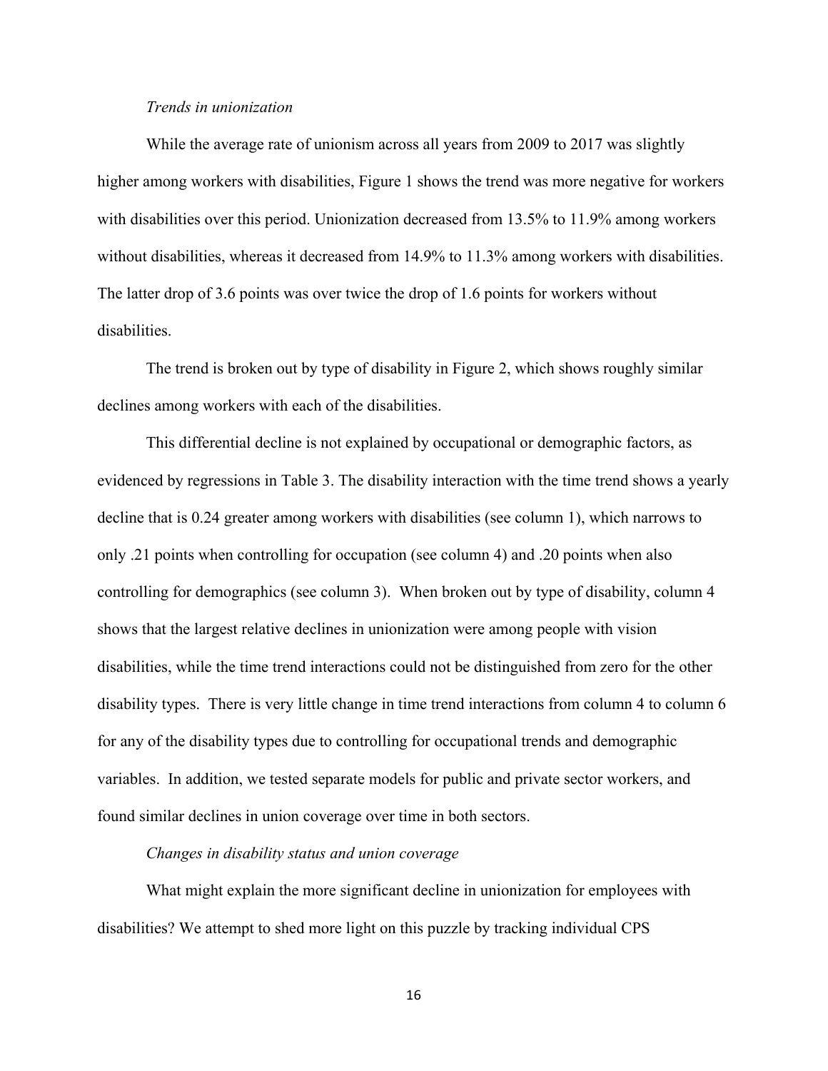*Trends in unionization*

While the average rate of unionism across all years from 2009 to 2017 was slightly higher among workers with disabilities, Figure 1 shows the trend was more negative for workers with disabilities over this period. Unionization decreased from 13.5% to 11.9% among workers without disabilities, whereas it decreased from 14.9% to 11.3% among workers with disabilities. The latter drop of 3.6 points was over twice the drop of 1.6 points for workers without disabilities.

The trend is broken out by type of disability in Figure 2, which shows roughly similar declines among workers with each of the disabilities.

This differential decline is not explained by occupational or demographic factors, as evidenced by regressions in Table 3. The disability interaction with the time trend shows a yearly decline that is 0.24 greater among workers with disabilities (see column 1), which narrows to only .21 points when controlling for occupation (see column 4) and .20 points when also controlling for demographics (see column 3). When broken out by type of disability, column 4 shows that the largest relative declines in unionization were among people with vision disabilities, while the time trend interactions could not be distinguished from zero for the other disability types. There is very little change in time trend interactions from column 4 to column 6 for any of the disability types due to controlling for occupational trends and demographic variables. In addition, we tested separate models for public and private sector workers, and found similar declines in union coverage over time in both sectors.

*Changes in disability status and union coverage*

What might explain the more significant decline in unionization for employees with disabilities? We attempt to shed more light on this puzzle by tracking individual CPS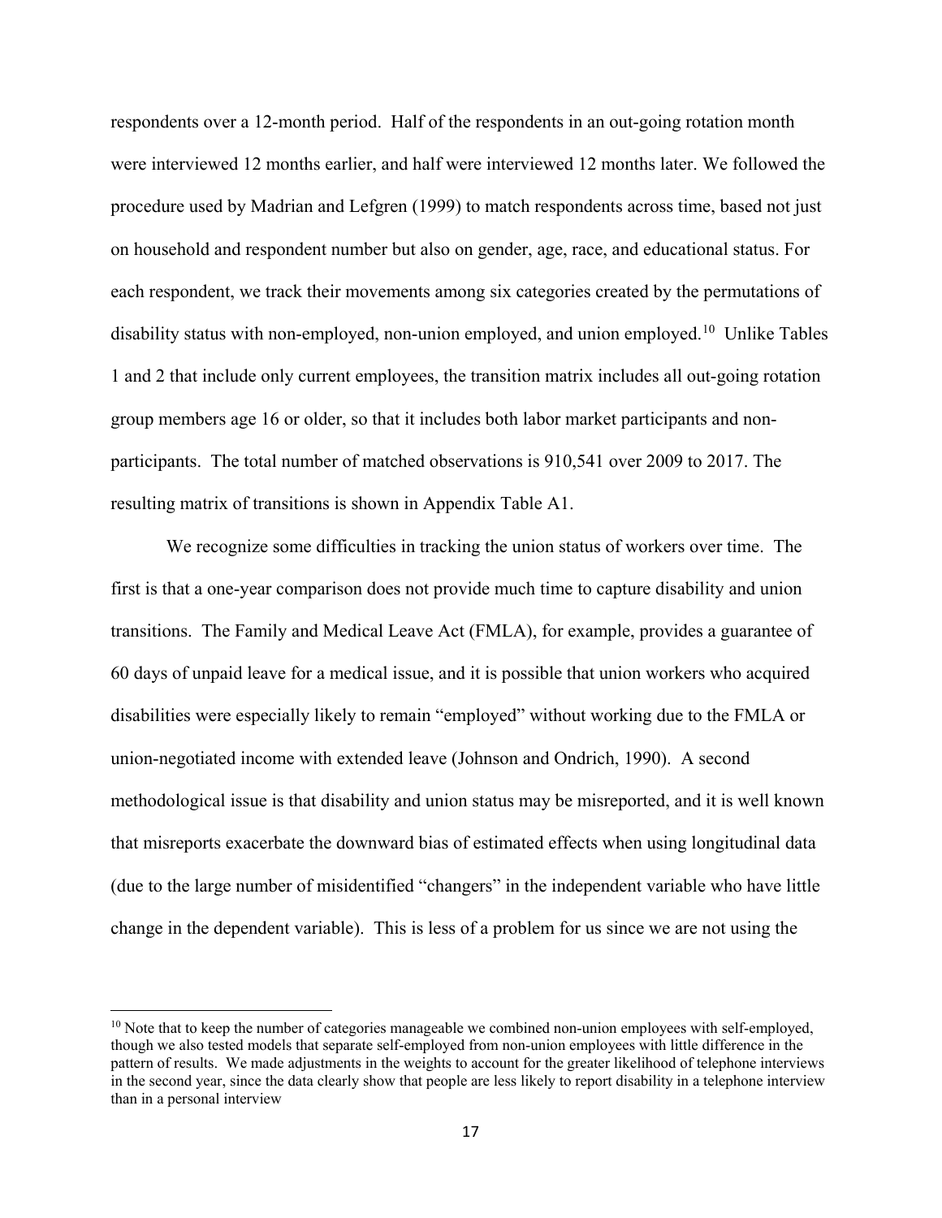respondents over a 12-month period. Half of the respondents in an out-going rotation month were interviewed 12 months earlier, and half were interviewed 12 months later. We followed the procedure used by Madrian and Lefgren (1999) to match respondents across time, based not just on household and respondent number but also on gender, age, race, and educational status. For each respondent, we track their movements among six categories created by the permutations of disability status with non-employed, non-union employed, and union employed.[10] Unlike Tables 1 and 2 that include only current employees, the transition matrix includes all out-going rotation group members age 16 or older, so that it includes both labor market participants and non-participants. The total number of matched observations is 910,541 over 2009 to 2017. The resulting matrix of transitions is shown in Appendix Table A1.

We recognize some difficulties in tracking the union status of workers over time. The first is that a one-year comparison does not provide much time to capture disability and union transitions. The Family and Medical Leave Act (FMLA), for example, provides a guarantee of 60 days of unpaid leave for a medical issue, and it is possible that union workers who acquired disabilities were especially likely to remain "employed" without working due to the FMLA or union-negotiated income with extended leave (Johnson and Ondrich, 1990). A second methodological issue is that disability and union status may be misreported, and it is well known that misreports exacerbate the downward bias of estimated effects when using longitudinal data (due to the large number of misidentified "changers" in the independent variable who have little change in the dependent variable). This is less of a problem for us since we are not using the

[10] Note that to keep the number of categories manageable we combined non-union employees with self-employed, though we also tested models that separate self-employed from non-union employees with little difference in the pattern of results. We made adjustments in the weights to account for the greater likelihood of telephone interviews in the second year, since the data clearly show that people are less likely to report disability in a telephone interview than in a personal interview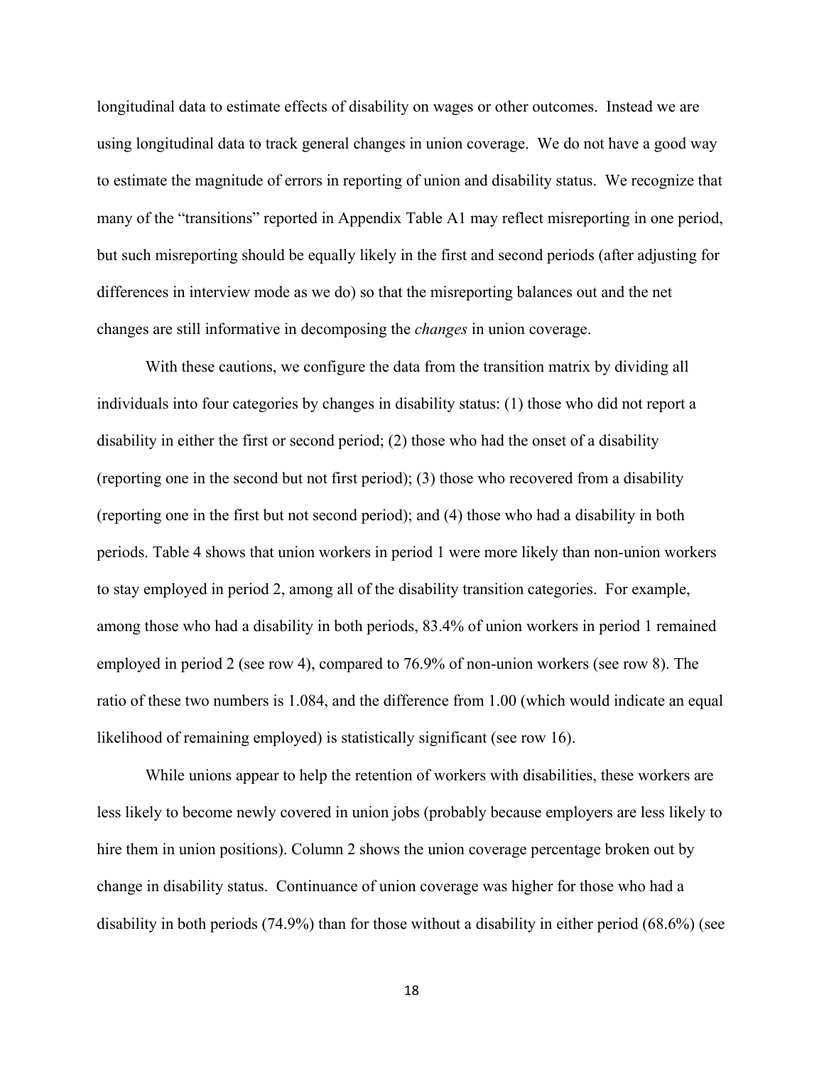longitudinal data to estimate effects of disability on wages or other outcomes. Instead we are using longitudinal data to track general changes in union coverage. We do not have a good way to estimate the magnitude of errors in reporting of union and disability status. We recognize that many of the "transitions" reported in Appendix Table A1 may reflect misreporting in one period, but such misreporting should be equally likely in the first and second periods (after adjusting for differences in interview mode as we do) so that the misreporting balances out and the net changes are still informative in decomposing the *changes* in union coverage.

With these cautions, we configure the data from the transition matrix by dividing all individuals into four categories by changes in disability status: (1) those who did not report a disability in either the first or second period; (2) those who had the onset of a disability (reporting one in the second but not first period); (3) those who recovered from a disability (reporting one in the first but not second period); and (4) those who had a disability in both periods. Table 4 shows that union workers in period 1 were more likely than non-union workers to stay employed in period 2, among all of the disability transition categories. For example, among those who had a disability in both periods, 83.4% of union workers in period 1 remained employed in period 2 (see row 4), compared to 76.9% of non-union workers (see row 8). The ratio of these two numbers is 1.084, and the difference from 1.00 (which would indicate an equal likelihood of remaining employed) is statistically significant (see row 16).

While unions appear to help the retention of workers with disabilities, these workers are less likely to become newly covered in union jobs (probably because employers are less likely to hire them in union positions). Column 2 shows the union coverage percentage broken out by change in disability status. Continuance of union coverage was higher for those who had a disability in both periods (74.9%) than for those without a disability in either period (68.6%) (see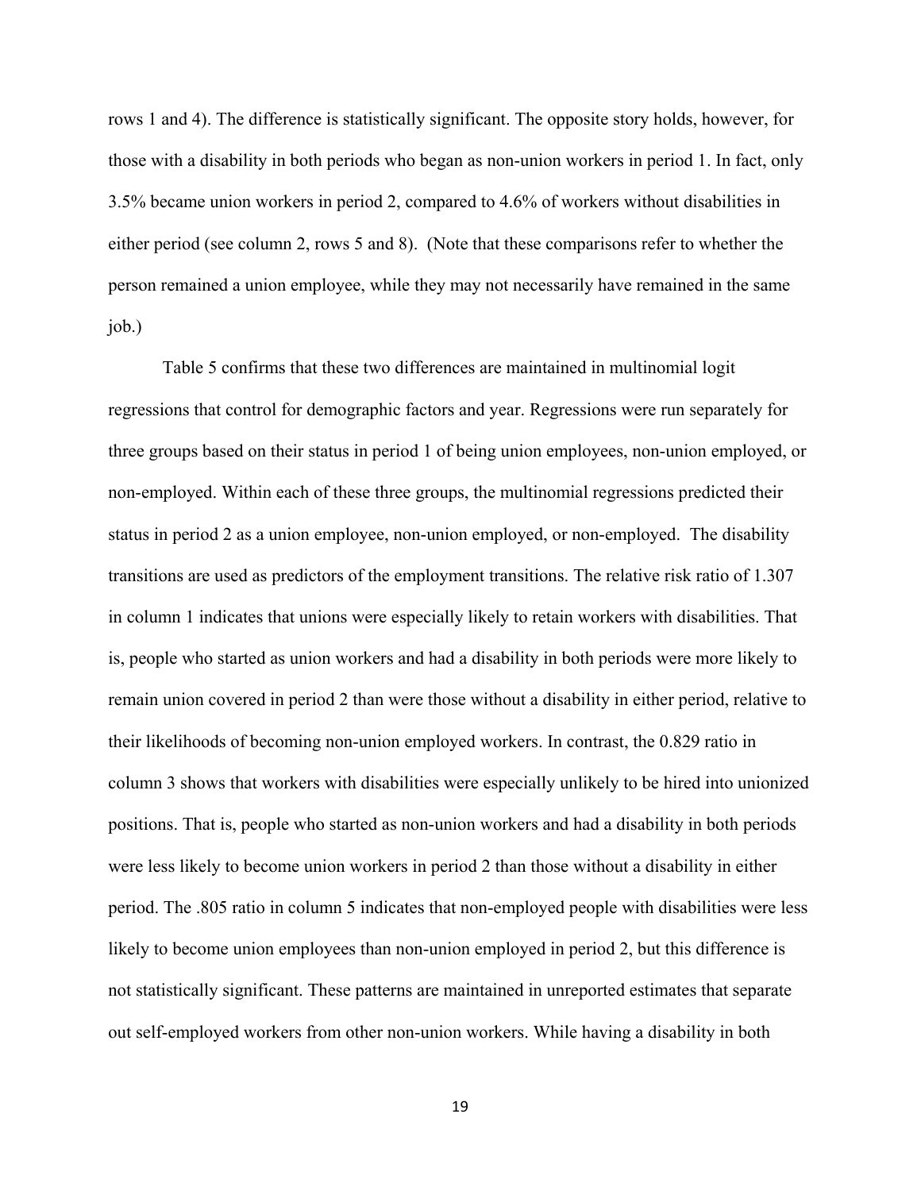rows 1 and 4). The difference is statistically significant. The opposite story holds, however, for those with a disability in both periods who began as non-union workers in period 1. In fact, only 3.5% became union workers in period 2, compared to 4.6% of workers without disabilities in either period (see column 2, rows 5 and 8). (Note that these comparisons refer to whether the person remained a union employee, while they may not necessarily have remained in the same job.)

Table 5 confirms that these two differences are maintained in multinomial logit regressions that control for demographic factors and year. Regressions were run separately for three groups based on their status in period 1 of being union employees, non-union employed, or non-employed. Within each of these three groups, the multinomial regressions predicted their status in period 2 as a union employee, non-union employed, or non-employed. The disability transitions are used as predictors of the employment transitions. The relative risk ratio of 1.307 in column 1 indicates that unions were especially likely to retain workers with disabilities. That is, people who started as union workers and had a disability in both periods were more likely to remain union covered in period 2 than were those without a disability in either period, relative to their likelihoods of becoming non-union employed workers. In contrast, the 0.829 ratio in column 3 shows that workers with disabilities were especially unlikely to be hired into unionized positions. That is, people who started as non-union workers and had a disability in both periods were less likely to become union workers in period 2 than those without a disability in either period. The .805 ratio in column 5 indicates that non-employed people with disabilities were less likely to become union employees than non-union employed in period 2, but this difference is not statistically significant. These patterns are maintained in unreported estimates that separate out self-employed workers from other non-union workers. While having a disability in both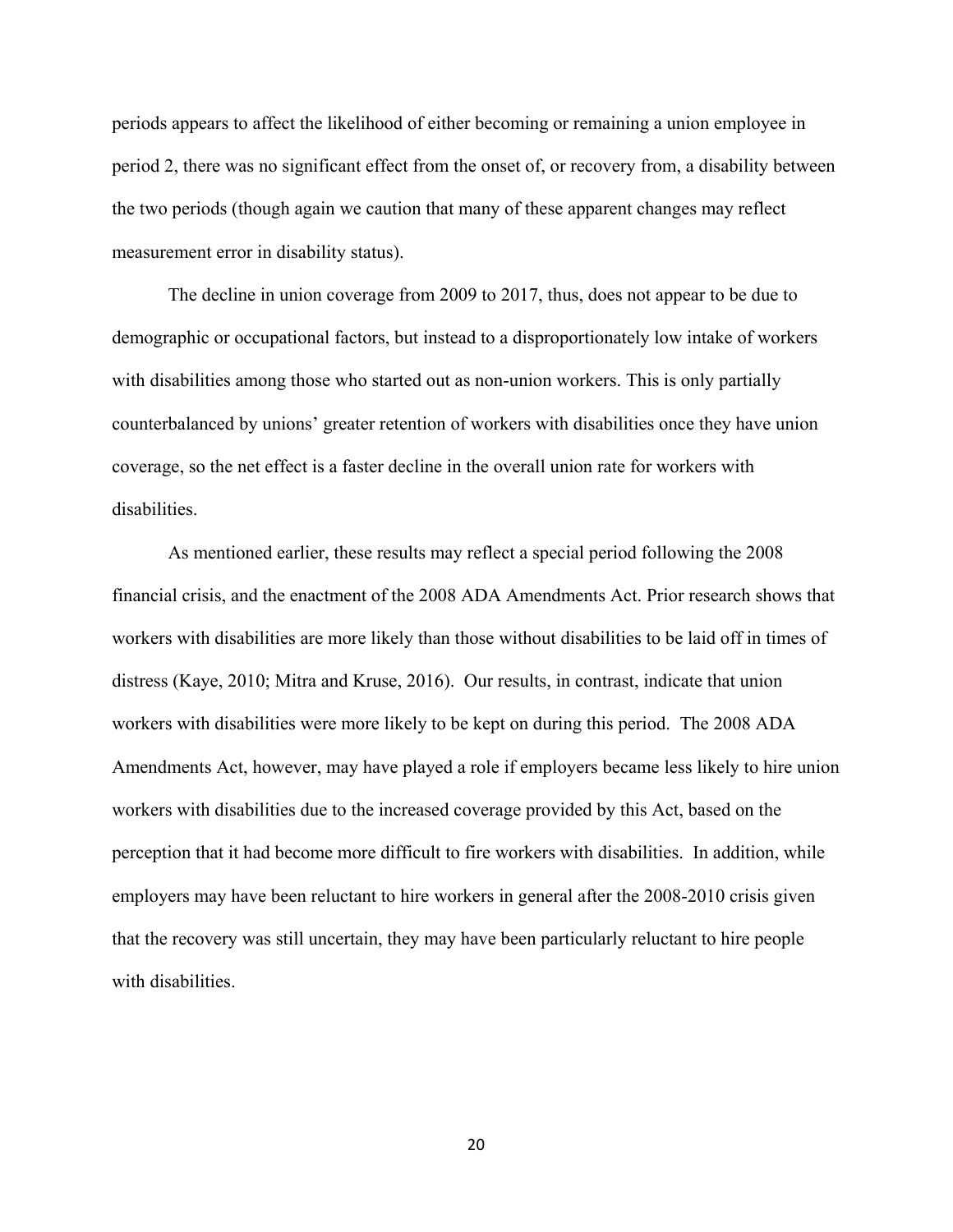periods appears to affect the likelihood of either becoming or remaining a union employee in period 2, there was no significant effect from the onset of, or recovery from, a disability between the two periods (though again we caution that many of these apparent changes may reflect measurement error in disability status).

The decline in union coverage from 2009 to 2017, thus, does not appear to be due to demographic or occupational factors, but instead to a disproportionately low intake of workers with disabilities among those who started out as non-union workers. This is only partially counterbalanced by unions' greater retention of workers with disabilities once they have union coverage, so the net effect is a faster decline in the overall union rate for workers with disabilities.

As mentioned earlier, these results may reflect a special period following the 2008 financial crisis, and the enactment of the 2008 ADA Amendments Act. Prior research shows that workers with disabilities are more likely than those without disabilities to be laid off in times of distress (Kaye, 2010; Mitra and Kruse, 2016). Our results, in contrast, indicate that union workers with disabilities were more likely to be kept on during this period. The 2008 ADA Amendments Act, however, may have played a role if employers became less likely to hire union workers with disabilities due to the increased coverage provided by this Act, based on the perception that it had become more difficult to fire workers with disabilities. In addition, while employers may have been reluctant to hire workers in general after the 2008-2010 crisis given that the recovery was still uncertain, they may have been particularly reluctant to hire people with disabilities.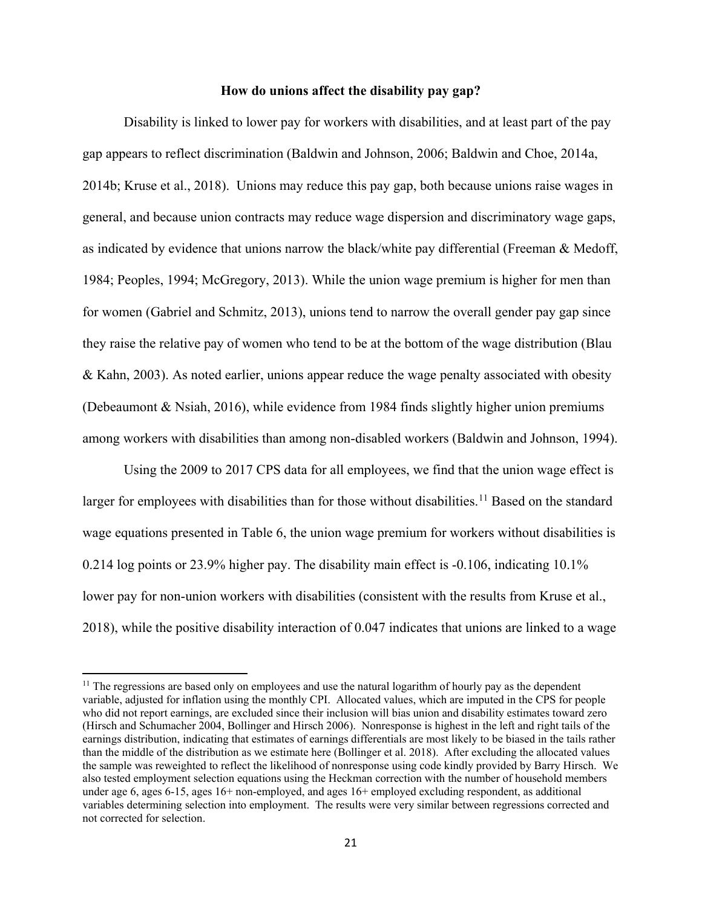### How do unions affect the disability pay gap?

Disability is linked to lower pay for workers with disabilities, and at least part of the pay gap appears to reflect discrimination (Baldwin and Johnson, 2006; Baldwin and Choe, 2014a, 2014b; Kruse et al., 2018). Unions may reduce this pay gap, both because unions raise wages in general, and because union contracts may reduce wage dispersion and discriminatory wage gaps, as indicated by evidence that unions narrow the black/white pay differential (Freeman & Medoff, 1984; Peoples, 1994; McGregory, 2013). While the union wage premium is higher for men than for women (Gabriel and Schmitz, 2013), unions tend to narrow the overall gender pay gap since they raise the relative pay of women who tend to be at the bottom of the wage distribution (Blau & Kahn, 2003). As noted earlier, unions appear reduce the wage penalty associated with obesity (Debeaumont & Nsiah, 2016), while evidence from 1984 finds slightly higher union premiums among workers with disabilities than among non-disabled workers (Baldwin and Johnson, 1994).

Using the 2009 to 2017 CPS data for all employees, we find that the union wage effect is larger for employees with disabilities than for those without disabilities.[11] Based on the standard wage equations presented in Table 6, the union wage premium for workers without disabilities is 0.214 log points or 23.9% higher pay. The disability main effect is -0.106, indicating 10.1% lower pay for non-union workers with disabilities (consistent with the results from Kruse et al., 2018), while the positive disability interaction of 0.047 indicates that unions are linked to a wage

---

[11] The regressions are based only on employees and use the natural logarithm of hourly pay as the dependent variable, adjusted for inflation using the monthly CPI. Allocated values, which are imputed in the CPS for people who did not report earnings, are excluded since their inclusion will bias union and disability estimates toward zero (Hirsch and Schumacher 2004, Bollinger and Hirsch 2006). Nonresponse is highest in the left and right tails of the earnings distribution, indicating that estimates of earnings differentials are most likely to be biased in the tails rather than the middle of the distribution as we estimate here (Bollinger et al. 2018). After excluding the allocated values the sample was reweighted to reflect the likelihood of nonresponse using code kindly provided by Barry Hirsch. We also tested employment selection equations using the Heckman correction with the number of household members under age 6, ages 6-15, ages 16+ non-employed, and ages 16+ employed excluding respondent, as additional variables determining selection into employment. The results were very similar between regressions corrected and not corrected for selection.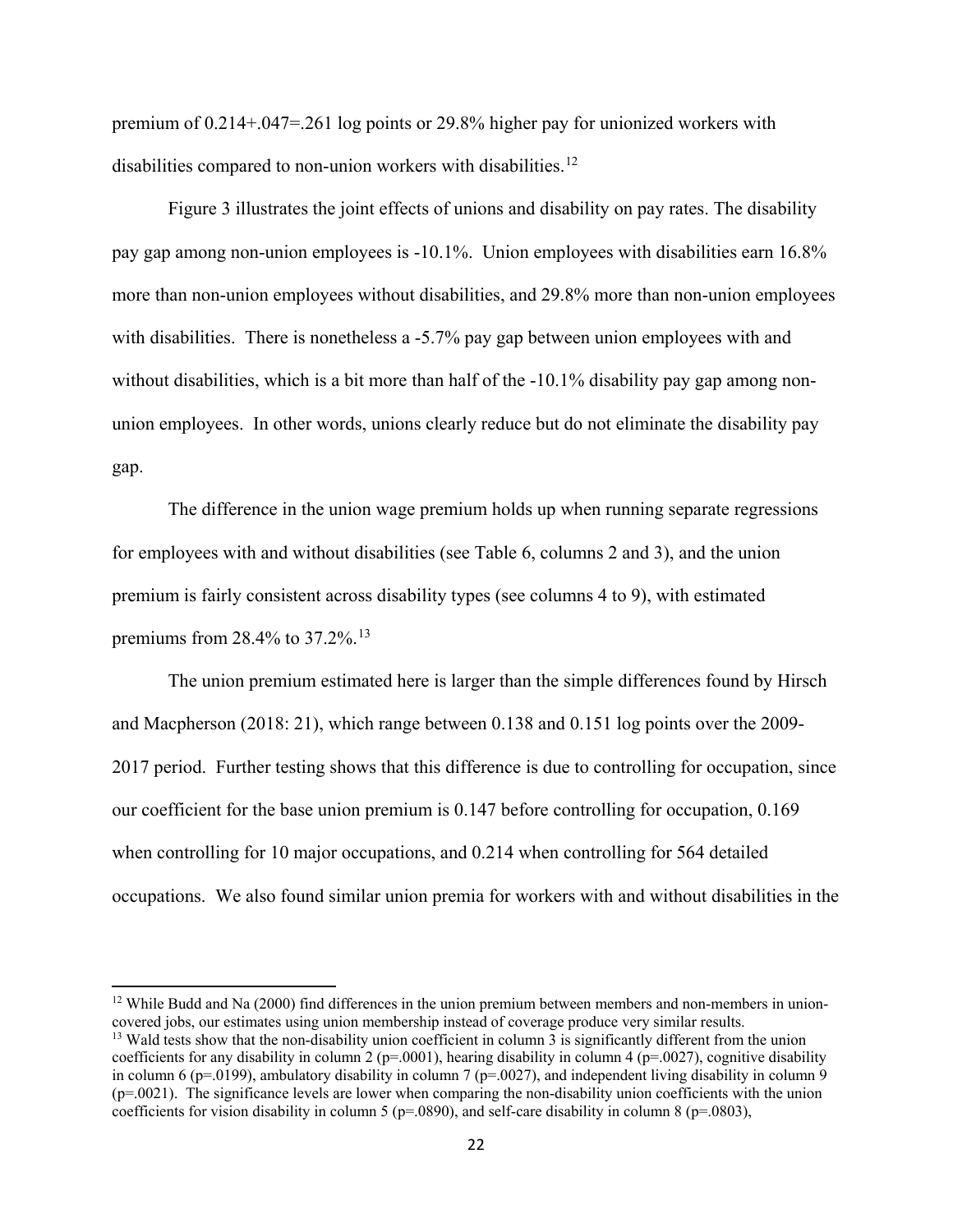premium of 0.214+.047=.261 log points or 29.8% higher pay for unionized workers with disabilities compared to non-union workers with disabilities.[12]

Figure 3 illustrates the joint effects of unions and disability on pay rates. The disability pay gap among non-union employees is -10.1%. Union employees with disabilities earn 16.8% more than non-union employees without disabilities, and 29.8% more than non-union employees with disabilities. There is nonetheless a -5.7% pay gap between union employees with and without disabilities, which is a bit more than half of the -10.1% disability pay gap among non-union employees. In other words, unions clearly reduce but do not eliminate the disability pay gap.

The difference in the union wage premium holds up when running separate regressions for employees with and without disabilities (see Table 6, columns 2 and 3), and the union premium is fairly consistent across disability types (see columns 4 to 9), with estimated premiums from 28.4% to 37.2%.[13]

The union premium estimated here is larger than the simple differences found by Hirsch and Macpherson (2018: 21), which range between 0.138 and 0.151 log points over the 2009-2017 period. Further testing shows that this difference is due to controlling for occupation, since our coefficient for the base union premium is 0.147 before controlling for occupation, 0.169 when controlling for 10 major occupations, and 0.214 when controlling for 564 detailed occupations. We also found similar union premia for workers with and without disabilities in the

[12] While Budd and Na (2000) find differences in the union premium between members and non-members in union-covered jobs, our estimates using union membership instead of coverage produce very similar results.

[13] Wald tests show that the non-disability union coefficient in column 3 is significantly different from the union coefficients for any disability in column 2 (p=.0001), hearing disability in column 4 (p=.0027), cognitive disability in column 6 (p=.0199), ambulatory disability in column 7 (p=.0027), and independent living disability in column 9 (p=.0021). The significance levels are lower when comparing the non-disability union coefficients with the union coefficients for vision disability in column 5 (p=.0890), and self-care disability in column 8 (p=.0803),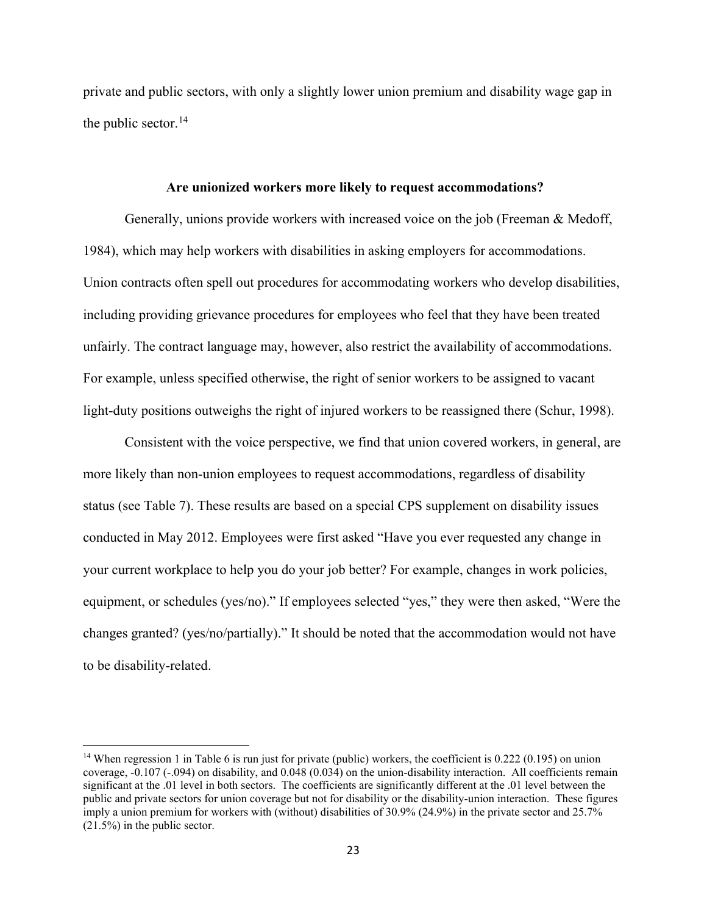private and public sectors, with only a slightly lower union premium and disability wage gap in the public sector.[14]

### Are unionized workers more likely to request accommodations?

Generally, unions provide workers with increased voice on the job (Freeman & Medoff, 1984), which may help workers with disabilities in asking employers for accommodations. Union contracts often spell out procedures for accommodating workers who develop disabilities, including providing grievance procedures for employees who feel that they have been treated unfairly. The contract language may, however, also restrict the availability of accommodations. For example, unless specified otherwise, the right of senior workers to be assigned to vacant light-duty positions outweighs the right of injured workers to be reassigned there (Schur, 1998).

Consistent with the voice perspective, we find that union covered workers, in general, are more likely than non-union employees to request accommodations, regardless of disability status (see Table 7). These results are based on a special CPS supplement on disability issues conducted in May 2012. Employees were first asked "Have you ever requested any change in your current workplace to help you do your job better? For example, changes in work policies, equipment, or schedules (yes/no)." If employees selected "yes," they were then asked, "Were the changes granted? (yes/no/partially)." It should be noted that the accommodation would not have to be disability-related.

---

[14] When regression 1 in Table 6 is run just for private (public) workers, the coefficient is 0.222 (0.195) on union coverage, -0.107 (-.094) on disability, and 0.048 (0.034) on the union-disability interaction. All coefficients remain significant at the .01 level in both sectors. The coefficients are significantly different at the .01 level between the public and private sectors for union coverage but not for disability or the disability-union interaction. These figures imply a union premium for workers with (without) disabilities of 30.9% (24.9%) in the private sector and 25.7% (21.5%) in the public sector.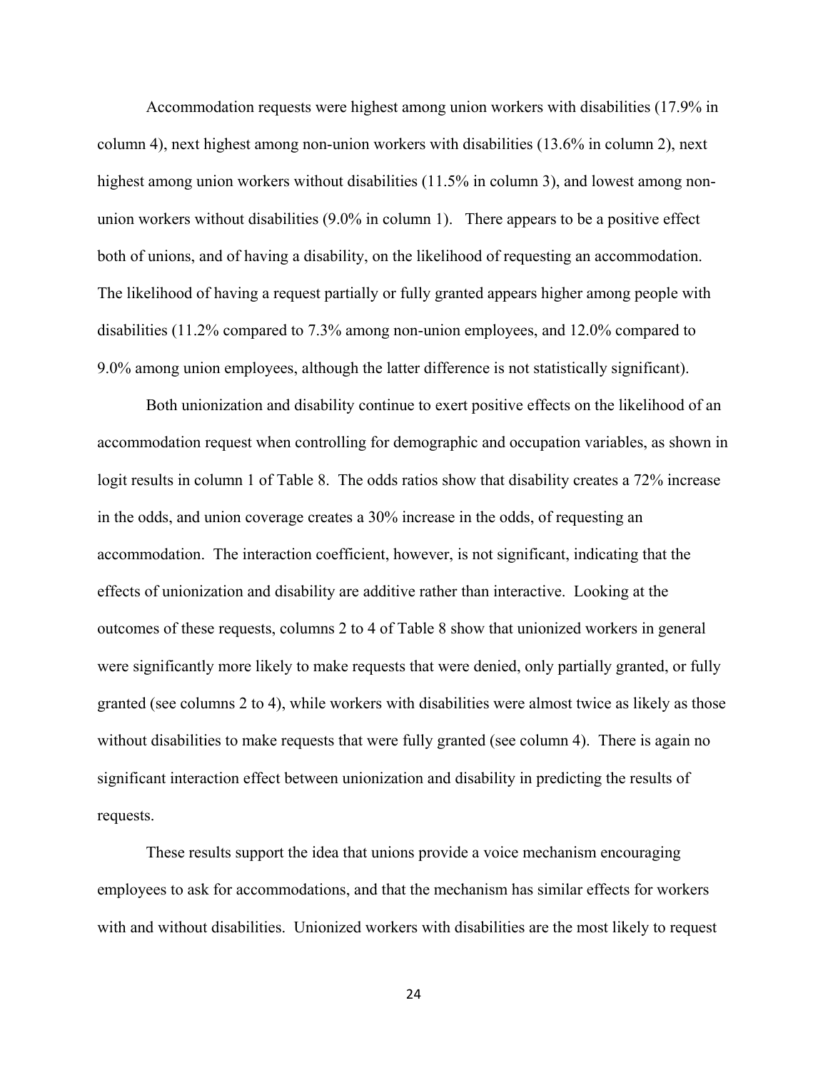Accommodation requests were highest among union workers with disabilities (17.9% in column 4), next highest among non-union workers with disabilities (13.6% in column 2), next highest among union workers without disabilities (11.5% in column 3), and lowest among non-union workers without disabilities (9.0% in column 1). There appears to be a positive effect both of unions, and of having a disability, on the likelihood of requesting an accommodation. The likelihood of having a request partially or fully granted appears higher among people with disabilities (11.2% compared to 7.3% among non-union employees, and 12.0% compared to 9.0% among union employees, although the latter difference is not statistically significant).

Both unionization and disability continue to exert positive effects on the likelihood of an accommodation request when controlling for demographic and occupation variables, as shown in logit results in column 1 of Table 8. The odds ratios show that disability creates a 72% increase in the odds, and union coverage creates a 30% increase in the odds, of requesting an accommodation. The interaction coefficient, however, is not significant, indicating that the effects of unionization and disability are additive rather than interactive. Looking at the outcomes of these requests, columns 2 to 4 of Table 8 show that unionized workers in general were significantly more likely to make requests that were denied, only partially granted, or fully granted (see columns 2 to 4), while workers with disabilities were almost twice as likely as those without disabilities to make requests that were fully granted (see column 4). There is again no significant interaction effect between unionization and disability in predicting the results of requests.

These results support the idea that unions provide a voice mechanism encouraging employees to ask for accommodations, and that the mechanism has similar effects for workers with and without disabilities. Unionized workers with disabilities are the most likely to request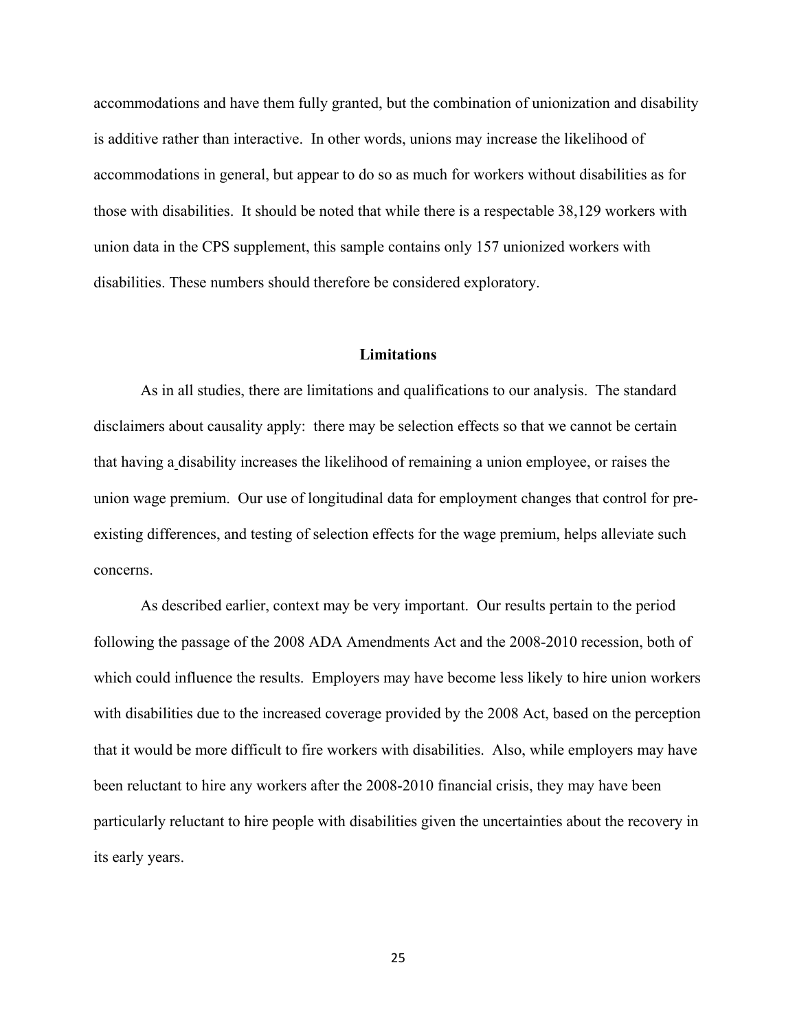accommodations and have them fully granted, but the combination of unionization and disability is additive rather than interactive. In other words, unions may increase the likelihood of accommodations in general, but appear to do so as much for workers without disabilities as for those with disabilities. It should be noted that while there is a respectable 38,129 workers with union data in the CPS supplement, this sample contains only 157 unionized workers with disabilities. These numbers should therefore be considered exploratory.

## Limitations

As in all studies, there are limitations and qualifications to our analysis. The standard disclaimers about causality apply: there may be selection effects so that we cannot be certain that having a disability increases the likelihood of remaining a union employee, or raises the union wage premium. Our use of longitudinal data for employment changes that control for pre-existing differences, and testing of selection effects for the wage premium, helps alleviate such concerns.

As described earlier, context may be very important. Our results pertain to the period following the passage of the 2008 ADA Amendments Act and the 2008-2010 recession, both of which could influence the results. Employers may have become less likely to hire union workers with disabilities due to the increased coverage provided by the 2008 Act, based on the perception that it would be more difficult to fire workers with disabilities. Also, while employers may have been reluctant to hire any workers after the 2008-2010 financial crisis, they may have been particularly reluctant to hire people with disabilities given the uncertainties about the recovery in its early years.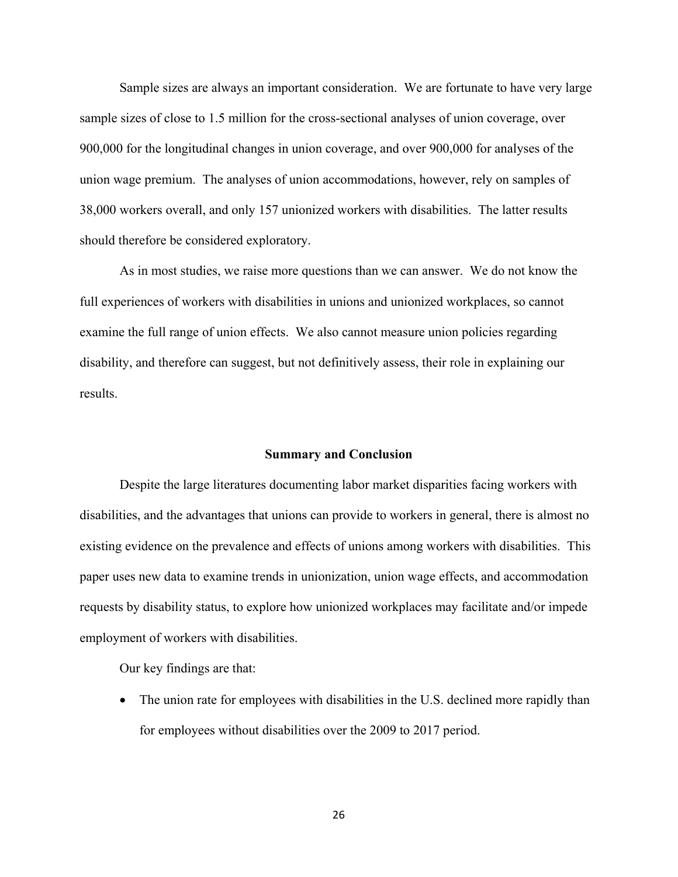Sample sizes are always an important consideration. We are fortunate to have very large sample sizes of close to 1.5 million for the cross-sectional analyses of union coverage, over 900,000 for the longitudinal changes in union coverage, and over 900,000 for analyses of the union wage premium. The analyses of union accommodations, however, rely on samples of 38,000 workers overall, and only 157 unionized workers with disabilities. The latter results should therefore be considered exploratory.

As in most studies, we raise more questions than we can answer. We do not know the full experiences of workers with disabilities in unions and unionized workplaces, so cannot examine the full range of union effects. We also cannot measure union policies regarding disability, and therefore can suggest, but not definitively assess, their role in explaining our results.

## Summary and Conclusion

Despite the large literatures documenting labor market disparities facing workers with disabilities, and the advantages that unions can provide to workers in general, there is almost no existing evidence on the prevalence and effects of unions among workers with disabilities. This paper uses new data to examine trends in unionization, union wage effects, and accommodation requests by disability status, to explore how unionized workplaces may facilitate and/or impede employment of workers with disabilities.

Our key findings are that:

- The union rate for employees with disabilities in the U.S. declined more rapidly than for employees without disabilities over the 2009 to 2017 period.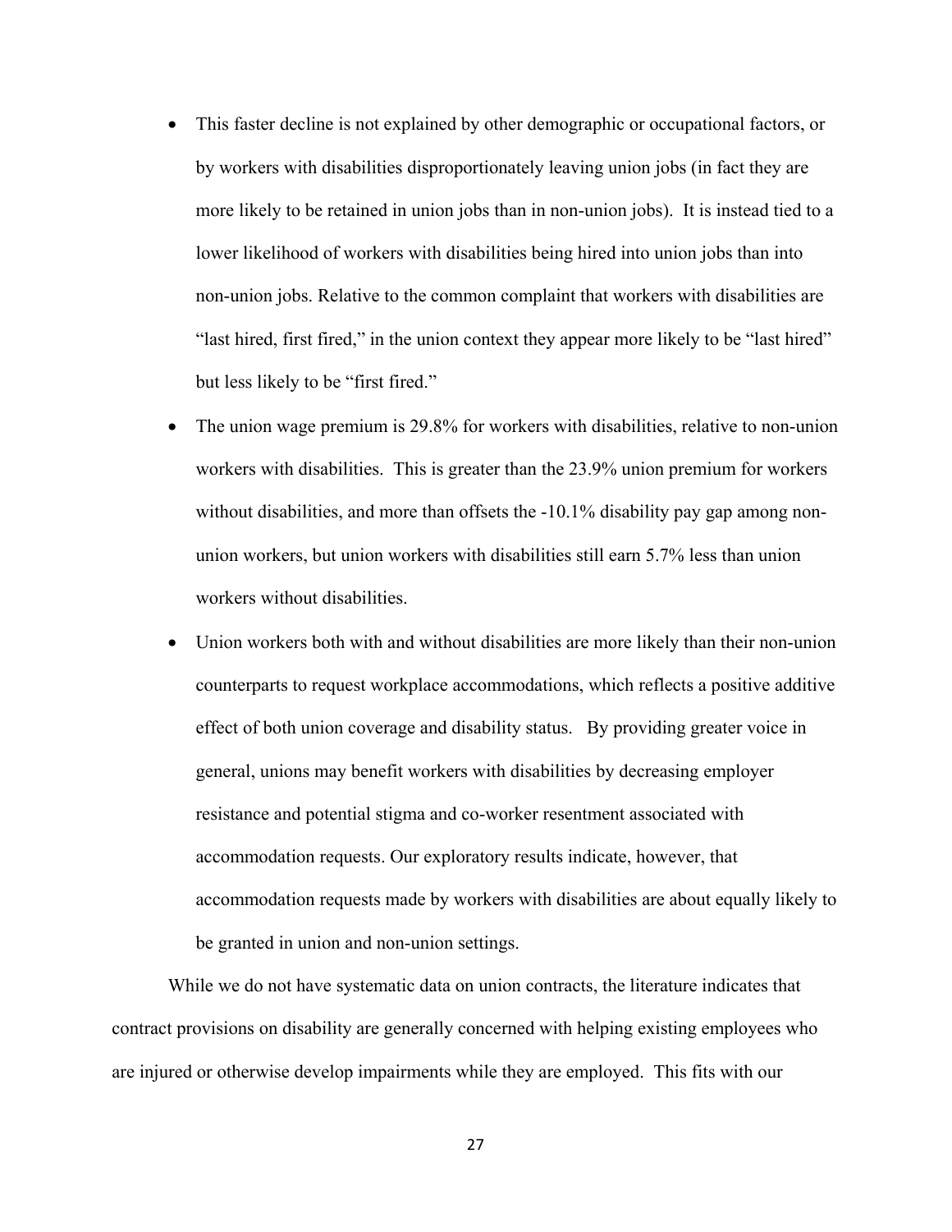- This faster decline is not explained by other demographic or occupational factors, or by workers with disabilities disproportionately leaving union jobs (in fact they are more likely to be retained in union jobs than in non-union jobs). It is instead tied to a lower likelihood of workers with disabilities being hired into union jobs than into non-union jobs. Relative to the common complaint that workers with disabilities are "last hired, first fired," in the union context they appear more likely to be "last hired" but less likely to be "first fired."
- The union wage premium is 29.8% for workers with disabilities, relative to non-union workers with disabilities. This is greater than the 23.9% union premium for workers without disabilities, and more than offsets the -10.1% disability pay gap among non-union workers, but union workers with disabilities still earn 5.7% less than union workers without disabilities.
- Union workers both with and without disabilities are more likely than their non-union counterparts to request workplace accommodations, which reflects a positive additive effect of both union coverage and disability status. By providing greater voice in general, unions may benefit workers with disabilities by decreasing employer resistance and potential stigma and co-worker resentment associated with accommodation requests. Our exploratory results indicate, however, that accommodation requests made by workers with disabilities are about equally likely to be granted in union and non-union settings.

While we do not have systematic data on union contracts, the literature indicates that contract provisions on disability are generally concerned with helping existing employees who are injured or otherwise develop impairments while they are employed. This fits with our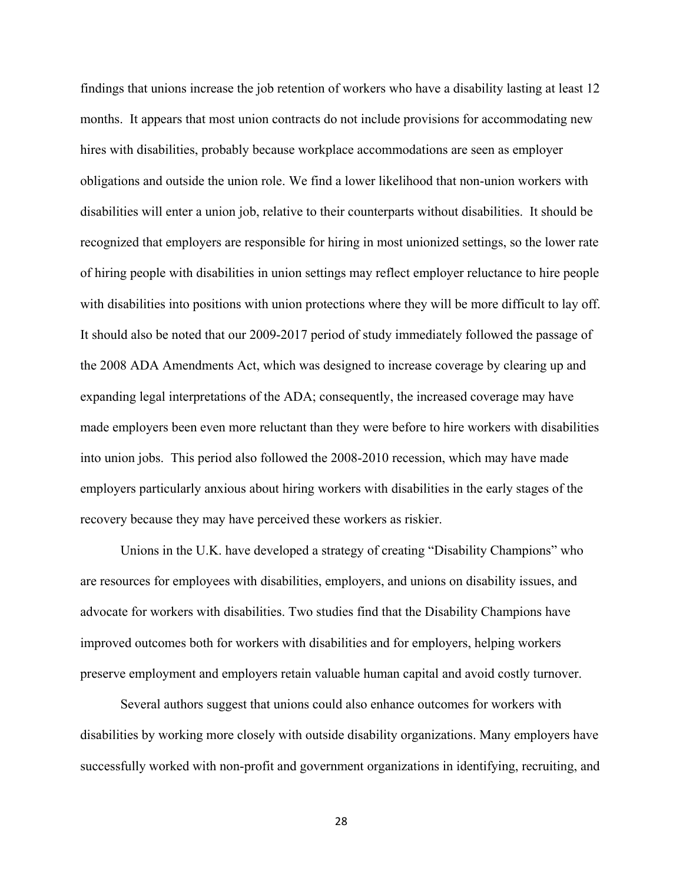findings that unions increase the job retention of workers who have a disability lasting at least 12 months. It appears that most union contracts do not include provisions for accommodating new hires with disabilities, probably because workplace accommodations are seen as employer obligations and outside the union role. We find a lower likelihood that non-union workers with disabilities will enter a union job, relative to their counterparts without disabilities. It should be recognized that employers are responsible for hiring in most unionized settings, so the lower rate of hiring people with disabilities in union settings may reflect employer reluctance to hire people with disabilities into positions with union protections where they will be more difficult to lay off. It should also be noted that our 2009-2017 period of study immediately followed the passage of the 2008 ADA Amendments Act, which was designed to increase coverage by clearing up and expanding legal interpretations of the ADA; consequently, the increased coverage may have made employers been even more reluctant than they were before to hire workers with disabilities into union jobs. This period also followed the 2008-2010 recession, which may have made employers particularly anxious about hiring workers with disabilities in the early stages of the recovery because they may have perceived these workers as riskier.

Unions in the U.K. have developed a strategy of creating "Disability Champions" who are resources for employees with disabilities, employers, and unions on disability issues, and advocate for workers with disabilities. Two studies find that the Disability Champions have improved outcomes both for workers with disabilities and for employers, helping workers preserve employment and employers retain valuable human capital and avoid costly turnover.

Several authors suggest that unions could also enhance outcomes for workers with disabilities by working more closely with outside disability organizations. Many employers have successfully worked with non-profit and government organizations in identifying, recruiting, and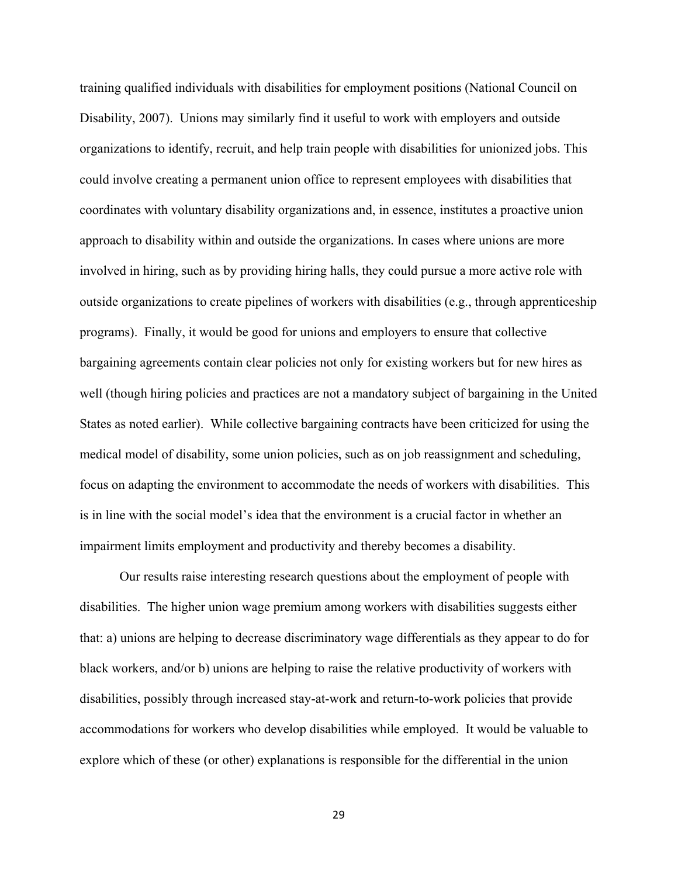training qualified individuals with disabilities for employment positions (National Council on Disability, 2007). Unions may similarly find it useful to work with employers and outside organizations to identify, recruit, and help train people with disabilities for unionized jobs. This could involve creating a permanent union office to represent employees with disabilities that coordinates with voluntary disability organizations and, in essence, institutes a proactive union approach to disability within and outside the organizations. In cases where unions are more involved in hiring, such as by providing hiring halls, they could pursue a more active role with outside organizations to create pipelines of workers with disabilities (e.g., through apprenticeship programs). Finally, it would be good for unions and employers to ensure that collective bargaining agreements contain clear policies not only for existing workers but for new hires as well (though hiring policies and practices are not a mandatory subject of bargaining in the United States as noted earlier). While collective bargaining contracts have been criticized for using the medical model of disability, some union policies, such as on job reassignment and scheduling, focus on adapting the environment to accommodate the needs of workers with disabilities. This is in line with the social model's idea that the environment is a crucial factor in whether an impairment limits employment and productivity and thereby becomes a disability.

Our results raise interesting research questions about the employment of people with disabilities. The higher union wage premium among workers with disabilities suggests either that: a) unions are helping to decrease discriminatory wage differentials as they appear to do for black workers, and/or b) unions are helping to raise the relative productivity of workers with disabilities, possibly through increased stay-at-work and return-to-work policies that provide accommodations for workers who develop disabilities while employed. It would be valuable to explore which of these (or other) explanations is responsible for the differential in the union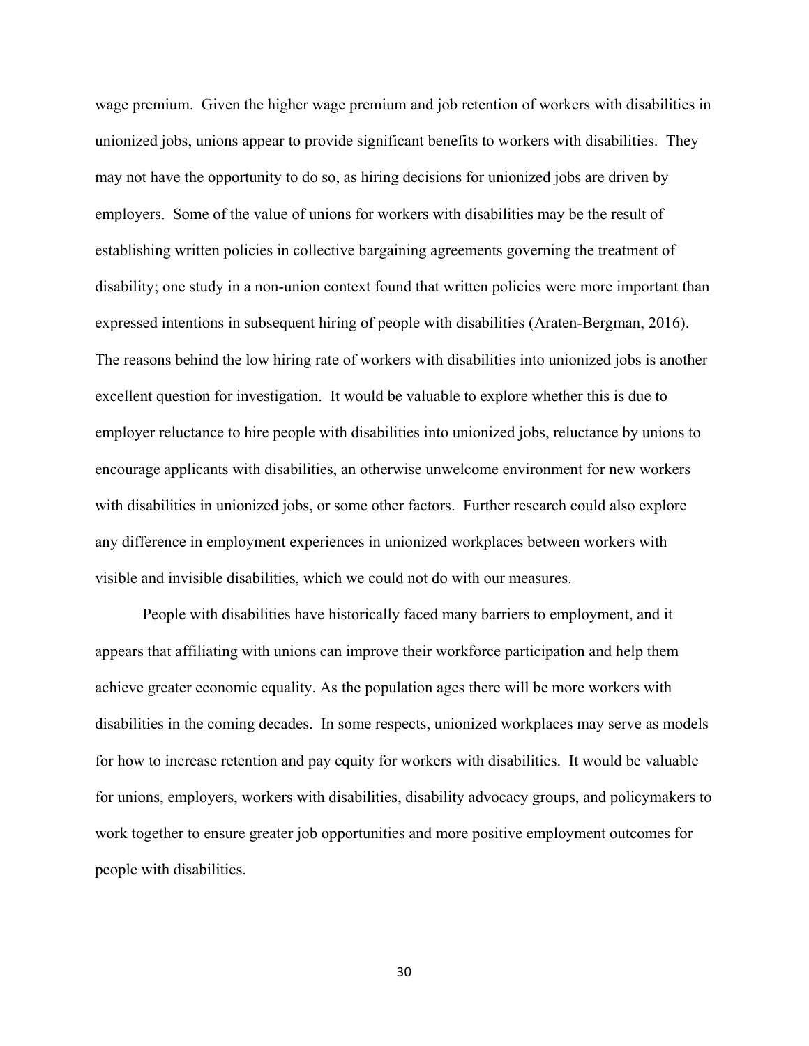wage premium. Given the higher wage premium and job retention of workers with disabilities in unionized jobs, unions appear to provide significant benefits to workers with disabilities. They may not have the opportunity to do so, as hiring decisions for unionized jobs are driven by employers. Some of the value of unions for workers with disabilities may be the result of establishing written policies in collective bargaining agreements governing the treatment of disability; one study in a non-union context found that written policies were more important than expressed intentions in subsequent hiring of people with disabilities (Araten-Bergman, 2016). The reasons behind the low hiring rate of workers with disabilities into unionized jobs is another excellent question for investigation. It would be valuable to explore whether this is due to employer reluctance to hire people with disabilities into unionized jobs, reluctance by unions to encourage applicants with disabilities, an otherwise unwelcome environment for new workers with disabilities in unionized jobs, or some other factors. Further research could also explore any difference in employment experiences in unionized workplaces between workers with visible and invisible disabilities, which we could not do with our measures.

People with disabilities have historically faced many barriers to employment, and it appears that affiliating with unions can improve their workforce participation and help them achieve greater economic equality. As the population ages there will be more workers with disabilities in the coming decades. In some respects, unionized workplaces may serve as models for how to increase retention and pay equity for workers with disabilities. It would be valuable for unions, employers, workers with disabilities, disability advocacy groups, and policymakers to work together to ensure greater job opportunities and more positive employment outcomes for people with disabilities.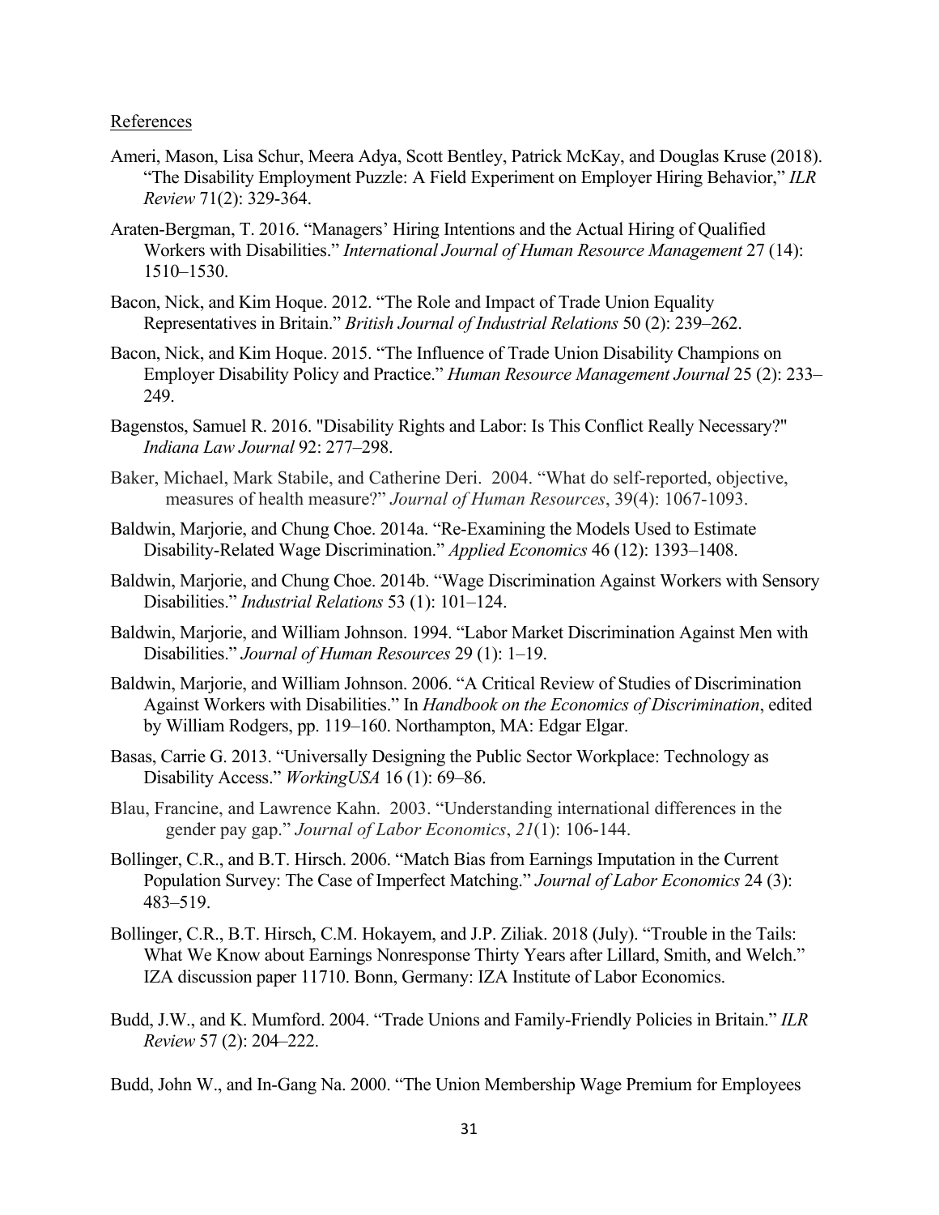References

Ameri, Mason, Lisa Schur, Meera Adya, Scott Bentley, Patrick McKay, and Douglas Kruse (2018). "The Disability Employment Puzzle: A Field Experiment on Employer Hiring Behavior," *ILR Review* 71(2): 329-364.

Araten-Bergman, T. 2016. "Managers' Hiring Intentions and the Actual Hiring of Qualified Workers with Disabilities." *International Journal of Human Resource Management* 27 (14): 1510–1530.

Bacon, Nick, and Kim Hoque. 2012. "The Role and Impact of Trade Union Equality Representatives in Britain." *British Journal of Industrial Relations* 50 (2): 239–262.

Bacon, Nick, and Kim Hoque. 2015. "The Influence of Trade Union Disability Champions on Employer Disability Policy and Practice." *Human Resource Management Journal* 25 (2): 233–249.

Bagenstos, Samuel R. 2016. "Disability Rights and Labor: Is This Conflict Really Necessary?" *Indiana Law Journal* 92: 277–298.

Baker, Michael, Mark Stabile, and Catherine Deri. 2004. "What do self-reported, objective, measures of health measure?" *Journal of Human Resources*, 39(4): 1067-1093.

Baldwin, Marjorie, and Chung Choe. 2014a. "Re-Examining the Models Used to Estimate Disability-Related Wage Discrimination." *Applied Economics* 46 (12): 1393–1408.

Baldwin, Marjorie, and Chung Choe. 2014b. "Wage Discrimination Against Workers with Sensory Disabilities." *Industrial Relations* 53 (1): 101–124.

Baldwin, Marjorie, and William Johnson. 1994. "Labor Market Discrimination Against Men with Disabilities." *Journal of Human Resources* 29 (1): 1–19.

Baldwin, Marjorie, and William Johnson. 2006. "A Critical Review of Studies of Discrimination Against Workers with Disabilities." In *Handbook on the Economics of Discrimination*, edited by William Rodgers, pp. 119–160. Northampton, MA: Edgar Elgar.

Basas, Carrie G. 2013. "Universally Designing the Public Sector Workplace: Technology as Disability Access." *WorkingUSA* 16 (1): 69–86.

Blau, Francine, and Lawrence Kahn. 2003. "Understanding international differences in the gender pay gap." *Journal of Labor Economics*, *21*(1): 106-144.

Bollinger, C.R., and B.T. Hirsch. 2006. "Match Bias from Earnings Imputation in the Current Population Survey: The Case of Imperfect Matching." *Journal of Labor Economics* 24 (3): 483–519.

Bollinger, C.R., B.T. Hirsch, C.M. Hokayem, and J.P. Ziliak. 2018 (July). "Trouble in the Tails: What We Know about Earnings Nonresponse Thirty Years after Lillard, Smith, and Welch." IZA discussion paper 11710. Bonn, Germany: IZA Institute of Labor Economics.

Budd, J.W., and K. Mumford. 2004. "Trade Unions and Family-Friendly Policies in Britain." *ILR Review* 57 (2): 204–222.

Budd, John W., and In-Gang Na. 2000. "The Union Membership Wage Premium for Employees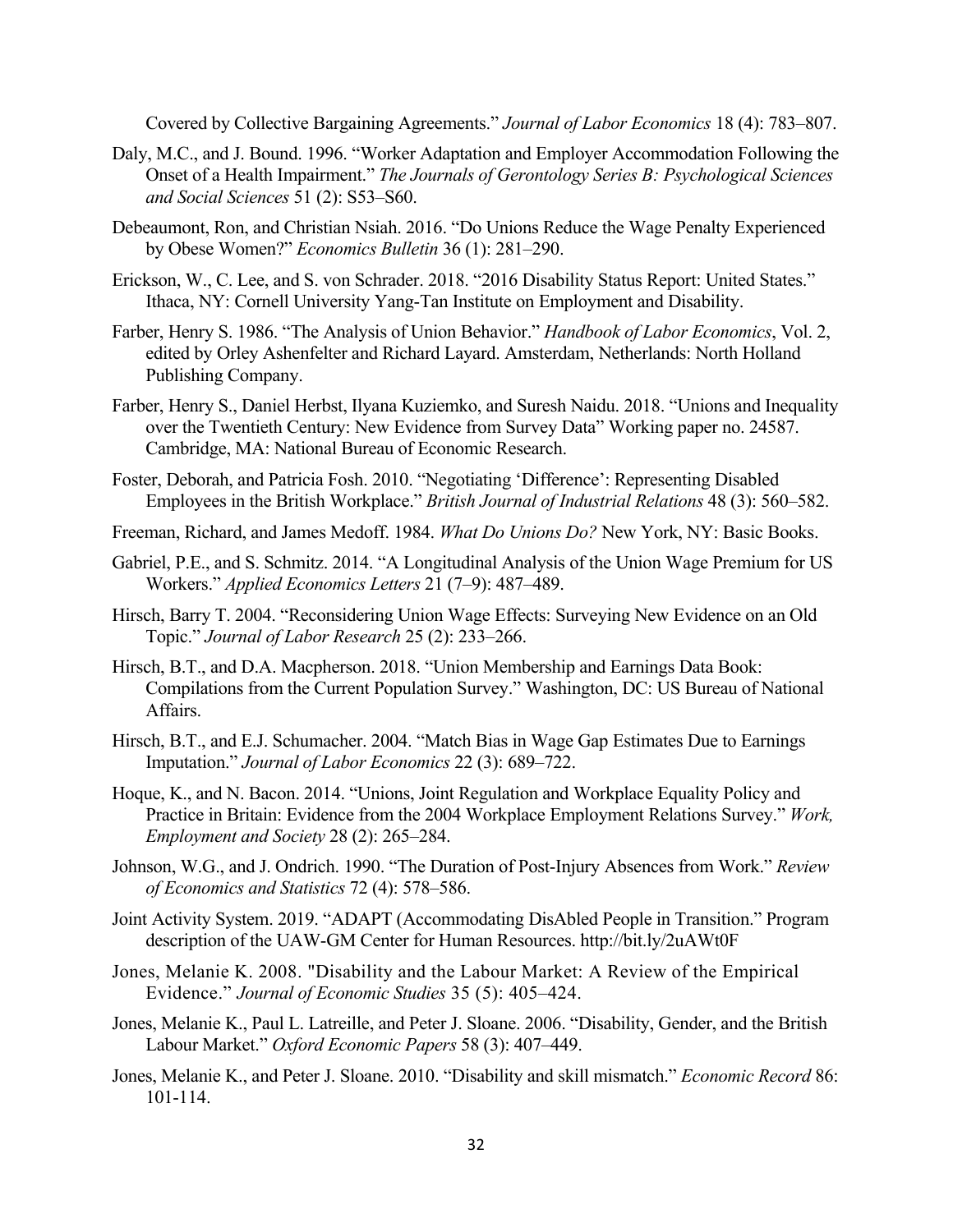Covered by Collective Bargaining Agreements." *Journal of Labor Economics* 18 (4): 783–807.

Daly, M.C., and J. Bound. 1996. "Worker Adaptation and Employer Accommodation Following the Onset of a Health Impairment." *The Journals of Gerontology Series B: Psychological Sciences and Social Sciences* 51 (2): S53–S60.

Debeaumont, Ron, and Christian Nsiah. 2016. "Do Unions Reduce the Wage Penalty Experienced by Obese Women?" *Economics Bulletin* 36 (1): 281–290.

Erickson, W., C. Lee, and S. von Schrader. 2018. "2016 Disability Status Report: United States." Ithaca, NY: Cornell University Yang-Tan Institute on Employment and Disability.

Farber, Henry S. 1986. "The Analysis of Union Behavior." *Handbook of Labor Economics*, Vol. 2, edited by Orley Ashenfelter and Richard Layard. Amsterdam, Netherlands: North Holland Publishing Company.

Farber, Henry S., Daniel Herbst, Ilyana Kuziemko, and Suresh Naidu. 2018. "Unions and Inequality over the Twentieth Century: New Evidence from Survey Data" Working paper no. 24587. Cambridge, MA: National Bureau of Economic Research.

Foster, Deborah, and Patricia Fosh. 2010. "Negotiating 'Difference': Representing Disabled Employees in the British Workplace." *British Journal of Industrial Relations* 48 (3): 560–582.

Freeman, Richard, and James Medoff. 1984. *What Do Unions Do?* New York, NY: Basic Books.

Gabriel, P.E., and S. Schmitz. 2014. "A Longitudinal Analysis of the Union Wage Premium for US Workers." *Applied Economics Letters* 21 (7–9): 487–489.

Hirsch, Barry T. 2004. "Reconsidering Union Wage Effects: Surveying New Evidence on an Old Topic." *Journal of Labor Research* 25 (2): 233–266.

Hirsch, B.T., and D.A. Macpherson. 2018. "Union Membership and Earnings Data Book: Compilations from the Current Population Survey." Washington, DC: US Bureau of National Affairs.

Hirsch, B.T., and E.J. Schumacher. 2004. "Match Bias in Wage Gap Estimates Due to Earnings Imputation." *Journal of Labor Economics* 22 (3): 689–722.

Hoque, K., and N. Bacon. 2014. "Unions, Joint Regulation and Workplace Equality Policy and Practice in Britain: Evidence from the 2004 Workplace Employment Relations Survey." *Work, Employment and Society* 28 (2): 265–284.

Johnson, W.G., and J. Ondrich. 1990. "The Duration of Post-Injury Absences from Work." *Review of Economics and Statistics* 72 (4): 578–586.

Joint Activity System. 2019. "ADAPT (Accommodating DisAbled People in Transition." Program description of the UAW-GM Center for Human Resources. http://bit.ly/2uAWt0F

Jones, Melanie K. 2008. "Disability and the Labour Market: A Review of the Empirical Evidence." *Journal of Economic Studies* 35 (5): 405–424.

Jones, Melanie K., Paul L. Latreille, and Peter J. Sloane. 2006. "Disability, Gender, and the British Labour Market." *Oxford Economic Papers* 58 (3): 407–449.

Jones, Melanie K., and Peter J. Sloane. 2010. "Disability and skill mismatch." *Economic Record* 86: 101-114.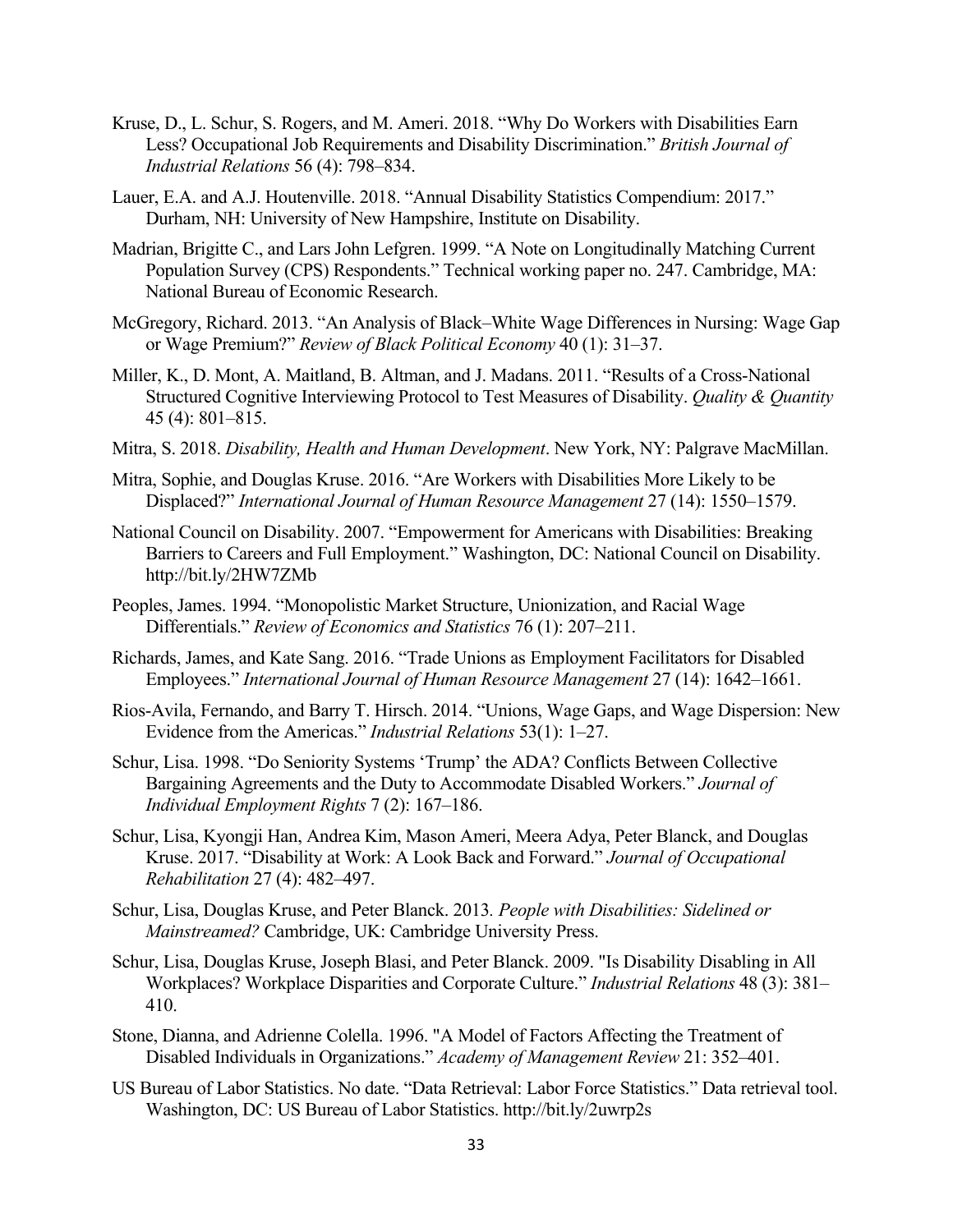Kruse, D., L. Schur, S. Rogers, and M. Ameri. 2018. "Why Do Workers with Disabilities Earn Less? Occupational Job Requirements and Disability Discrimination." *British Journal of Industrial Relations* 56 (4): 798–834.

Lauer, E.A. and A.J. Houtenville. 2018. "Annual Disability Statistics Compendium: 2017." Durham, NH: University of New Hampshire, Institute on Disability.

Madrian, Brigitte C., and Lars John Lefgren. 1999. "A Note on Longitudinally Matching Current Population Survey (CPS) Respondents." Technical working paper no. 247. Cambridge, MA: National Bureau of Economic Research.

McGregory, Richard. 2013. "An Analysis of Black–White Wage Differences in Nursing: Wage Gap or Wage Premium?" *Review of Black Political Economy* 40 (1): 31–37.

Miller, K., D. Mont, A. Maitland, B. Altman, and J. Madans. 2011. "Results of a Cross-National Structured Cognitive Interviewing Protocol to Test Measures of Disability. *Quality & Quantity* 45 (4): 801–815.

Mitra, S. 2018. *Disability, Health and Human Development*. New York, NY: Palgrave MacMillan.

Mitra, Sophie, and Douglas Kruse. 2016. "Are Workers with Disabilities More Likely to be Displaced?" *International Journal of Human Resource Management* 27 (14): 1550–1579.

National Council on Disability. 2007. "Empowerment for Americans with Disabilities: Breaking Barriers to Careers and Full Employment." Washington, DC: National Council on Disability. http://bit.ly/2HW7ZMb

Peoples, James. 1994. "Monopolistic Market Structure, Unionization, and Racial Wage Differentials." *Review of Economics and Statistics* 76 (1): 207–211.

Richards, James, and Kate Sang. 2016. "Trade Unions as Employment Facilitators for Disabled Employees." *International Journal of Human Resource Management* 27 (14): 1642–1661.

Rios-Avila, Fernando, and Barry T. Hirsch. 2014. "Unions, Wage Gaps, and Wage Dispersion: New Evidence from the Americas." *Industrial Relations* 53(1): 1–27.

Schur, Lisa. 1998. "Do Seniority Systems 'Trump' the ADA? Conflicts Between Collective Bargaining Agreements and the Duty to Accommodate Disabled Workers." *Journal of Individual Employment Rights* 7 (2): 167–186.

Schur, Lisa, Kyongji Han, Andrea Kim, Mason Ameri, Meera Adya, Peter Blanck, and Douglas Kruse. 2017. "Disability at Work: A Look Back and Forward." *Journal of Occupational Rehabilitation* 27 (4): 482–497.

Schur, Lisa, Douglas Kruse, and Peter Blanck. 2013. *People with Disabilities: Sidelined or Mainstreamed?* Cambridge, UK: Cambridge University Press.

Schur, Lisa, Douglas Kruse, Joseph Blasi, and Peter Blanck. 2009. "Is Disability Disabling in All Workplaces? Workplace Disparities and Corporate Culture." *Industrial Relations* 48 (3): 381–410.

Stone, Dianna, and Adrienne Colella. 1996. "A Model of Factors Affecting the Treatment of Disabled Individuals in Organizations." *Academy of Management Review* 21: 352–401.

US Bureau of Labor Statistics. No date. "Data Retrieval: Labor Force Statistics." Data retrieval tool. Washington, DC: US Bureau of Labor Statistics. http://bit.ly/2uwrp2s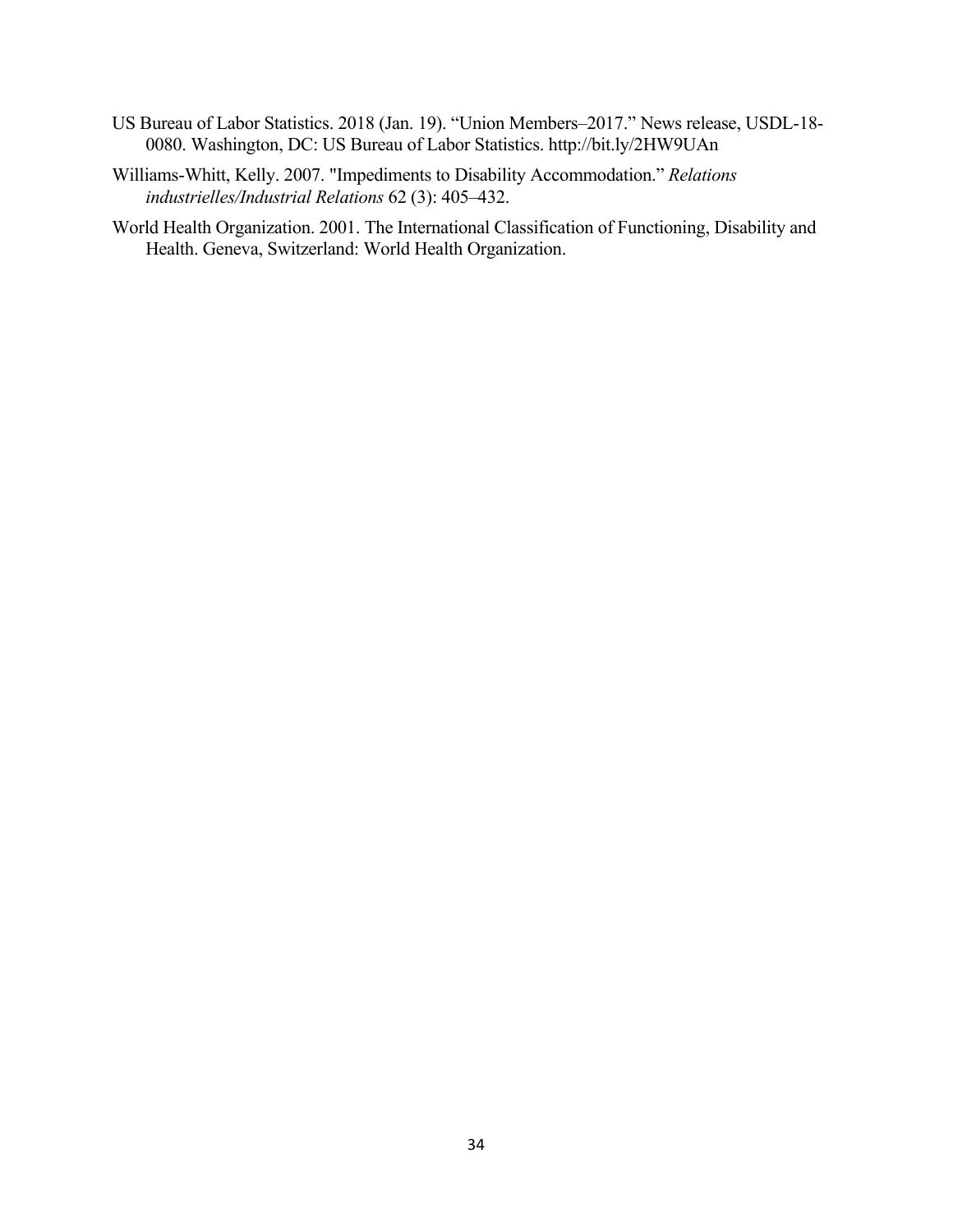US Bureau of Labor Statistics. 2018 (Jan. 19). "Union Members–2017." News release, USDL-18-0080. Washington, DC: US Bureau of Labor Statistics. http://bit.ly/2HW9UAn

Williams-Whitt, Kelly. 2007. "Impediments to Disability Accommodation." *Relations industrielles/Industrial Relations* 62 (3): 405–432.

World Health Organization. 2001. The International Classification of Functioning, Disability and Health. Geneva, Switzerland: World Health Organization.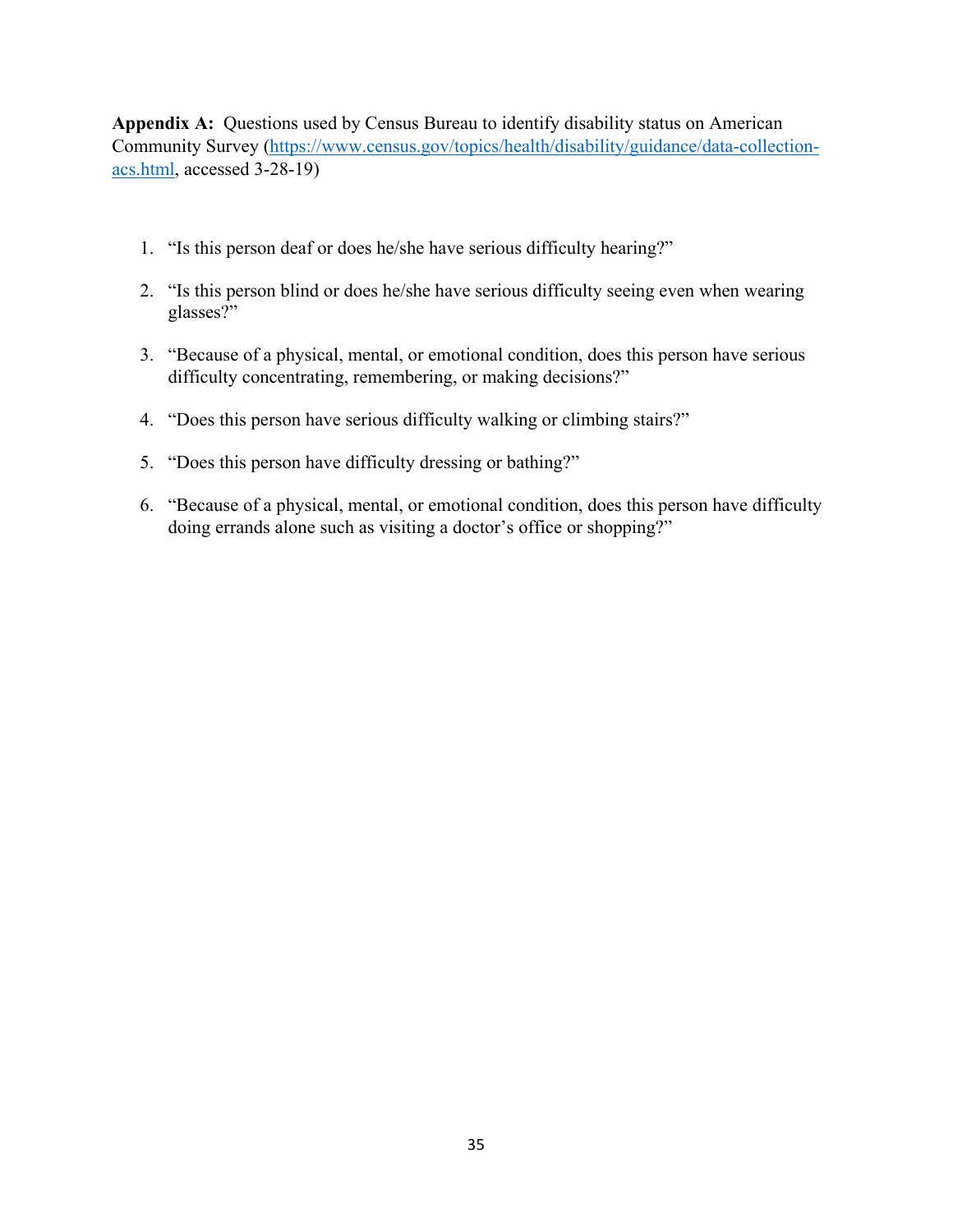**Appendix A:** Questions used by Census Bureau to identify disability status on American Community Survey (https://www.census.gov/topics/health/disability/guidance/data-collection-acs.html, accessed 3-28-19)

1. "Is this person deaf or does he/she have serious difficulty hearing?"
2. "Is this person blind or does he/she have serious difficulty seeing even when wearing glasses?"
3. "Because of a physical, mental, or emotional condition, does this person have serious difficulty concentrating, remembering, or making decisions?"
4. "Does this person have serious difficulty walking or climbing stairs?"
5. "Does this person have difficulty dressing or bathing?"
6. "Because of a physical, mental, or emotional condition, does this person have difficulty doing errands alone such as visiting a doctor's office or shopping?"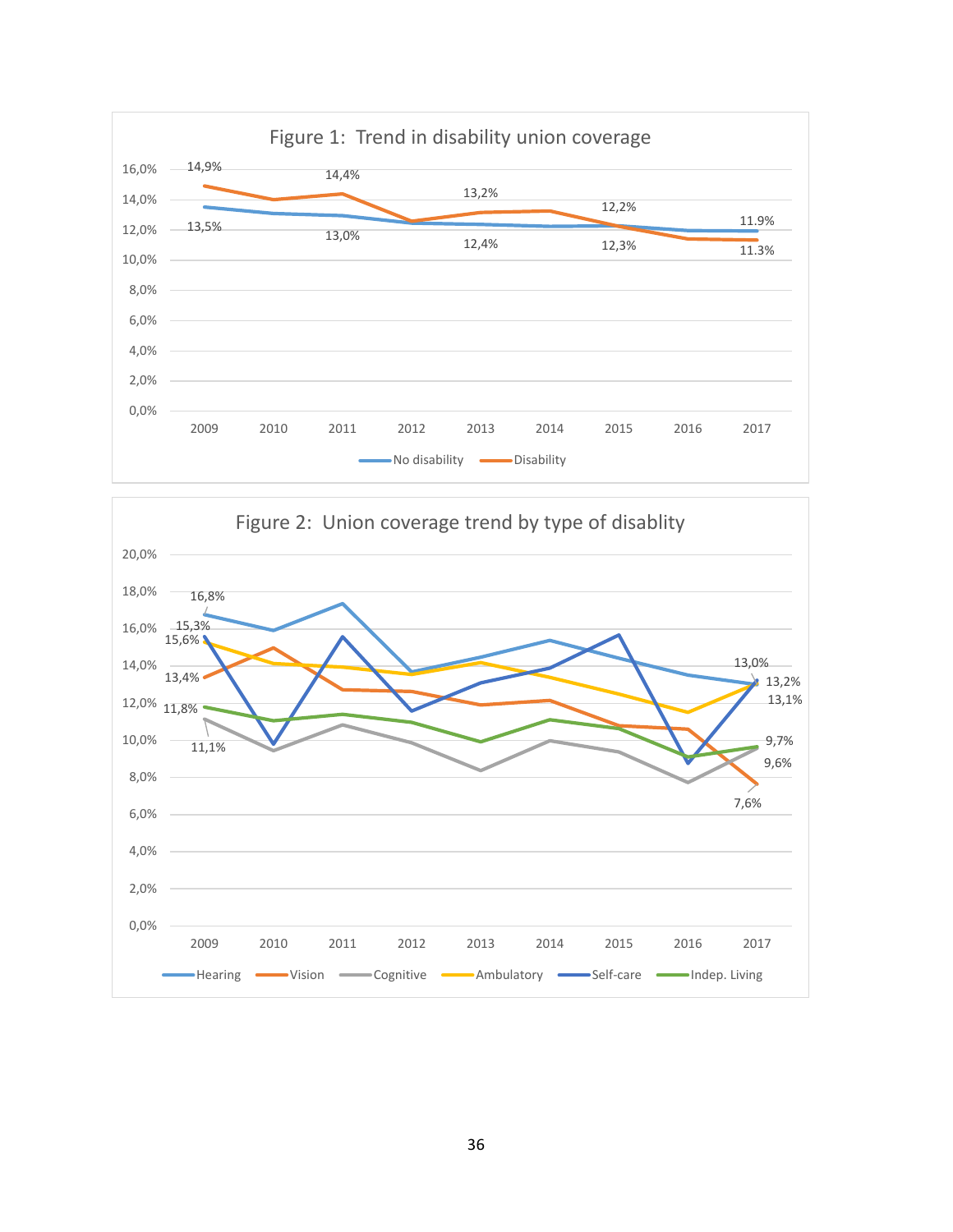Figure 1: Trend in disability union coverage

Figure 2: Union coverage trend by type of disablity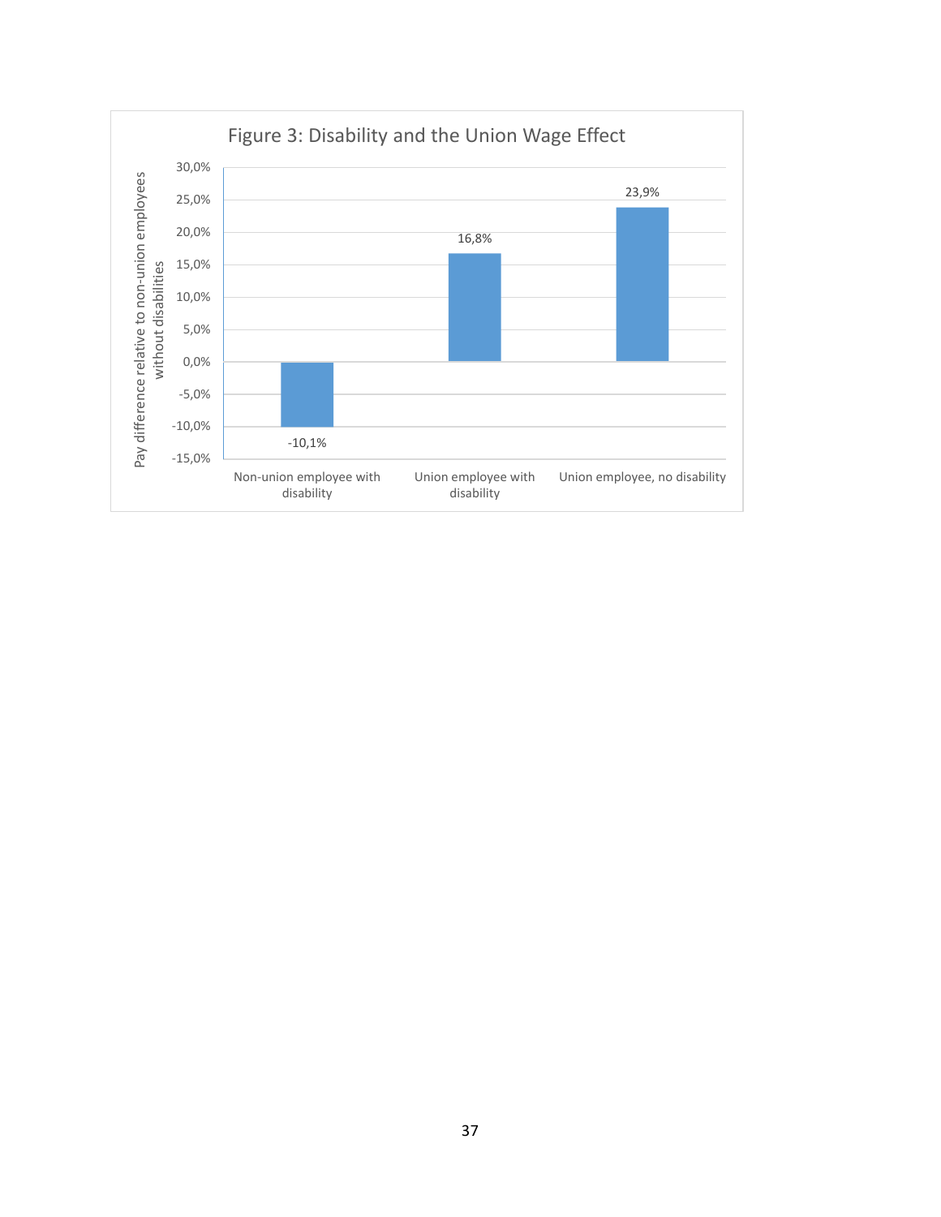Figure 3: Disability and the Union Wage Effect

| Category | Pay difference relative to non-union employees without disabilities |
|---|---|
| Non-union employee with disability | -10,1% |
| Union employee with disability | 16,8% |
| Union employee, no disability | 23,9% |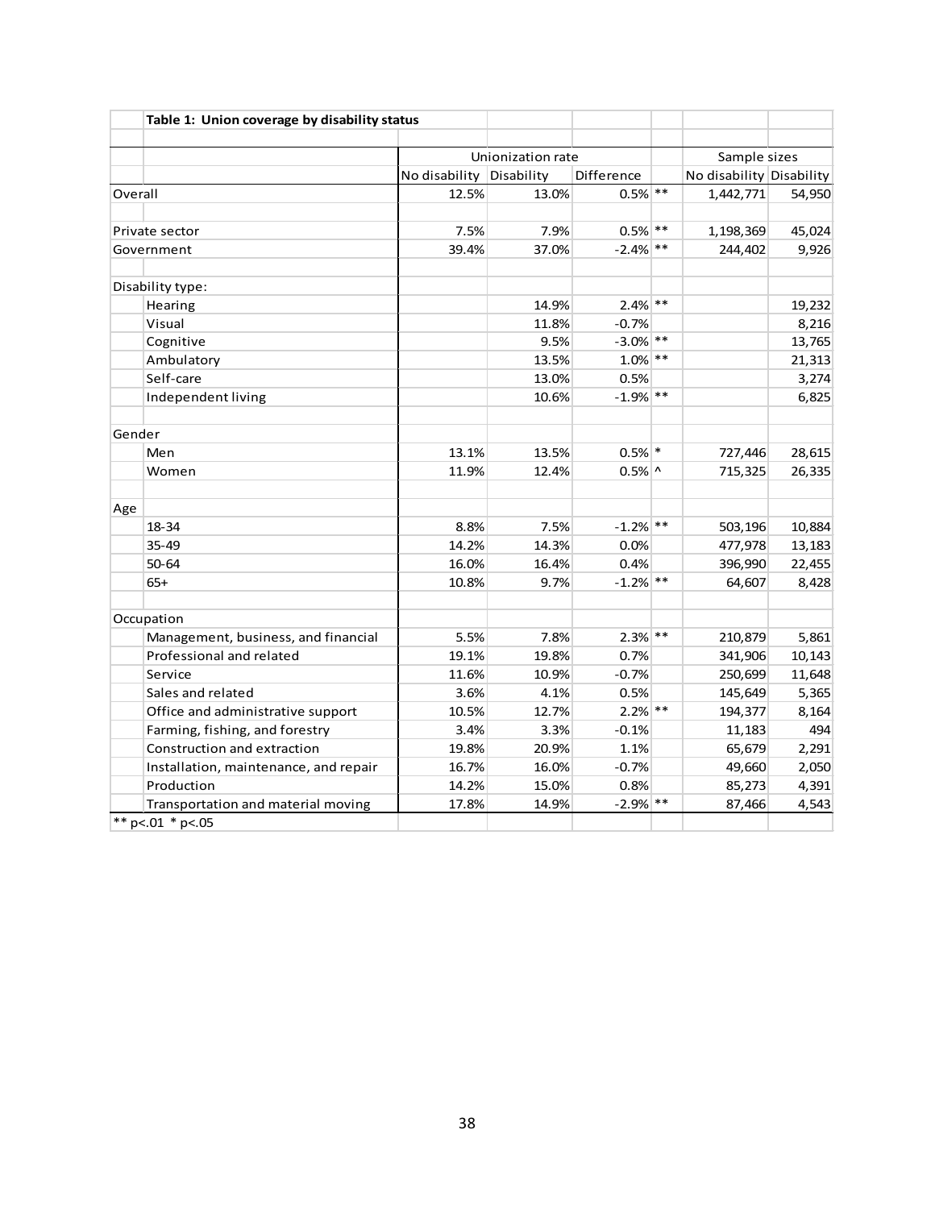**Table 1: Union coverage by disability status**

| | Unionization rate | | | | Sample sizes | |
|---|---|---|---|---|---|---|
| | No disability | Disability | Difference | | No disability | Disability |
| Overall | 12.5% | 13.0% | 0.5% | ** | 1,442,771 | 54,950 |
| | | | | | | |
| Private sector | 7.5% | 7.9% | 0.5% | ** | 1,198,369 | 45,024 |
| Government | 39.4% | 37.0% | -2.4% | ** | 244,402 | 9,926 |
| | | | | | | |
| Disability type: | | | | | | |
| Hearing | | 14.9% | 2.4% | ** | | 19,232 |
| Visual | | 11.8% | -0.7% | | | 8,216 |
| Cognitive | | 9.5% | -3.0% | ** | | 13,765 |
| Ambulatory | | 13.5% | 1.0% | ** | | 21,313 |
| Self-care | | 13.0% | 0.5% | | | 3,274 |
| Independent living | | 10.6% | -1.9% | ** | | 6,825 |
| | | | | | | |
| Gender | | | | | | |
| Men | 13.1% | 13.5% | 0.5% | * | 727,446 | 28,615 |
| Women | 11.9% | 12.4% | 0.5% | ^ | 715,325 | 26,335 |
| | | | | | | |
| Age | | | | | | |
| 18-34 | 8.8% | 7.5% | -1.2% | ** | 503,196 | 10,884 |
| 35-49 | 14.2% | 14.3% | 0.0% | | 477,978 | 13,183 |
| 50-64 | 16.0% | 16.4% | 0.4% | | 396,990 | 22,455 |
| 65+ | 10.8% | 9.7% | -1.2% | ** | 64,607 | 8,428 |
| | | | | | | |
| Occupation | | | | | | |
| Management, business, and financial | 5.5% | 7.8% | 2.3% | ** | 210,879 | 5,861 |
| Professional and related | 19.1% | 19.8% | 0.7% | | 341,906 | 10,143 |
| Service | 11.6% | 10.9% | -0.7% | | 250,699 | 11,648 |
| Sales and related | 3.6% | 4.1% | 0.5% | | 145,649 | 5,365 |
| Office and administrative support | 10.5% | 12.7% | 2.2% | ** | 194,377 | 8,164 |
| Farming, fishing, and forestry | 3.4% | 3.3% | -0.1% | | 11,183 | 494 |
| Construction and extraction | 19.8% | 20.9% | 1.1% | | 65,679 | 2,291 |
| Installation, maintenance, and repair | 16.7% | 16.0% | -0.7% | | 49,660 | 2,050 |
| Production | 14.2% | 15.0% | 0.8% | | 85,273 | 4,391 |
| Transportation and material moving | 17.8% | 14.9% | -2.9% | ** | 87,466 | 4,543 |

** p<.01 * p<.05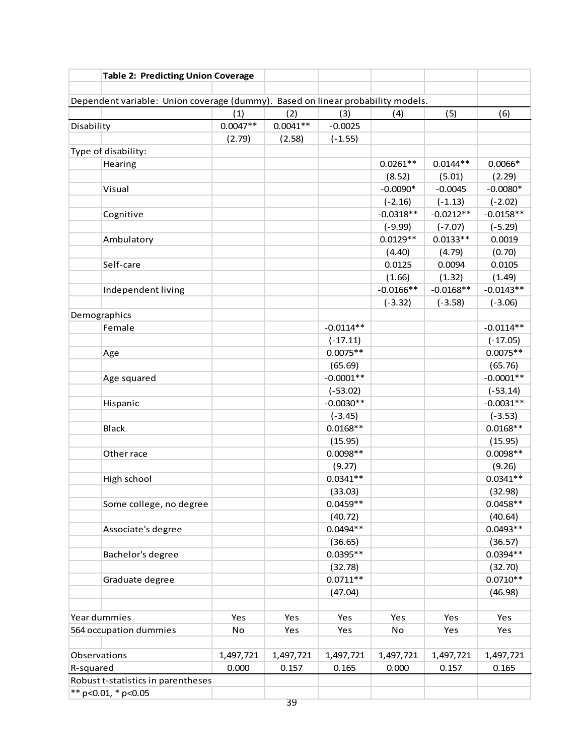**Table 2: Predicting Union Coverage**

Dependent variable: Union coverage (dummy). Based on linear probability models.

| | (1) | (2) | (3) | (4) | (5) | (6) |
|---|---|---|---|---|---|---|
| Disability | 0.0047** | 0.0041** | -0.0025 | | | |
| | (2.79) | (2.58) | (-1.55) | | | |
| Type of disability: | | | | | | |
| Hearing | | | | 0.0261** | 0.0144** | 0.0066* |
| | | | | (8.52) | (5.01) | (2.29) |
| Visual | | | | -0.0090* | -0.0045 | -0.0080* |
| | | | | (-2.16) | (-1.13) | (-2.02) |
| Cognitive | | | | -0.0318** | -0.0212** | -0.0158** |
| | | | | (-9.99) | (-7.07) | (-5.29) |
| Ambulatory | | | | 0.0129** | 0.0133** | 0.0019 |
| | | | | (4.40) | (4.79) | (0.70) |
| Self-care | | | | 0.0125 | 0.0094 | 0.0105 |
| | | | | (1.66) | (1.32) | (1.49) |
| Independent living | | | | -0.0166** | -0.0168** | -0.0143** |
| | | | | (-3.32) | (-3.58) | (-3.06) |
| Demographics | | | | | | |
| Female | | | -0.0114** | | | -0.0114** |
| | | | (-17.11) | | | (-17.05) |
| Age | | | 0.0075** | | | 0.0075** |
| | | | (65.69) | | | (65.76) |
| Age squared | | | -0.0001** | | | -0.0001** |
| | | | (-53.02) | | | (-53.14) |
| Hispanic | | | -0.0030** | | | -0.0031** |
| | | | (-3.45) | | | (-3.53) |
| Black | | | 0.0168** | | | 0.0168** |
| | | | (15.95) | | | (15.95) |
| Other race | | | 0.0098** | | | 0.0098** |
| | | | (9.27) | | | (9.26) |
| High school | | | 0.0341** | | | 0.0341** |
| | | | (33.03) | | | (32.98) |
| Some college, no degree | | | 0.0459** | | | 0.0458** |
| | | | (40.72) | | | (40.64) |
| Associate's degree | | | 0.0494** | | | 0.0493** |
| | | | (36.65) | | | (36.57) |
| Bachelor's degree | | | 0.0395** | | | 0.0394** |
| | | | (32.78) | | | (32.70) |
| Graduate degree | | | 0.0711** | | | 0.0710** |
| | | | (47.04) | | | (46.98) |
| Year dummies | Yes | Yes | Yes | Yes | Yes | Yes |
| 564 occupation dummies | No | Yes | Yes | No | Yes | Yes |
| Observations | 1,497,721 | 1,497,721 | 1,497,721 | 1,497,721 | 1,497,721 | 1,497,721 |
| R-squared | 0.000 | 0.157 | 0.165 | 0.000 | 0.157 | 0.165 |

Robust t-statistics in parentheses

** p<0.01, * p<0.05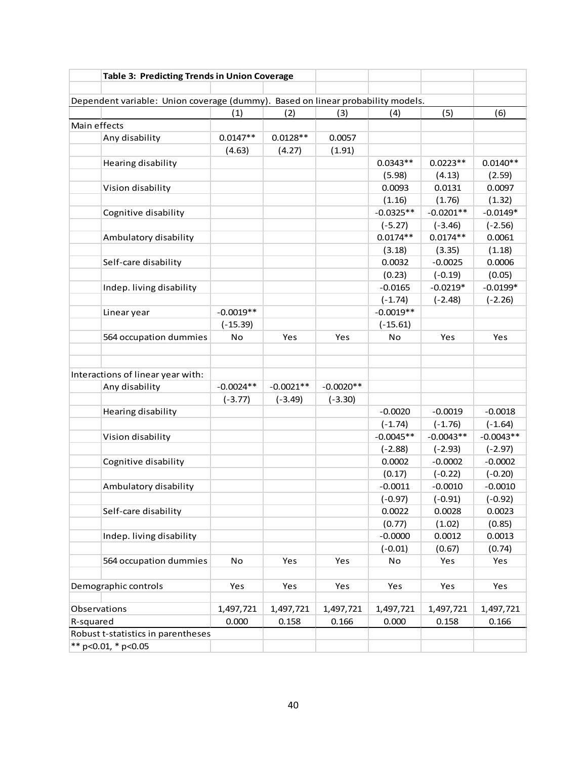**Table 3: Predicting Trends in Union Coverage**

Dependent variable: Union coverage (dummy). Based on linear probability models.

| | (1) | (2) | (3) | (4) | (5) | (6) |
|---|---|---|---|---|---|---|
| Main effects | | | | | | |
| Any disability | 0.0147** | 0.0128** | 0.0057 | | | |
| | (4.63) | (4.27) | (1.91) | | | |
| Hearing disability | | | | 0.0343** | 0.0223** | 0.0140** |
| | | | | (5.98) | (4.13) | (2.59) |
| Vision disability | | | | 0.0093 | 0.0131 | 0.0097 |
| | | | | (1.16) | (1.76) | (1.32) |
| Cognitive disability | | | | -0.0325** | -0.0201** | -0.0149* |
| | | | | (-5.27) | (-3.46) | (-2.56) |
| Ambulatory disability | | | | 0.0174** | 0.0174** | 0.0061 |
| | | | | (3.18) | (3.35) | (1.18) |
| Self-care disability | | | | 0.0032 | -0.0025 | 0.0006 |
| | | | | (0.23) | (-0.19) | (0.05) |
| Indep. living disability | | | | -0.0165 | -0.0219* | -0.0199* |
| | | | | (-1.74) | (-2.48) | (-2.26) |
| Linear year | -0.0019** | | | -0.0019** | | |
| | (-15.39) | | | (-15.61) | | |
| 564 occupation dummies | No | Yes | Yes | No | Yes | Yes |
| | | | | | | |
| Interactions of linear year with: | | | | | | |
| Any disability | -0.0024** | -0.0021** | -0.0020** | | | |
| | (-3.77) | (-3.49) | (-3.30) | | | |
| Hearing disability | | | | -0.0020 | -0.0019 | -0.0018 |
| | | | | (-1.74) | (-1.76) | (-1.64) |
| Vision disability | | | | -0.0045** | -0.0043** | -0.0043** |
| | | | | (-2.88) | (-2.93) | (-2.97) |
| Cognitive disability | | | | 0.0002 | -0.0002 | -0.0002 |
| | | | | (0.17) | (-0.22) | (-0.20) |
| Ambulatory disability | | | | -0.0011 | -0.0010 | -0.0010 |
| | | | | (-0.97) | (-0.91) | (-0.92) |
| Self-care disability | | | | 0.0022 | 0.0028 | 0.0023 |
| | | | | (0.77) | (1.02) | (0.85) |
| Indep. living disability | | | | -0.0000 | 0.0012 | 0.0013 |
| | | | | (-0.01) | (0.67) | (0.74) |
| 564 occupation dummies | No | Yes | Yes | No | Yes | Yes |
| | | | | | | |
| Demographic controls | Yes | Yes | Yes | Yes | Yes | Yes |
| | | | | | | |
| Observations | 1,497,721 | 1,497,721 | 1,497,721 | 1,497,721 | 1,497,721 | 1,497,721 |
| R-squared | 0.000 | 0.158 | 0.166 | 0.000 | 0.158 | 0.166 |

Robust t-statistics in parentheses

** p<0.01, * p<0.05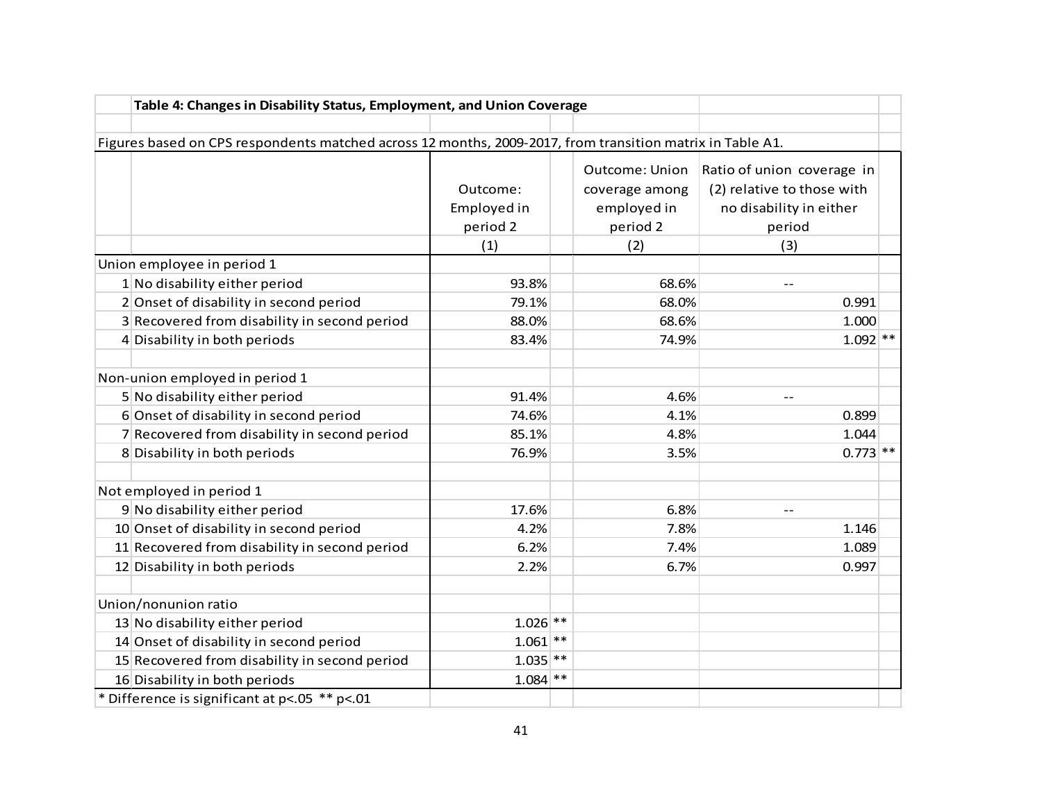**Table 4: Changes in Disability Status, Employment, and Union Coverage**

Figures based on CPS respondents matched across 12 months, 2009-2017, from transition matrix in Table A1.

| | | Outcome: Employed in period 2 | | Outcome: Union coverage among employed in period 2 | Ratio of union coverage in (2) relative to those with no disability in either period | |
|---|---|---|---|---|---|---|
| | | (1) | | (2) | (3) | |
| Union employee in period 1 | | | | | | |
| 1 | No disability either period | 93.8% | | 68.6% | -- | |
| 2 | Onset of disability in second period | 79.1% | | 68.0% | 0.991 | |
| 3 | Recovered from disability in second period | 88.0% | | 68.6% | 1.000 | |
| 4 | Disability in both periods | 83.4% | | 74.9% | 1.092 | ** |
| Non-union employed in period 1 | | | | | | |
| 5 | No disability either period | 91.4% | | 4.6% | -- | |
| 6 | Onset of disability in second period | 74.6% | | 4.1% | 0.899 | |
| 7 | Recovered from disability in second period | 85.1% | | 4.8% | 1.044 | |
| 8 | Disability in both periods | 76.9% | | 3.5% | 0.773 | ** |
| Not employed in period 1 | | | | | | |
| 9 | No disability either period | 17.6% | | 6.8% | -- | |
| 10 | Onset of disability in second period | 4.2% | | 7.8% | 1.146 | |
| 11 | Recovered from disability in second period | 6.2% | | 7.4% | 1.089 | |
| 12 | Disability in both periods | 2.2% | | 6.7% | 0.997 | |
| Union/nonunion ratio | | | | | | |
| 13 | No disability either period | 1.026 | ** | | | |
| 14 | Onset of disability in second period | 1.061 | ** | | | |
| 15 | Recovered from disability in second period | 1.035 | ** | | | |
| 16 | Disability in both periods | 1.084 | ** | | | |

* Difference is significant at $p<.05$ ** $p<.01$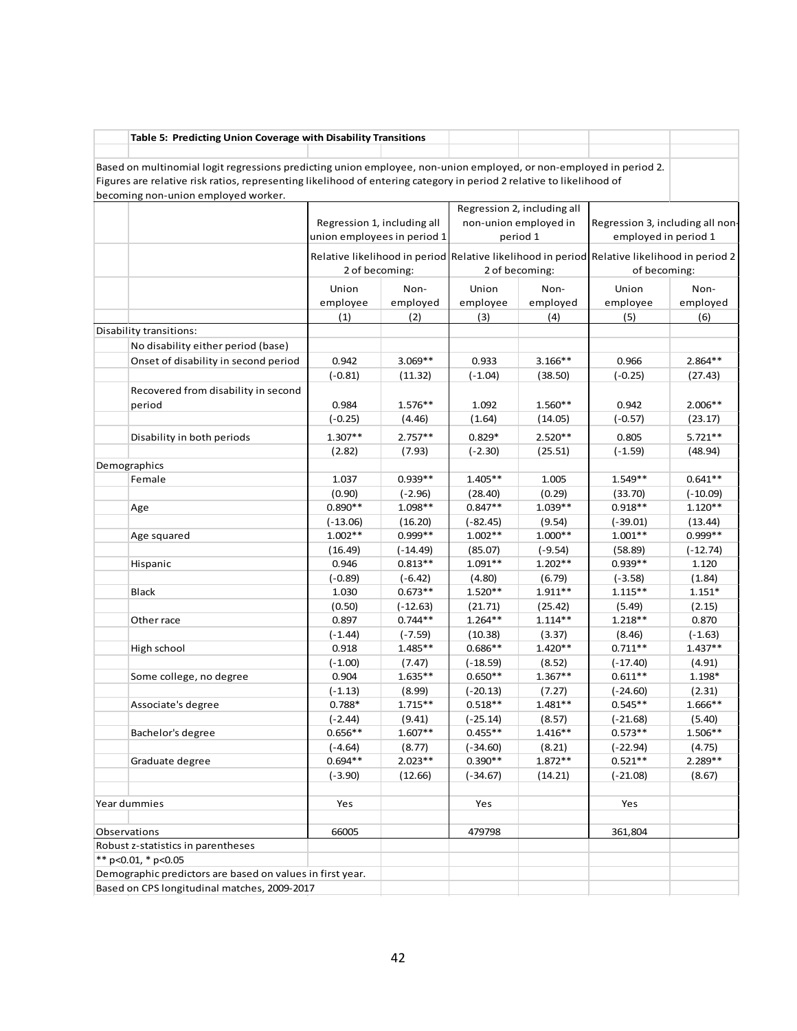**Table 5: Predicting Union Coverage with Disability Transitions**

Based on multinomial logit regressions predicting union employee, non-union employed, or non-employed in period 2. Figures are relative risk ratios, representing likelihood of entering category in period 2 relative to likelihood of becoming non-union employed worker.

| | Regression 1, including all union employees in period 1 | | Regression 2, including all non-union employed in period 1 | | Regression 3, including all non-employed in period 1 | |
|---|---|---|---|---|---|---|
| | Relative likelihood in period 2 of becoming: | | Relative likelihood in period 2 of becoming: | | Relative likelihood in period 2 of becoming: | |
| | Union employee | Non-employed | Union employee | Non-employed | Union employee | Non-employed |
| | (1) | (2) | (3) | (4) | (5) | (6) |
| Disability transitions: | | | | | | |
| No disability either period (base) | | | | | | |
| Onset of disability in second period | 0.942 | 3.069** | 0.933 | 3.166** | 0.966 | 2.864** |
| | (-0.81) | (11.32) | (-1.04) | (38.50) | (-0.25) | (27.43) |
| Recovered from disability in second period | 0.984 | 1.576** | 1.092 | 1.560** | 0.942 | 2.006** |
| | (-0.25) | (4.46) | (1.64) | (14.05) | (-0.57) | (23.17) |
| Disability in both periods | 1.307** | 2.757** | 0.829* | 2.520** | 0.805 | 5.721** |
| | (2.82) | (7.93) | (-2.30) | (25.51) | (-1.59) | (48.94) |
| Demographics | | | | | | |
| Female | 1.037 | 0.939** | 1.405** | 1.005 | 1.549** | 0.641** |
| | (0.90) | (-2.96) | (28.40) | (0.29) | (33.70) | (-10.09) |
| Age | 0.890** | 1.098** | 0.847** | 1.039** | 0.918** | 1.120** |
| | (-13.06) | (16.20) | (-82.45) | (9.54) | (-39.01) | (13.44) |
| Age squared | 1.002** | 0.999** | 1.002** | 1.000** | 1.001** | 0.999** |
| | (16.49) | (-14.49) | (85.07) | (-9.54) | (58.89) | (-12.74) |
| Hispanic | 0.946 | 0.813** | 1.091** | 1.202** | 0.939** | 1.120 |
| | (-0.89) | (-6.42) | (4.80) | (6.79) | (-3.58) | (1.84) |
| Black | 1.030 | 0.673** | 1.520** | 1.911** | 1.115** | 1.151* |
| | (0.50) | (-12.63) | (21.71) | (25.42) | (5.49) | (2.15) |
| Other race | 0.897 | 0.744** | 1.264** | 1.114** | 1.218** | 0.870 |
| | (-1.44) | (-7.59) | (10.38) | (3.37) | (8.46) | (-1.63) |
| High school | 0.918 | 1.485** | 0.686** | 1.420** | 0.711** | 1.437** |
| | (-1.00) | (7.47) | (-18.59) | (8.52) | (-17.40) | (4.91) |
| Some college, no degree | 0.904 | 1.635** | 0.650** | 1.367** | 0.611** | 1.198* |
| | (-1.13) | (8.99) | (-20.13) | (7.27) | (-24.60) | (2.31) |
| Associate's degree | 0.788* | 1.715** | 0.518** | 1.481** | 0.545** | 1.666** |
| | (-2.44) | (9.41) | (-25.14) | (8.57) | (-21.68) | (5.40) |
| Bachelor's degree | 0.656** | 1.607** | 0.455** | 1.416** | 0.573** | 1.506** |
| | (-4.64) | (8.77) | (-34.60) | (8.21) | (-22.94) | (4.75) |
| Graduate degree | 0.694** | 2.023** | 0.390** | 1.872** | 0.521** | 2.289** |
| | (-3.90) | (12.66) | (-34.67) | (14.21) | (-21.08) | (8.67) |
| Year dummies | Yes | | Yes | | Yes | |
| Observations | 66005 | | 479798 | | 361,804 | |

Robust z-statistics in parentheses

** p<0.01, * p<0.05

Demographic predictors are based on values in first year.

Based on CPS longitudinal matches, 2009-2017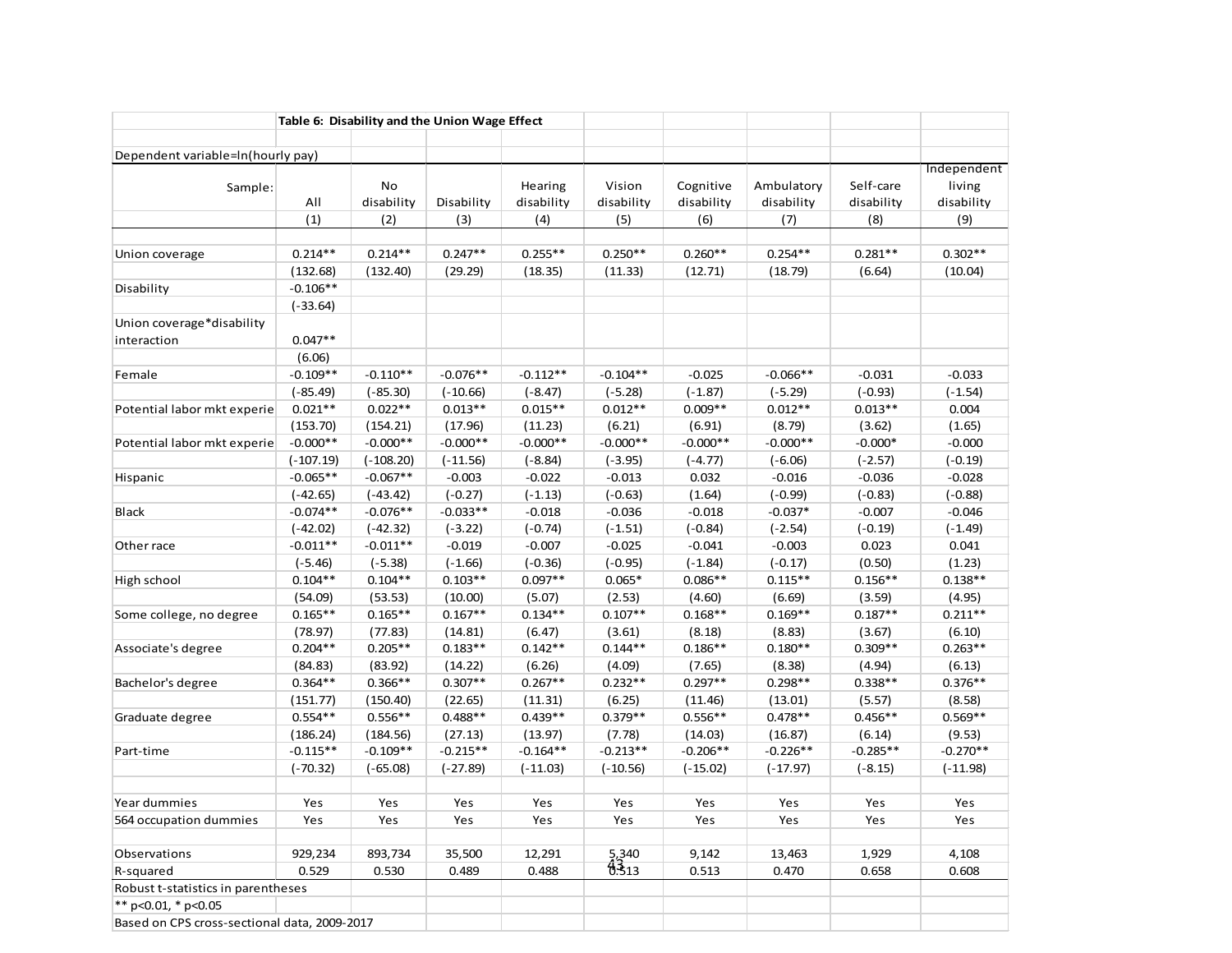**Table 6: Disability and the Union Wage Effect**

Dependent variable=ln(hourly pay)

| Sample: | All | No disability | Disability | Hearing disability | Vision disability | Cognitive disability | Ambulatory disability | Self-care disability | Independent living disability |
|---|---|---|---|---|---|---|---|---|---|
| | (1) | (2) | (3) | (4) | (5) | (6) | (7) | (8) | (9) |
| Union coverage | 0.214** | 0.214** | 0.247** | 0.255** | 0.250** | 0.260** | 0.254** | 0.281** | 0.302** |
| | (132.68) | (132.40) | (29.29) | (18.35) | (11.33) | (12.71) | (18.79) | (6.64) | (10.04) |
| Disability | -0.106** | | | | | | | | |
| | (-33.64) | | | | | | | | |
| Union coverage*disability interaction | 0.047** | | | | | | | | |
| | (6.06) | | | | | | | | |
| Female | -0.109** | -0.110** | -0.076** | -0.112** | -0.104** | -0.025 | -0.066** | -0.031 | -0.033 |
| | (-85.49) | (-85.30) | (-10.66) | (-8.47) | (-5.28) | (-1.87) | (-5.29) | (-0.93) | (-1.54) |
| Potential labor mkt experie | 0.021** | 0.022** | 0.013** | 0.015** | 0.012** | 0.009** | 0.012** | 0.013** | 0.004 |
| | (153.70) | (154.21) | (17.96) | (11.23) | (6.21) | (6.91) | (8.79) | (3.62) | (1.65) |
| Potential labor mkt experie | -0.000** | -0.000** | -0.000** | -0.000** | -0.000** | -0.000** | -0.000** | -0.000* | -0.000 |
| | (-107.19) | (-108.20) | (-11.56) | (-8.84) | (-3.95) | (-4.77) | (-6.06) | (-2.57) | (-0.19) |
| Hispanic | -0.065** | -0.067** | -0.003 | -0.022 | -0.013 | 0.032 | -0.016 | -0.036 | -0.028 |
| | (-42.65) | (-43.42) | (-0.27) | (-1.13) | (-0.63) | (1.64) | (-0.99) | (-0.83) | (-0.88) |
| Black | -0.074** | -0.076** | -0.033** | -0.018 | -0.036 | -0.018 | -0.037* | -0.007 | -0.046 |
| | (-42.02) | (-42.32) | (-3.22) | (-0.74) | (-1.51) | (-0.84) | (-2.54) | (-0.19) | (-1.49) |
| Other race | -0.011** | -0.011** | -0.019 | -0.007 | -0.025 | -0.041 | -0.003 | 0.023 | 0.041 |
| | (-5.46) | (-5.38) | (-1.66) | (-0.36) | (-0.95) | (-1.84) | (-0.17) | (0.50) | (1.23) |
| High school | 0.104** | 0.104** | 0.103** | 0.097** | 0.065* | 0.086** | 0.115** | 0.156** | 0.138** |
| | (54.09) | (53.53) | (10.00) | (5.07) | (2.53) | (4.60) | (6.69) | (3.59) | (4.95) |
| Some college, no degree | 0.165** | 0.165** | 0.167** | 0.134** | 0.107** | 0.168** | 0.169** | 0.187** | 0.211** |
| | (78.97) | (77.83) | (14.81) | (6.47) | (3.61) | (8.18) | (8.83) | (3.67) | (6.10) |
| Associate's degree | 0.204** | 0.205** | 0.183** | 0.142** | 0.144** | 0.186** | 0.180** | 0.309** | 0.263** |
| | (84.83) | (83.92) | (14.22) | (6.26) | (4.09) | (7.65) | (8.38) | (4.94) | (6.13) |
| Bachelor's degree | 0.364** | 0.366** | 0.307** | 0.267** | 0.232** | 0.297** | 0.298** | 0.338** | 0.376** |
| | (151.77) | (150.40) | (22.65) | (11.31) | (6.25) | (11.46) | (13.01) | (5.57) | (8.58) |
| Graduate degree | 0.554** | 0.556** | 0.488** | 0.439** | 0.379** | 0.556** | 0.478** | 0.456** | 0.569** |
| | (186.24) | (184.56) | (27.13) | (13.97) | (7.78) | (14.03) | (16.87) | (6.14) | (9.53) |
| Part-time | -0.115** | -0.109** | -0.215** | -0.164** | -0.213** | -0.206** | -0.226** | -0.285** | -0.270** |
| | (-70.32) | (-65.08) | (-27.89) | (-11.03) | (-10.56) | (-15.02) | (-17.97) | (-8.15) | (-11.98) |
| Year dummies | Yes | Yes | Yes | Yes | Yes | Yes | Yes | Yes | Yes |
| 564 occupation dummies | Yes | Yes | Yes | Yes | Yes | Yes | Yes | Yes | Yes |
| Observations | 929,234 | 893,734 | 35,500 | 12,291 | 5,340 | 9,142 | 13,463 | 1,929 | 4,108 |
| R-squared | 0.529 | 0.530 | 0.489 | 0.488 | 0.513 | 0.513 | 0.470 | 0.658 | 0.608 |

Robust t-statistics in parentheses

** p<0.01, * p<0.05

Based on CPS cross-sectional data, 2009-2017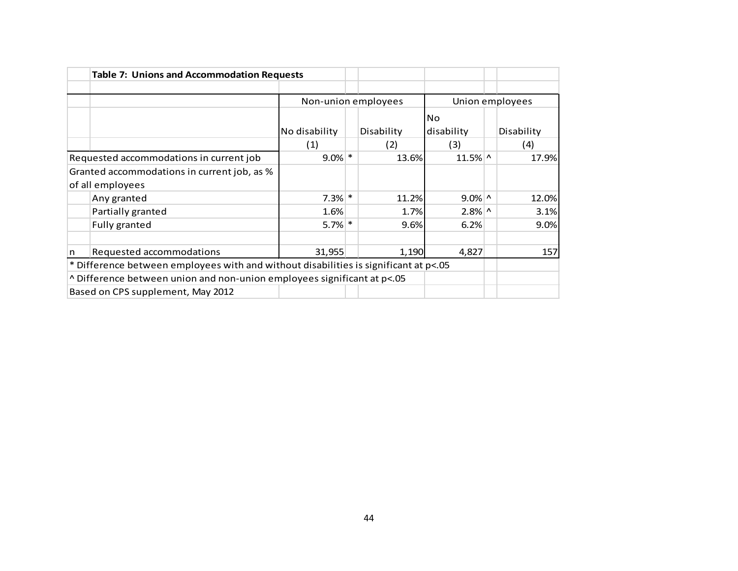**Table 7: Unions and Accommodation Requests**

| | Non-union employees | | | Union employees | | |
|---|---|---|---|---|---|---|
| | No disability | | Disability | No disability | | Disability |
| | (1) | | (2) | (3) | | (4) |
| Requested accommodations in current job | 9.0% | * | 13.6% | 11.5% | ^ | 17.9% |
| Granted accommodations in current job, as % of all employees | | | | | | |
| Any granted | 7.3% | * | 11.2% | 9.0% | ^ | 12.0% |
| Partially granted | 1.6% | | 1.7% | 2.8% | ^ | 3.1% |
| Fully granted | 5.7% | * | 9.6% | 6.2% | | 9.0% |
| n Requested accommodations | 31,955 | | 1,190 | 4,827 | | 157 |

* Difference between employees with and without disabilities is significant at p<.05

^ Difference between union and non-union employees significant at p<.05

Based on CPS supplement, May 2012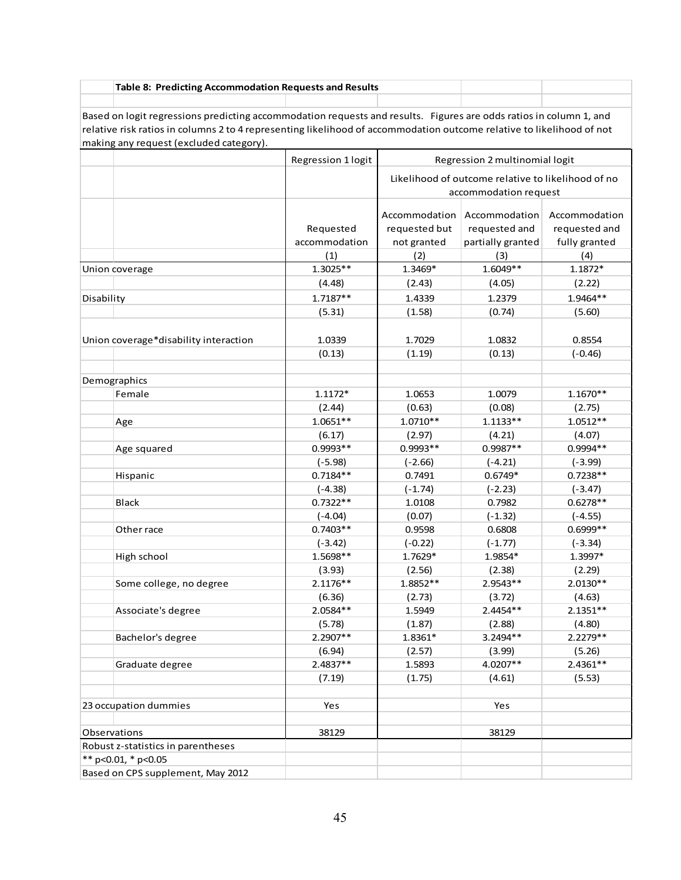**Table 8: Predicting Accommodation Requests and Results**

Based on logit regressions predicting accommodation requests and results. Figures are odds ratios in column 1, and relative risk ratios in columns 2 to 4 representing likelihood of accommodation outcome relative to likelihood of not making any request (excluded category).

| | Regression 1 logit | Regression 2 multinomial logit | | |
|---|---|---|---|---|
| | | Likelihood of outcome relative to likelihood of no accommodation request | | |
| | Requested accommodation | Accommodation requested but not granted | Accommodation requested and partially granted | Accommodation requested and fully granted |
| | (1) | (2) | (3) | (4) |
| Union coverage | 1.3025** | 1.3469* | 1.6049** | 1.1872* |
| | (4.48) | (2.43) | (4.05) | (2.22) |
| Disability | 1.7187** | 1.4339 | 1.2379 | 1.9464** |
| | (5.31) | (1.58) | (0.74) | (5.60) |
| | | | | |
| Union coverage*disability interaction | 1.0339 | 1.7029 | 1.0832 | 0.8554 |
| | (0.13) | (1.19) | (0.13) | (-0.46) |
| | | | | |
| Demographics | | | | |
| Female | 1.1172* | 1.0653 | 1.0079 | 1.1670** |
| | (2.44) | (0.63) | (0.08) | (2.75) |
| Age | 1.0651** | 1.0710** | 1.1133** | 1.0512** |
| | (6.17) | (2.97) | (4.21) | (4.07) |
| Age squared | 0.9993** | 0.9993** | 0.9987** | 0.9994** |
| | (-5.98) | (-2.66) | (-4.21) | (-3.99) |
| Hispanic | 0.7184** | 0.7491 | 0.6749* | 0.7238** |
| | (-4.38) | (-1.74) | (-2.23) | (-3.47) |
| Black | 0.7322** | 1.0108 | 0.7982 | 0.6278** |
| | (-4.04) | (0.07) | (-1.32) | (-4.55) |
| Other race | 0.7403** | 0.9598 | 0.6808 | 0.6999** |
| | (-3.42) | (-0.22) | (-1.77) | (-3.34) |
| High school | 1.5698** | 1.7629* | 1.9854* | 1.3997* |
| | (3.93) | (2.56) | (2.38) | (2.29) |
| Some college, no degree | 2.1176** | 1.8852** | 2.9543** | 2.0130** |
| | (6.36) | (2.73) | (3.72) | (4.63) |
| Associate's degree | 2.0584** | 1.5949 | 2.4454** | 2.1351** |
| | (5.78) | (1.87) | (2.88) | (4.80) |
| Bachelor's degree | 2.2907** | 1.8361* | 3.2494** | 2.2279** |
| | (6.94) | (2.57) | (3.99) | (5.26) |
| Graduate degree | 2.4837** | 1.5893 | 4.0207** | 2.4361** |
| | (7.19) | (1.75) | (4.61) | (5.53) |
| | | | | |
| 23 occupation dummies | Yes | | Yes | |
| | | | | |
| Observations | 38129 | | 38129 | |

Robust z-statistics in parentheses
** p<0.01, * p<0.05
Based on CPS supplement, May 2012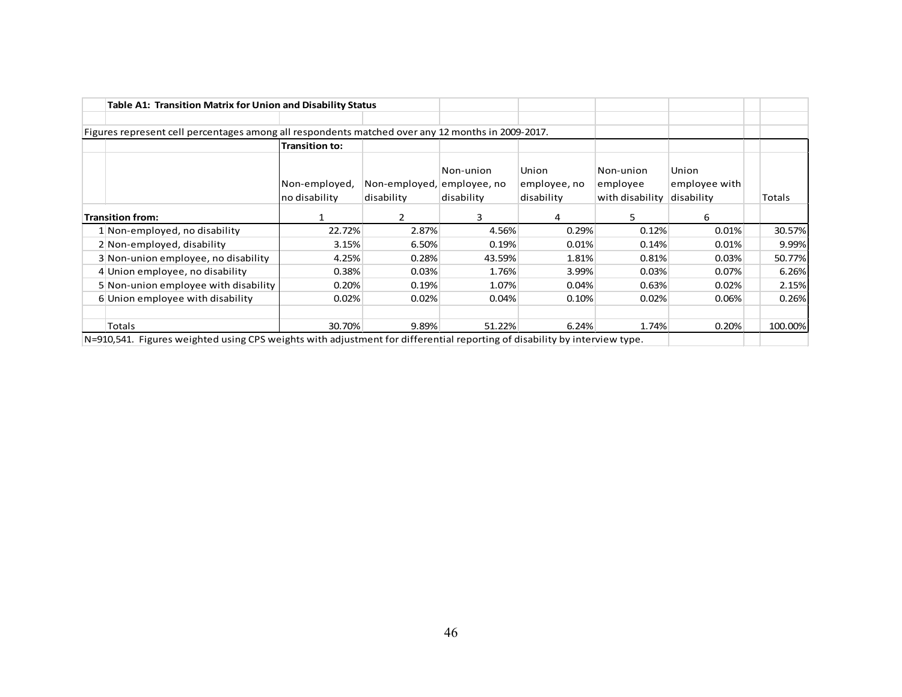**Table A1: Transition Matrix for Union and Disability Status**

Figures represent cell percentages among all respondents matched over any 12 months in 2009-2017.

| | Transition to: | | | | | | |
|---|---|---|---|---|---|---|---|
| | Non-employed, no disability | Non-employed, disability | Non-union employee, no disability | Union employee, no disability | Non-union employee with disability | Union employee with disability | Totals |
| **Transition from:** | 1 | 2 | 3 | 4 | 5 | 6 | |
| 1 Non-employed, no disability | 22.72% | 2.87% | 4.56% | 0.29% | 0.12% | 0.01% | 30.57% |
| 2 Non-employed, disability | 3.15% | 6.50% | 0.19% | 0.01% | 0.14% | 0.01% | 9.99% |
| 3 Non-union employee, no disability | 4.25% | 0.28% | 43.59% | 1.81% | 0.81% | 0.03% | 50.77% |
| 4 Union employee, no disability | 0.38% | 0.03% | 1.76% | 3.99% | 0.03% | 0.07% | 6.26% |
| 5 Non-union employee with disability | 0.20% | 0.19% | 1.07% | 0.04% | 0.63% | 0.02% | 2.15% |
| 6 Union employee with disability | 0.02% | 0.02% | 0.04% | 0.10% | 0.02% | 0.06% | 0.26% |
| Totals | 30.70% | 9.89% | 51.22% | 6.24% | 1.74% | 0.20% | 100.00% |

N=910,541. Figures weighted using CPS weights with adjustment for differential reporting of disability by interview type.